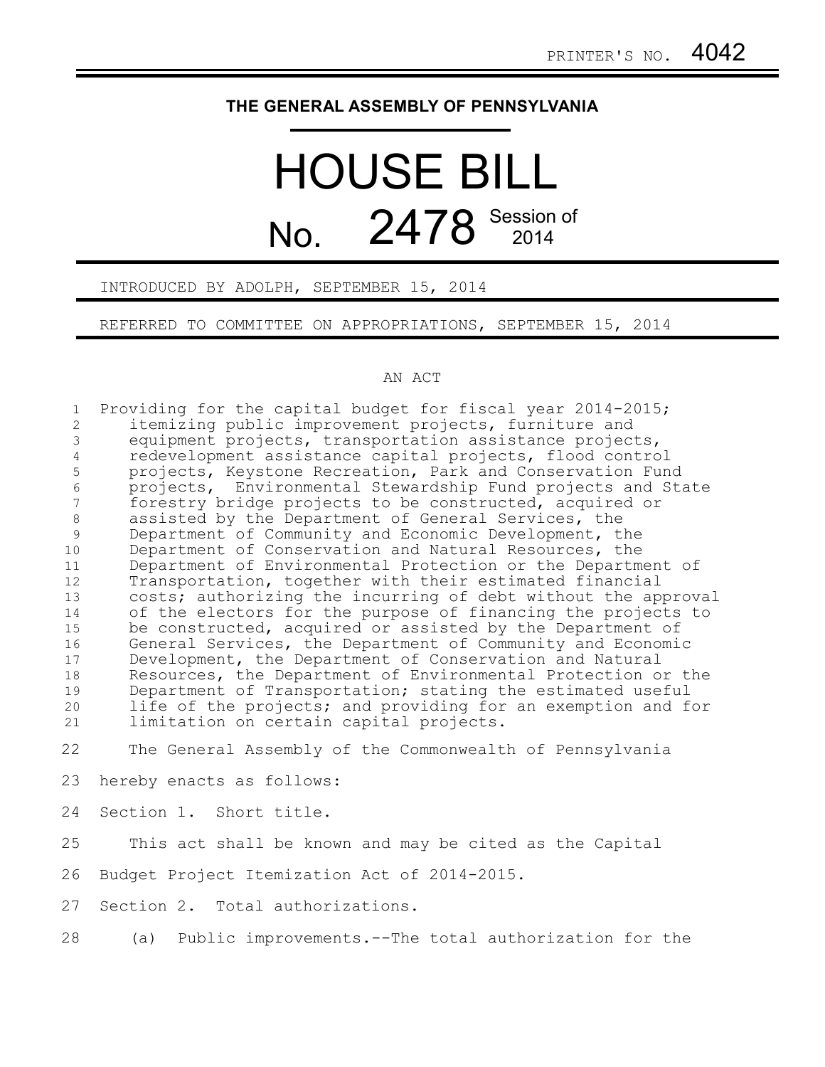PRINTER'S NO. 4042

# THE GENERAL ASSEMBLY OF PENNSYLVANIA

# HOUSE BILL

## No. 2478 Session of 2014

INTRODUCED BY ADOLPH, SEPTEMBER 15, 2014

REFERRED TO COMMITTEE ON APPROPRIATIONS, SEPTEMBER 15, 2014

AN ACT

Providing for the capital budget for fiscal year 2014-2015; itemizing public improvement projects, furniture and equipment projects, transportation assistance projects, redevelopment assistance capital projects, flood control projects, Keystone Recreation, Park and Conservation Fund projects, Environmental Stewardship Fund projects and State forestry bridge projects to be constructed, acquired or assisted by the Department of General Services, the Department of Community and Economic Development, the Department of Conservation and Natural Resources, the Department of Environmental Protection or the Department of Transportation, together with their estimated financial costs; authorizing the incurring of debt without the approval of the electors for the purpose of financing the projects to be constructed, acquired or assisted by the Department of General Services, the Department of Community and Economic Development, the Department of Conservation and Natural Resources, the Department of Environmental Protection or the Department of Transportation; stating the estimated useful life of the projects; and providing for an exemption and for limitation on certain capital projects.

The General Assembly of the Commonwealth of Pennsylvania hereby enacts as follows:

Section 1. Short title.

This act shall be known and may be cited as the Capital Budget Project Itemization Act of 2014-2015.

Section 2. Total authorizations.

(a) Public improvements.--The total authorization for the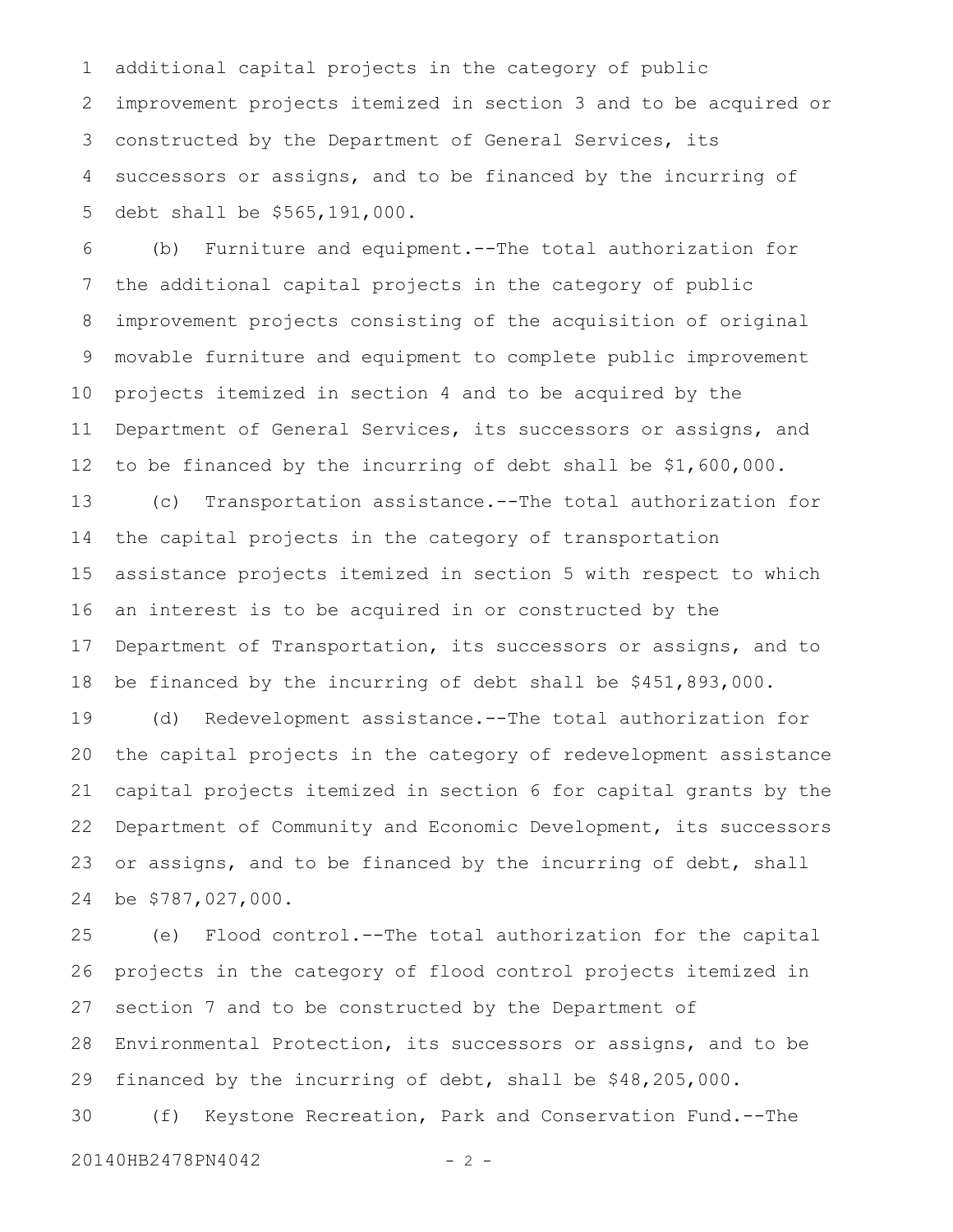additional capital projects in the category of public improvement projects itemized in section 3 and to be acquired or constructed by the Department of General Services, its successors or assigns, and to be financed by the incurring of debt shall be $565,191,000.

(b) Furniture and equipment.--The total authorization for the additional capital projects in the category of public improvement projects consisting of the acquisition of original movable furniture and equipment to complete public improvement projects itemized in section 4 and to be acquired by the Department of General Services, its successors or assigns, and to be financed by the incurring of debt shall be $1,600,000.

(c) Transportation assistance.--The total authorization for the capital projects in the category of transportation assistance projects itemized in section 5 with respect to which an interest is to be acquired in or constructed by the Department of Transportation, its successors or assigns, and to be financed by the incurring of debt shall be $451,893,000.

(d) Redevelopment assistance.--The total authorization for the capital projects in the category of redevelopment assistance capital projects itemized in section 6 for capital grants by the Department of Community and Economic Development, its successors or assigns, and to be financed by the incurring of debt, shall be $787,027,000.

(e) Flood control.--The total authorization for the capital projects in the category of flood control projects itemized in section 7 and to be constructed by the Department of Environmental Protection, its successors or assigns, and to be financed by the incurring of debt, shall be $48,205,000.

(f) Keystone Recreation, Park and Conservation Fund.--The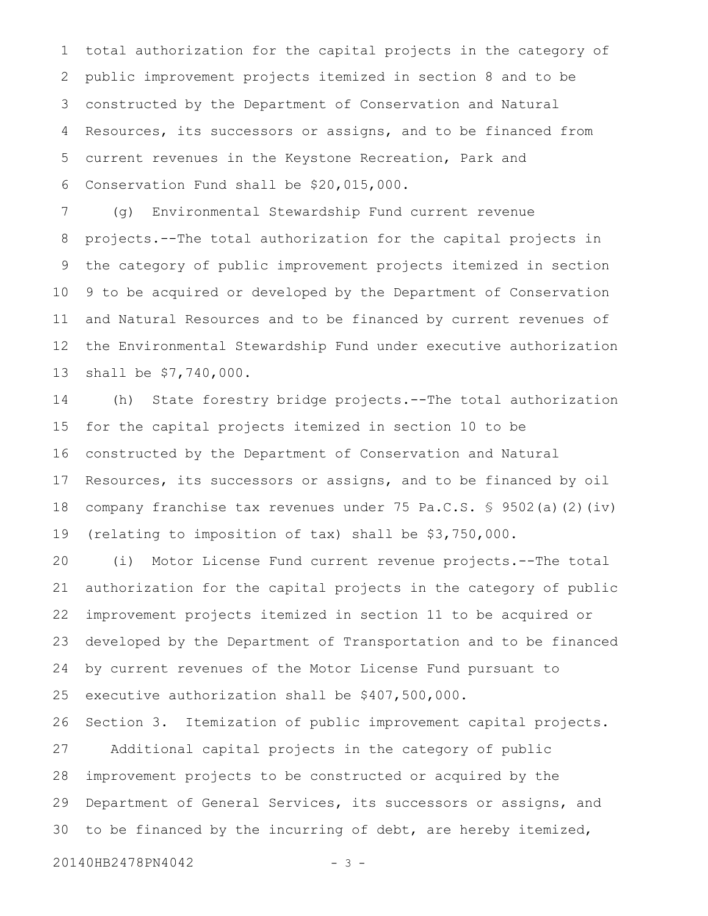total authorization for the capital projects in the category of public improvement projects itemized in section 8 and to be constructed by the Department of Conservation and Natural Resources, its successors or assigns, and to be financed from current revenues in the Keystone Recreation, Park and Conservation Fund shall be $20,015,000.

(g) Environmental Stewardship Fund current revenue projects.--The total authorization for the capital projects in the category of public improvement projects itemized in section 9 to be acquired or developed by the Department of Conservation and Natural Resources and to be financed by current revenues of the Environmental Stewardship Fund under executive authorization shall be $7,740,000.

(h) State forestry bridge projects.--The total authorization for the capital projects itemized in section 10 to be constructed by the Department of Conservation and Natural Resources, its successors or assigns, and to be financed by oil company franchise tax revenues under 75 Pa.C.S. § 9502(a)(2)(iv) (relating to imposition of tax) shall be $3,750,000.

(i) Motor License Fund current revenue projects.--The total authorization for the capital projects in the category of public improvement projects itemized in section 11 to be acquired or developed by the Department of Transportation and to be financed by current revenues of the Motor License Fund pursuant to executive authorization shall be $407,500,000.

Section 3. Itemization of public improvement capital projects.

Additional capital projects in the category of public improvement projects to be constructed or acquired by the Department of General Services, its successors or assigns, and to be financed by the incurring of debt, are hereby itemized,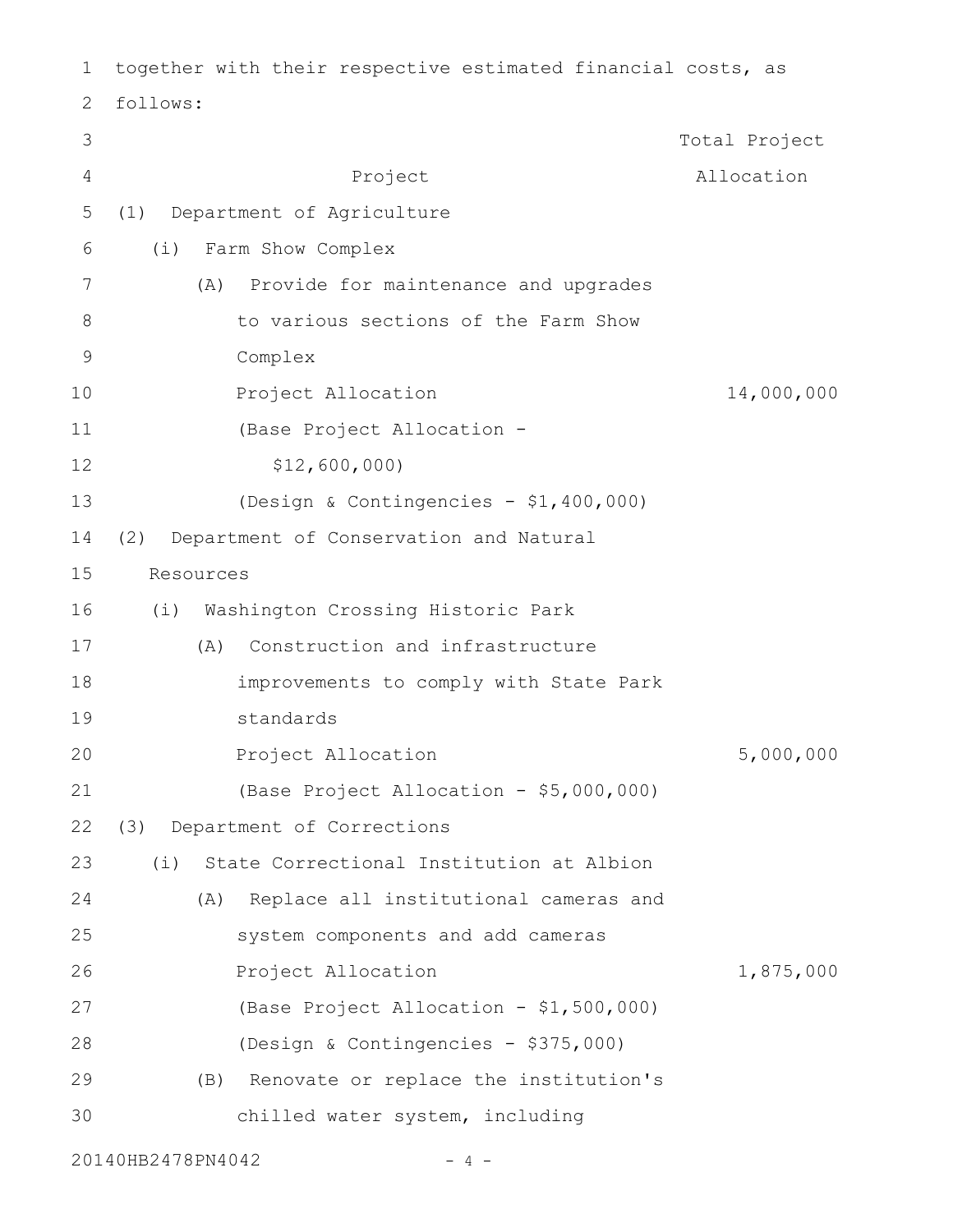together with their respective estimated financial costs, as follows:

| Project | Total Project Allocation |
|---|---|
| (1) Department of Agriculture | |
| (i) Farm Show Complex | |
| (A) Provide for maintenance and upgrades to various sections of the Farm Show Complex | |
| Project Allocation | 14,000,000 |
| (Base Project Allocation - $12,600,000) | |
| (Design & Contingencies - $1,400,000) | |
| (2) Department of Conservation and Natural Resources | |
| (i) Washington Crossing Historic Park | |
| (A) Construction and infrastructure improvements to comply with State Park standards | |
| Project Allocation | 5,000,000 |
| (Base Project Allocation - $5,000,000) | |
| (3) Department of Corrections | |
| (i) State Correctional Institution at Albion | |
| (A) Replace all institutional cameras and system components and add cameras | |
| Project Allocation | 1,875,000 |
| (Base Project Allocation - $1,500,000) | |
| (Design & Contingencies - $375,000) | |
| (B) Renovate or replace the institution's chilled water system, including | |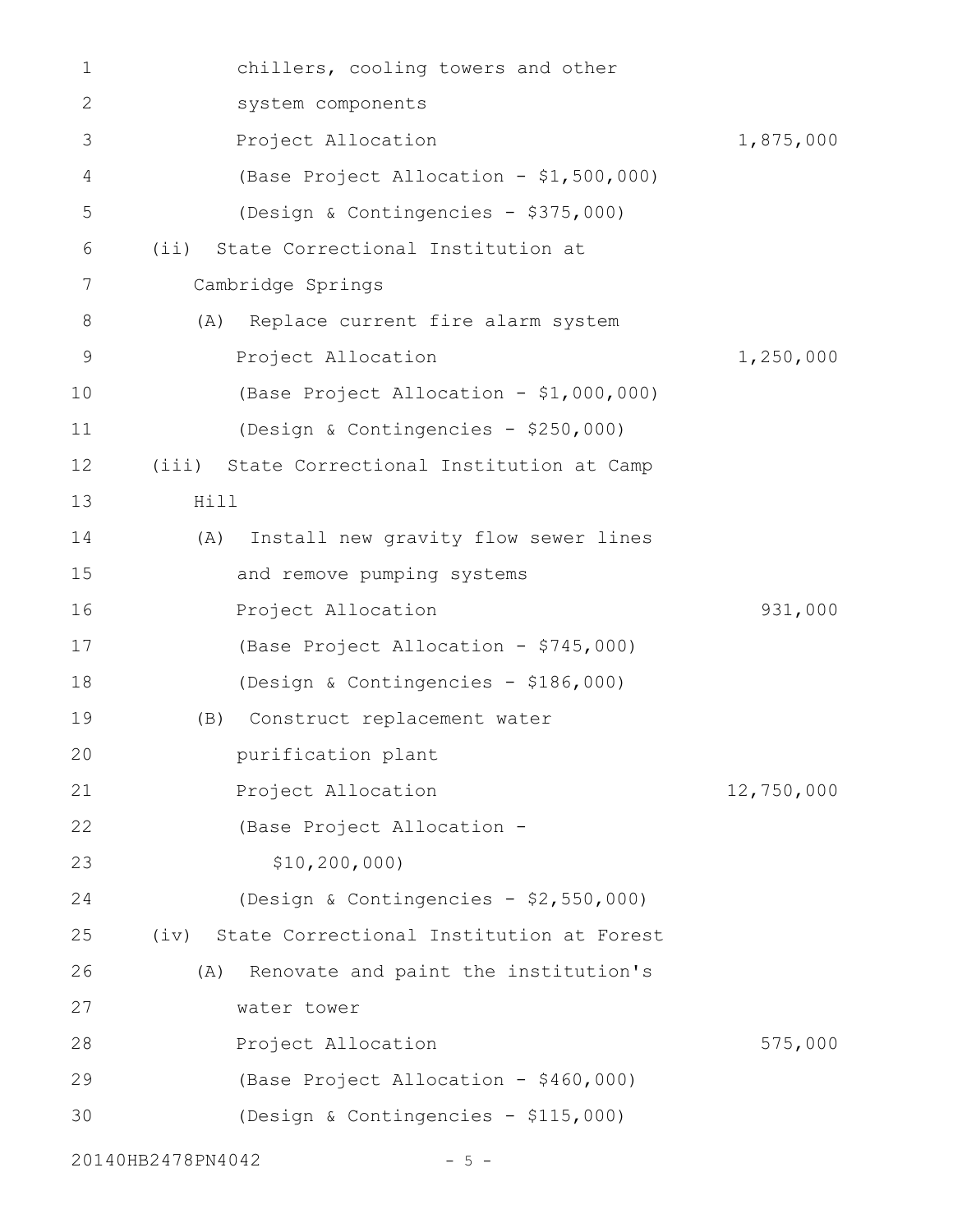chillers, cooling towers and other system components

Project Allocation 1,875,000

(Base Project Allocation - $1,500,000)

(Design & Contingencies - $375,000)

(ii) State Correctional Institution at Cambridge Springs

(A) Replace current fire alarm system

Project Allocation 1,250,000

(Base Project Allocation - $1,000,000)

(Design & Contingencies - $250,000)

(iii) State Correctional Institution at Camp Hill

(A) Install new gravity flow sewer lines and remove pumping systems

Project Allocation 931,000

(Base Project Allocation - $745,000)

(Design & Contingencies - $186,000)

(B) Construct replacement water purification plant

Project Allocation 12,750,000

(Base Project Allocation - $10,200,000)

(Design & Contingencies - $2,550,000)

(iv) State Correctional Institution at Forest

(A) Renovate and paint the institution's water tower

Project Allocation 575,000

(Base Project Allocation - $460,000)

(Design & Contingencies - $115,000)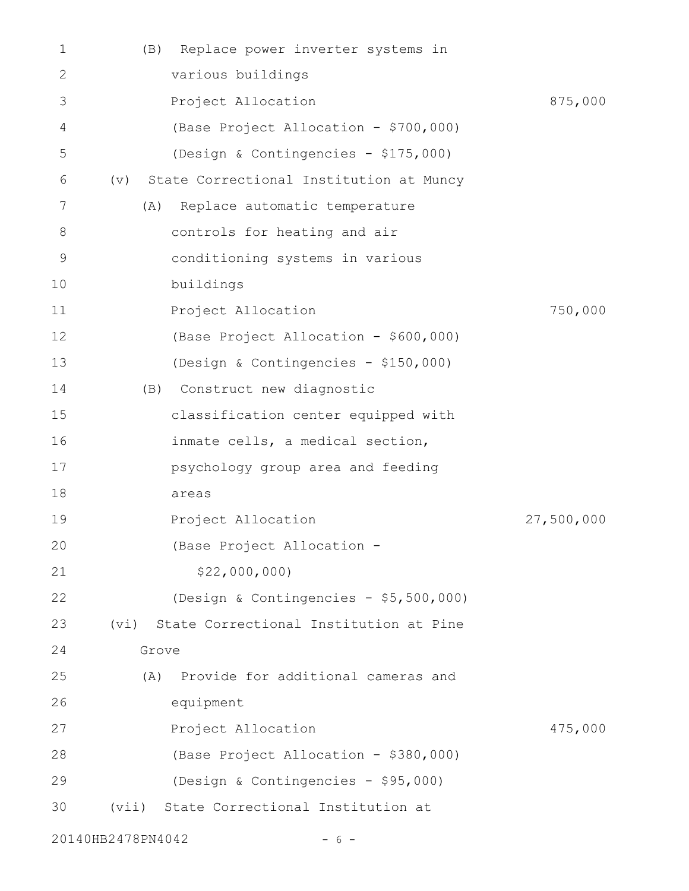(B) Replace power inverter systems in various buildings

Project Allocation 875,000

(Base Project Allocation - $700,000)

(Design & Contingencies - $175,000)

(v) State Correctional Institution at Muncy

(A) Replace automatic temperature controls for heating and air conditioning systems in various buildings

Project Allocation 750,000

(Base Project Allocation - $600,000)

(Design & Contingencies - $150,000)

(B) Construct new diagnostic classification center equipped with inmate cells, a medical section, psychology group area and feeding areas

Project Allocation 27,500,000

(Base Project Allocation - $22,000,000)

(Design & Contingencies - $5,500,000)

(vi) State Correctional Institution at Pine Grove

(A) Provide for additional cameras and equipment

Project Allocation 475,000

(Base Project Allocation - $380,000)

(Design & Contingencies - $95,000)

(vii) State Correctional Institution at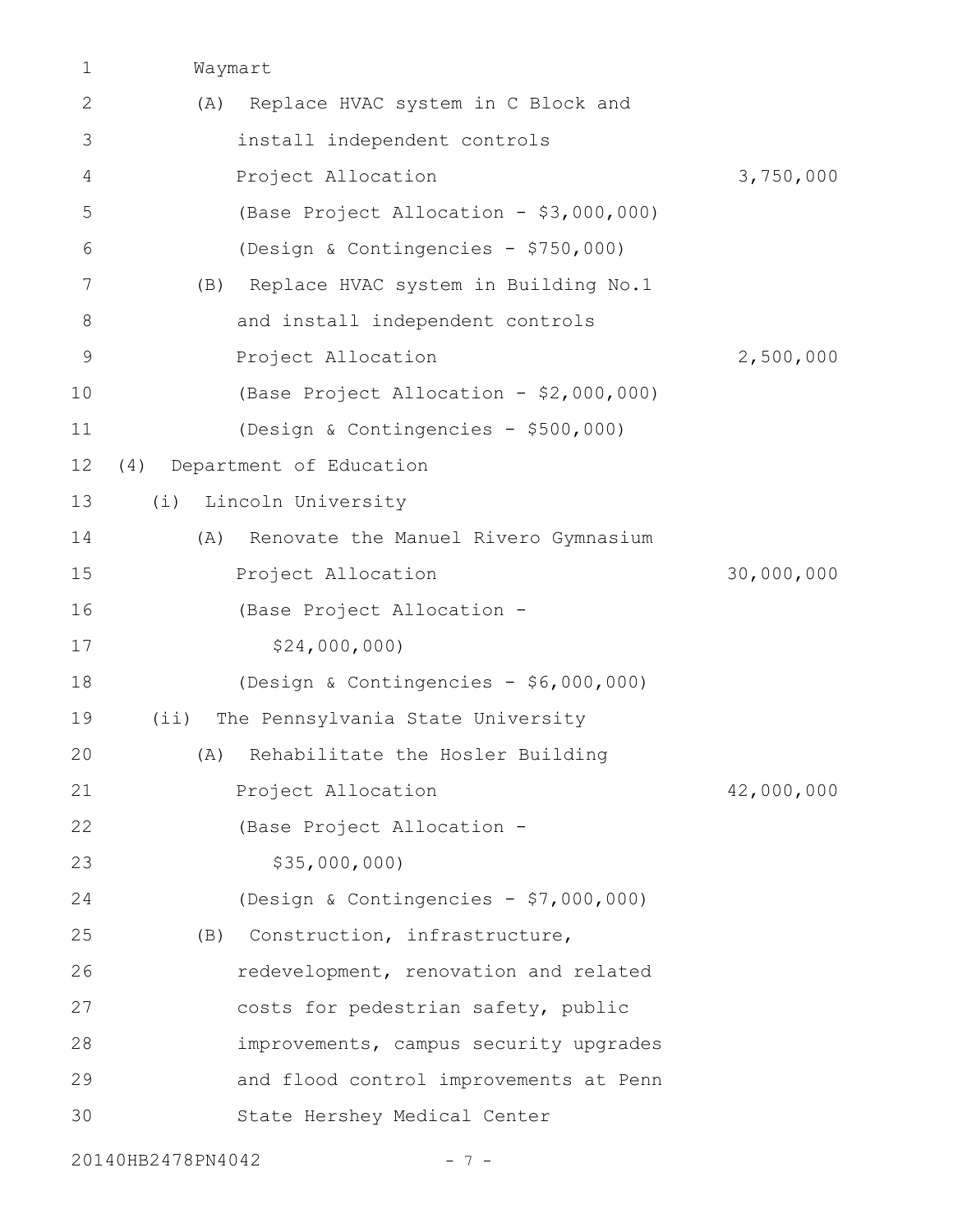Waymart

(A) Replace HVAC system in C Block and install independent controls

Project Allocation 3,750,000

(Base Project Allocation - $3,000,000)

(Design & Contingencies - $750,000)

(B) Replace HVAC system in Building No.1 and install independent controls

Project Allocation 2,500,000

(Base Project Allocation - $2,000,000)

(Design & Contingencies - $500,000)

(4) Department of Education

(i) Lincoln University

(A) Renovate the Manuel Rivero Gymnasium

Project Allocation 30,000,000

(Base Project Allocation - $24,000,000)

(Design & Contingencies - $6,000,000)

(ii) The Pennsylvania State University

(A) Rehabilitate the Hosler Building

Project Allocation 42,000,000

(Base Project Allocation - $35,000,000)

(Design & Contingencies - $7,000,000)

(B) Construction, infrastructure, redevelopment, renovation and related costs for pedestrian safety, public improvements, campus security upgrades and flood control improvements at Penn State Hershey Medical Center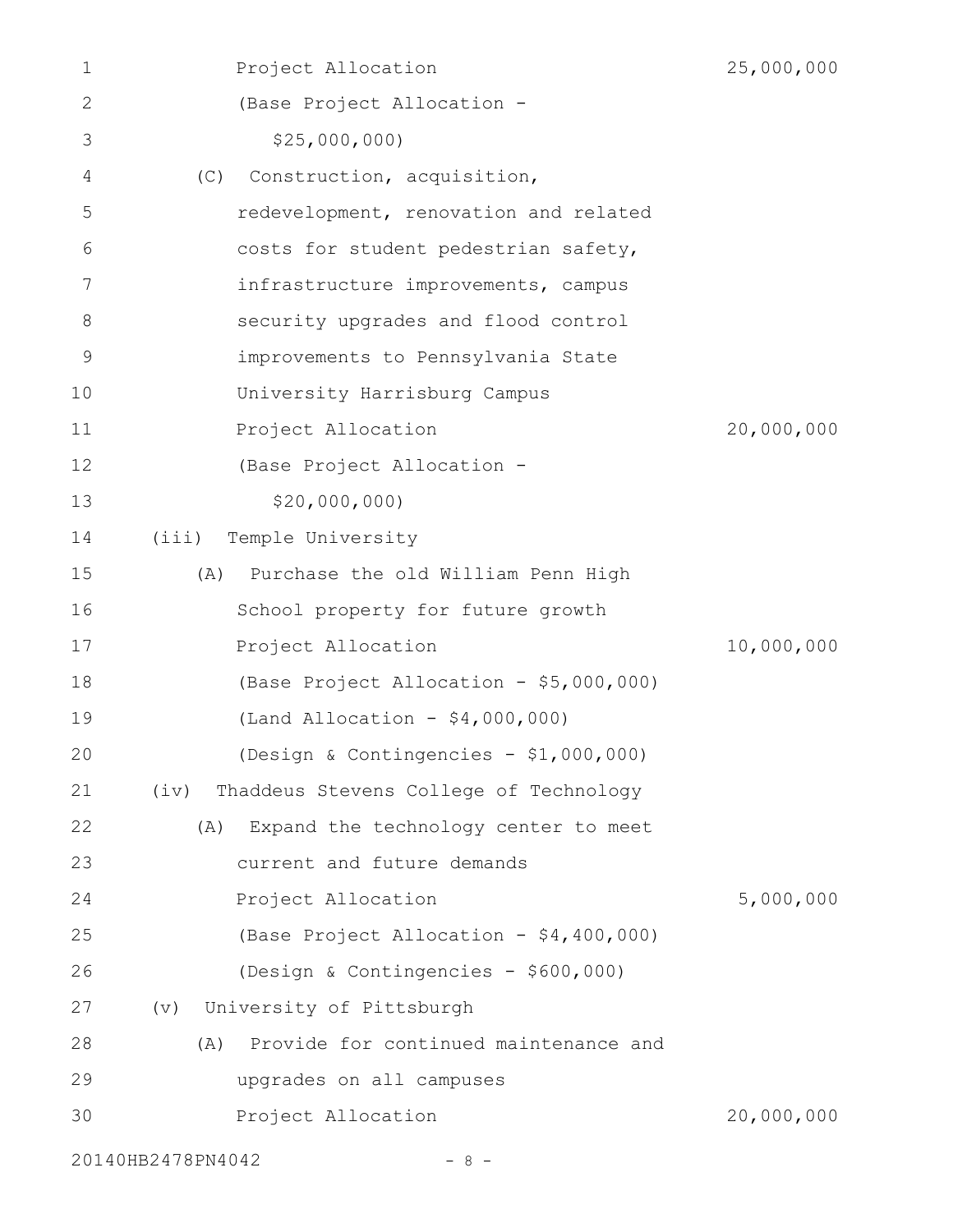Project Allocation 25,000,000

(Base Project Allocation - $25,000,000)

(C) Construction, acquisition, redevelopment, renovation and related costs for student pedestrian safety, infrastructure improvements, campus security upgrades and flood control improvements to Pennsylvania State University Harrisburg Campus

Project Allocation 20,000,000

(Base Project Allocation - $20,000,000)

(iii) Temple University

(A) Purchase the old William Penn High School property for future growth

Project Allocation 10,000,000

(Base Project Allocation - $5,000,000)

(Land Allocation - $4,000,000)

(Design & Contingencies - $1,000,000)

(iv) Thaddeus Stevens College of Technology

(A) Expand the technology center to meet current and future demands

Project Allocation 5,000,000

(Base Project Allocation - $4,400,000)

(Design & Contingencies - $600,000)

(v) University of Pittsburgh

(A) Provide for continued maintenance and upgrades on all campuses

Project Allocation 20,000,000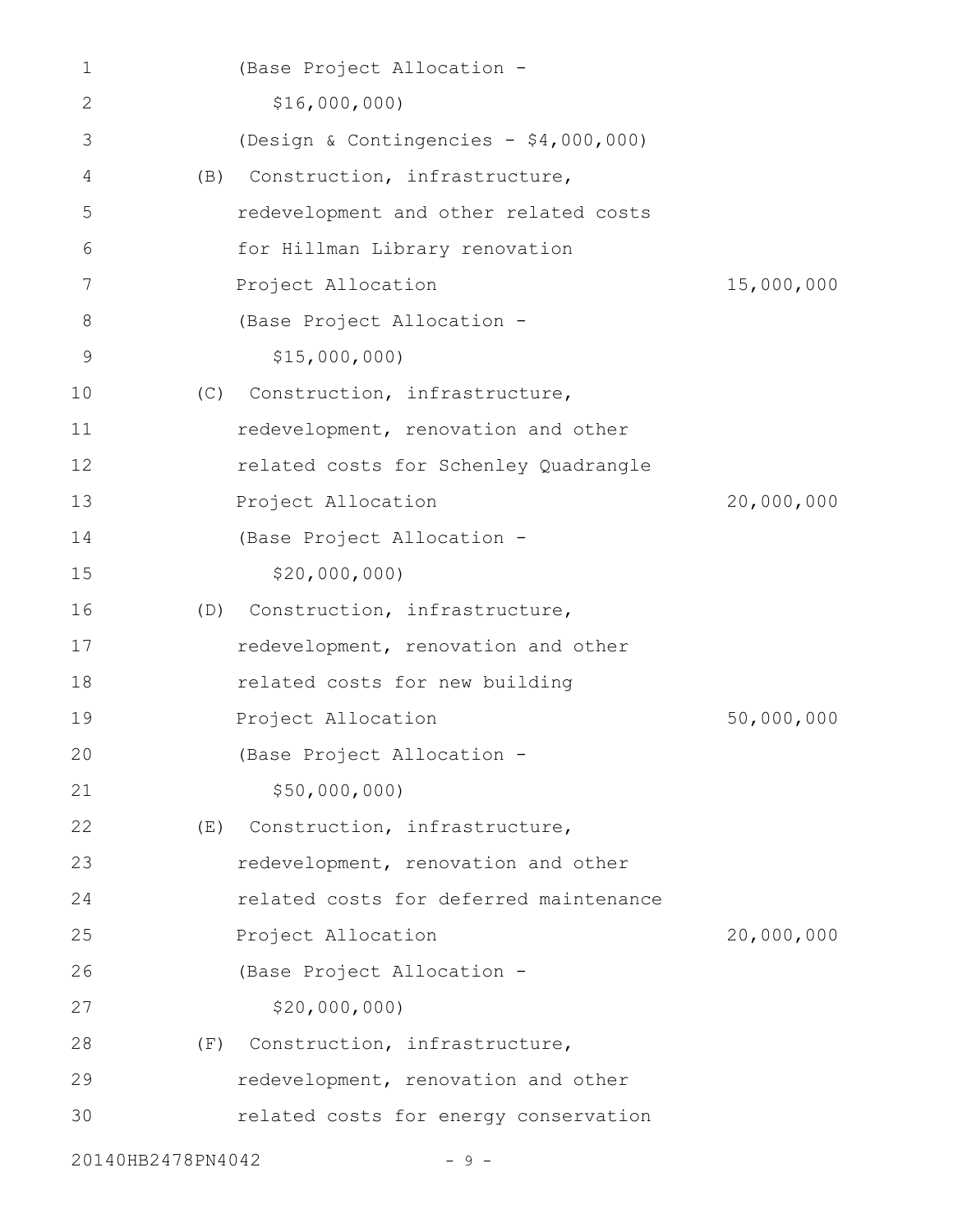(Base Project Allocation -
$16,000,000)

(Design & Contingencies - $4,000,000)

(B) Construction, infrastructure, redevelopment and other related costs for Hillman Library renovation

| | |
|---|---|
| Project Allocation | 15,000,000 |

(Base Project Allocation -
$15,000,000)

(C) Construction, infrastructure, redevelopment, renovation and other related costs for Schenley Quadrangle

| | |
|---|---|
| Project Allocation | 20,000,000 |

(Base Project Allocation -
$20,000,000)

(D) Construction, infrastructure, redevelopment, renovation and other related costs for new building

| | |
|---|---|
| Project Allocation | 50,000,000 |

(Base Project Allocation -
$50,000,000)

(E) Construction, infrastructure, redevelopment, renovation and other related costs for deferred maintenance

| | |
|---|---|
| Project Allocation | 20,000,000 |

(Base Project Allocation -
$20,000,000)

(F) Construction, infrastructure, redevelopment, renovation and other related costs for energy conservation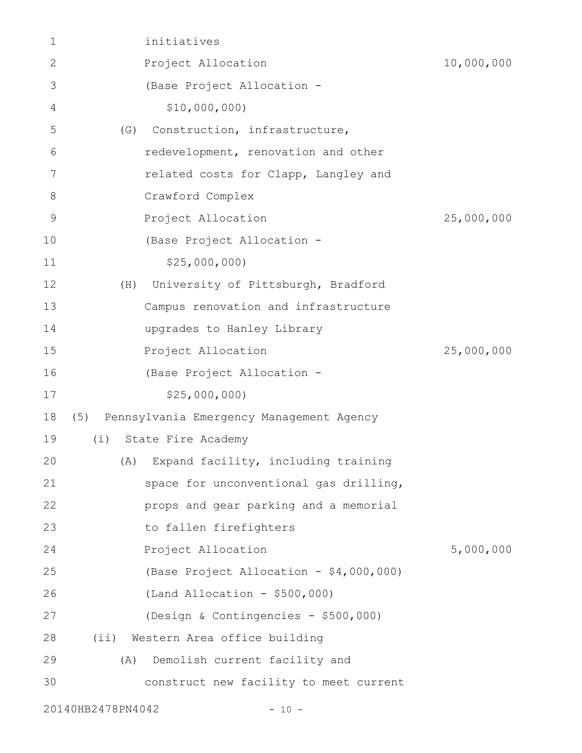initiatives

Project Allocation 10,000,000

(Base Project Allocation - $10,000,000)

(G) Construction, infrastructure, redevelopment, renovation and other related costs for Clapp, Langley and Crawford Complex

Project Allocation 25,000,000

(Base Project Allocation - $25,000,000)

(H) University of Pittsburgh, Bradford Campus renovation and infrastructure upgrades to Hanley Library

Project Allocation 25,000,000

(Base Project Allocation - $25,000,000)

(5) Pennsylvania Emergency Management Agency

(i) State Fire Academy

(A) Expand facility, including training space for unconventional gas drilling, props and gear parking and a memorial to fallen firefighters

Project Allocation 5,000,000

(Base Project Allocation - $4,000,000)

(Land Allocation - $500,000)

(Design & Contingencies - $500,000)

(ii) Western Area office building

(A) Demolish current facility and construct new facility to meet current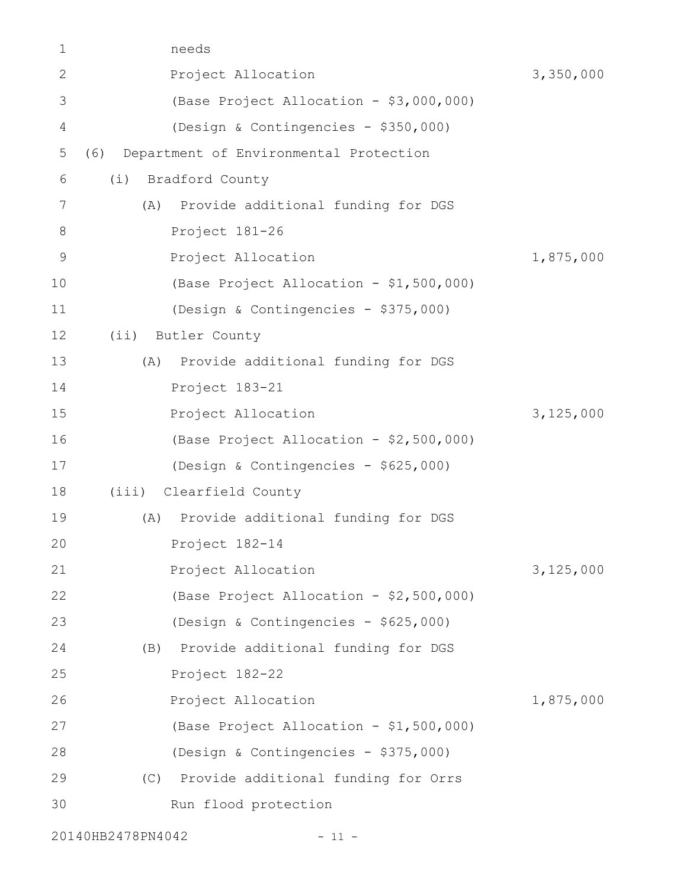needs

Project Allocation 3,350,000

(Base Project Allocation - $3,000,000)

(Design & Contingencies - $350,000)

(6) Department of Environmental Protection

(i) Bradford County

(A) Provide additional funding for DGS Project 181-26

Project Allocation 1,875,000

(Base Project Allocation - $1,500,000)

(Design & Contingencies - $375,000)

(ii) Butler County

(A) Provide additional funding for DGS Project 183-21

Project Allocation 3,125,000

(Base Project Allocation - $2,500,000)

(Design & Contingencies - $625,000)

(iii) Clearfield County

(A) Provide additional funding for DGS Project 182-14

Project Allocation 3,125,000

(Base Project Allocation - $2,500,000)

(Design & Contingencies - $625,000)

(B) Provide additional funding for DGS Project 182-22

Project Allocation 1,875,000

(Base Project Allocation - $1,500,000)

(Design & Contingencies - $375,000)

(C) Provide additional funding for Orrs Run flood protection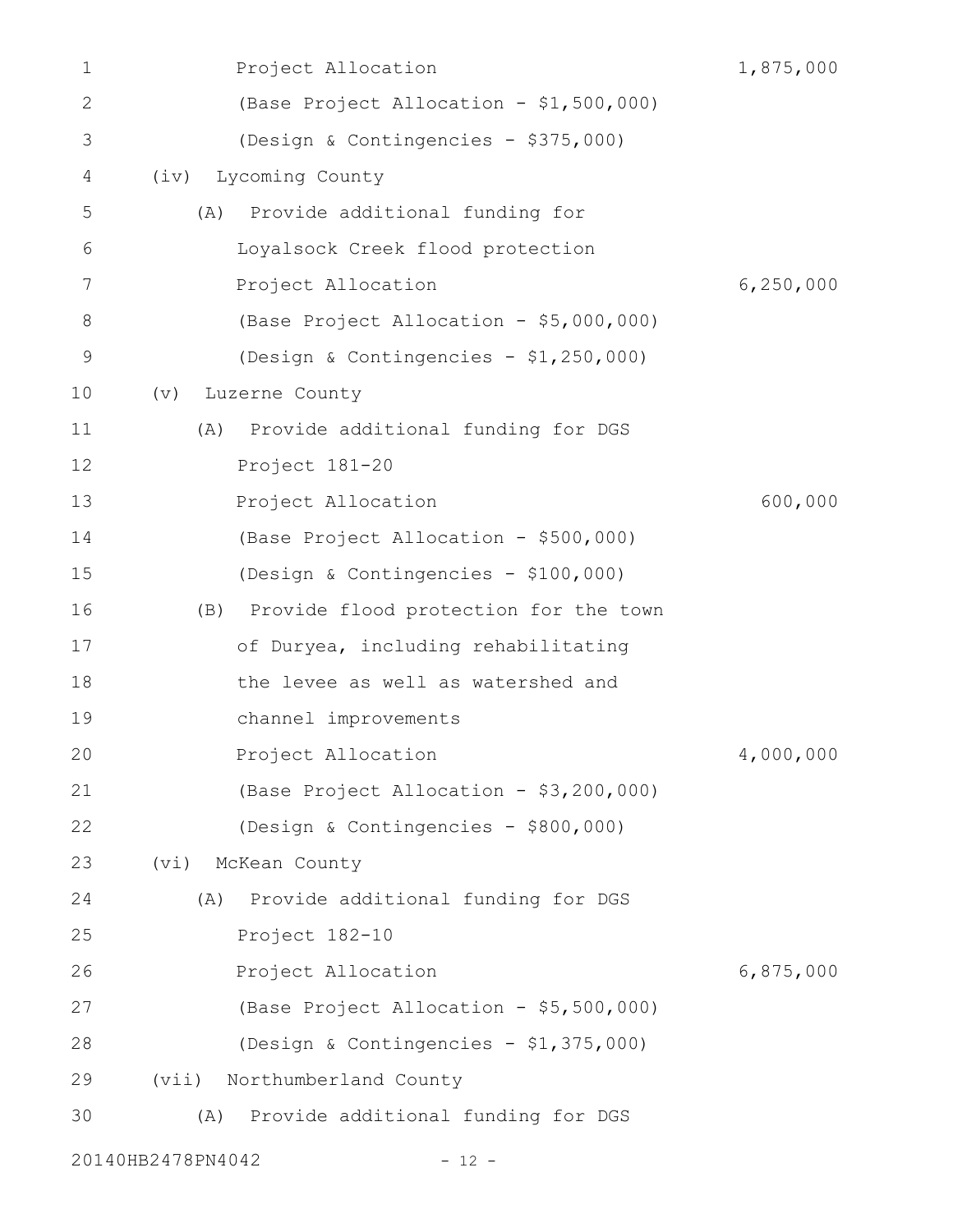Project Allocation 1,875,000

(Base Project Allocation - $1,500,000)

(Design & Contingencies - $375,000)

(iv) Lycoming County

(A) Provide additional funding for Loyalsock Creek flood protection

Project Allocation 6,250,000

(Base Project Allocation - $5,000,000)

(Design & Contingencies - $1,250,000)

(v) Luzerne County

(A) Provide additional funding for DGS Project 181-20

Project Allocation 600,000

(Base Project Allocation - $500,000)

(Design & Contingencies - $100,000)

(B) Provide flood protection for the town of Duryea, including rehabilitating the levee as well as watershed and channel improvements

Project Allocation 4,000,000

(Base Project Allocation - $3,200,000)

(Design & Contingencies - $800,000)

(vi) McKean County

(A) Provide additional funding for DGS Project 182-10

Project Allocation 6,875,000

(Base Project Allocation - $5,500,000)

(Design & Contingencies - $1,375,000)

(vii) Northumberland County

(A) Provide additional funding for DGS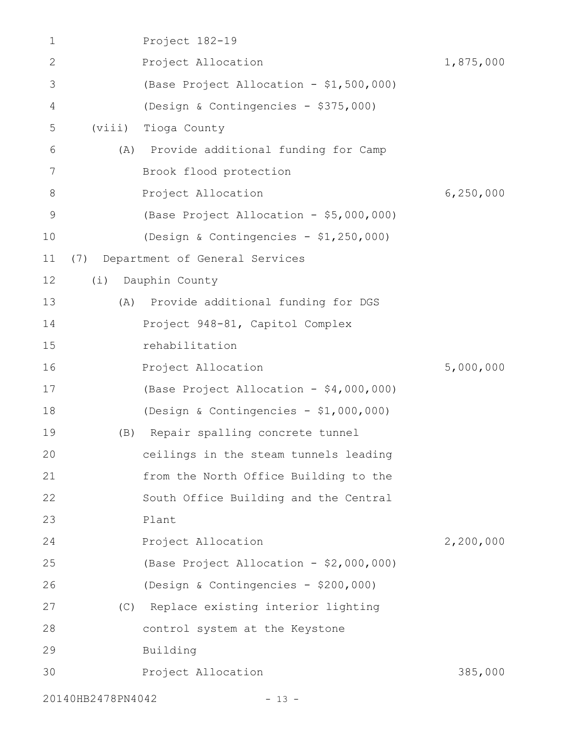Project 182-19

Project Allocation 1,875,000

(Base Project Allocation - $1,500,000)

(Design & Contingencies - $375,000)

(viii) Tioga County

(A) Provide additional funding for Camp Brook flood protection

Project Allocation 6,250,000

(Base Project Allocation - $5,000,000)

(Design & Contingencies - $1,250,000)

(7) Department of General Services

(i) Dauphin County

(A) Provide additional funding for DGS Project 948-81, Capitol Complex rehabilitation

Project Allocation 5,000,000

(Base Project Allocation - $4,000,000)

(Design & Contingencies - $1,000,000)

(B) Repair spalling concrete tunnel ceilings in the steam tunnels leading from the North Office Building to the South Office Building and the Central Plant

Project Allocation 2,200,000

(Base Project Allocation - $2,000,000)

(Design & Contingencies - $200,000)

(C) Replace existing interior lighting control system at the Keystone Building

Project Allocation 385,000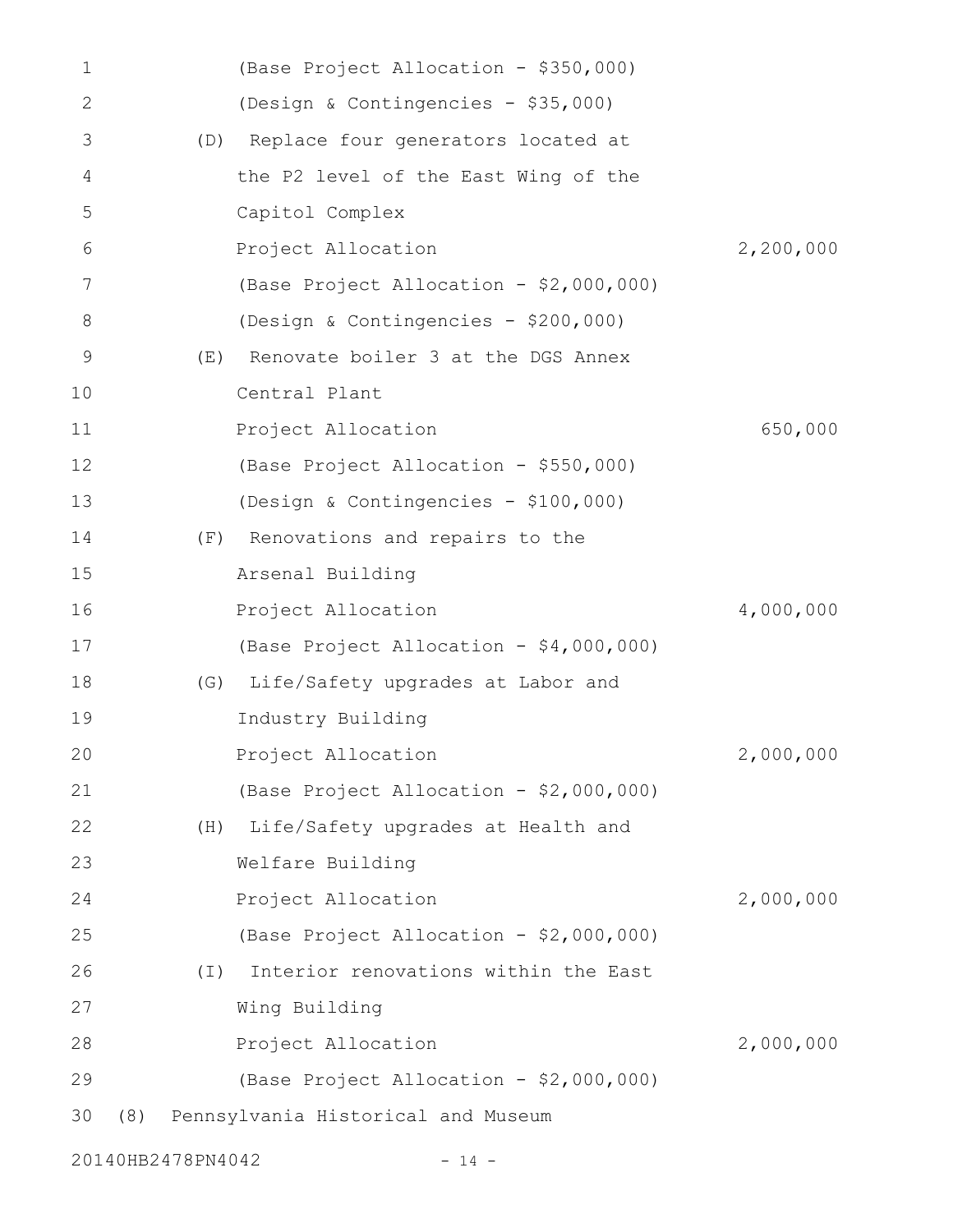(Base Project Allocation - $350,000)

(Design & Contingencies - $35,000)

(D) Replace four generators located at the P2 level of the East Wing of the Capitol Complex

| | |
|---|---|
| Project Allocation | 2,200,000 |

(Base Project Allocation - $2,000,000)

(Design & Contingencies - $200,000)

(E) Renovate boiler 3 at the DGS Annex Central Plant

| | |
|---|---|
| Project Allocation | 650,000 |

(Base Project Allocation - $550,000)

(Design & Contingencies - $100,000)

(F) Renovations and repairs to the Arsenal Building

| | |
|---|---|
| Project Allocation | 4,000,000 |

(Base Project Allocation - $4,000,000)

(G) Life/Safety upgrades at Labor and Industry Building

| | |
|---|---|
| Project Allocation | 2,000,000 |

(Base Project Allocation - $2,000,000)

(H) Life/Safety upgrades at Health and Welfare Building

| | |
|---|---|
| Project Allocation | 2,000,000 |

(Base Project Allocation - $2,000,000)

(I) Interior renovations within the East Wing Building

| | |
|---|---|
| Project Allocation | 2,000,000 |

(Base Project Allocation - $2,000,000)

(8) Pennsylvania Historical and Museum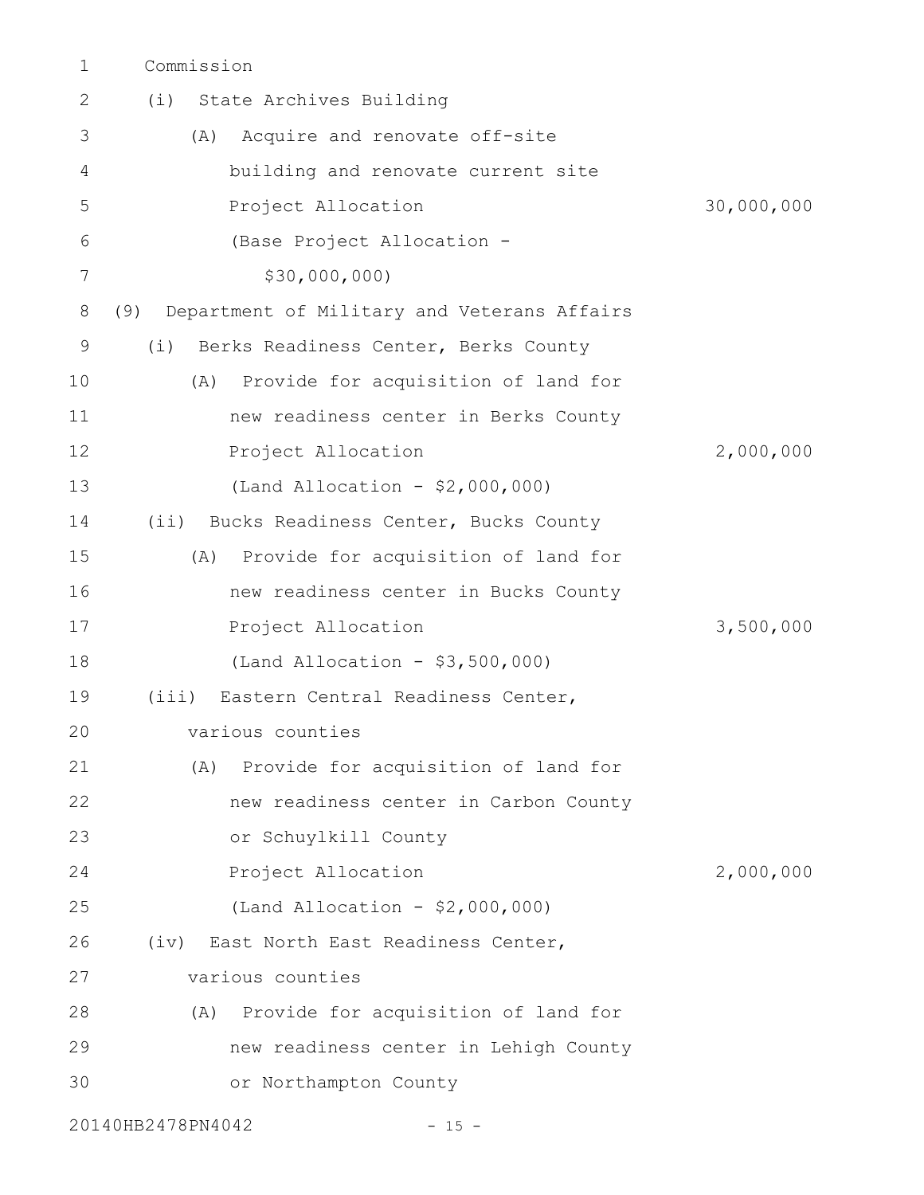Commission

(i) State Archives Building

(A) Acquire and renovate off-site building and renovate current site

Project Allocation 30,000,000

(Base Project Allocation - $30,000,000)

(9) Department of Military and Veterans Affairs

(i) Berks Readiness Center, Berks County

(A) Provide for acquisition of land for new readiness center in Berks County

Project Allocation 2,000,000

(Land Allocation - $2,000,000)

(ii) Bucks Readiness Center, Bucks County

(A) Provide for acquisition of land for new readiness center in Bucks County

Project Allocation 3,500,000

(Land Allocation - $3,500,000)

(iii) Eastern Central Readiness Center, various counties

(A) Provide for acquisition of land for new readiness center in Carbon County or Schuylkill County

Project Allocation 2,000,000

(Land Allocation - $2,000,000)

(iv) East North East Readiness Center, various counties

(A) Provide for acquisition of land for new readiness center in Lehigh County or Northampton County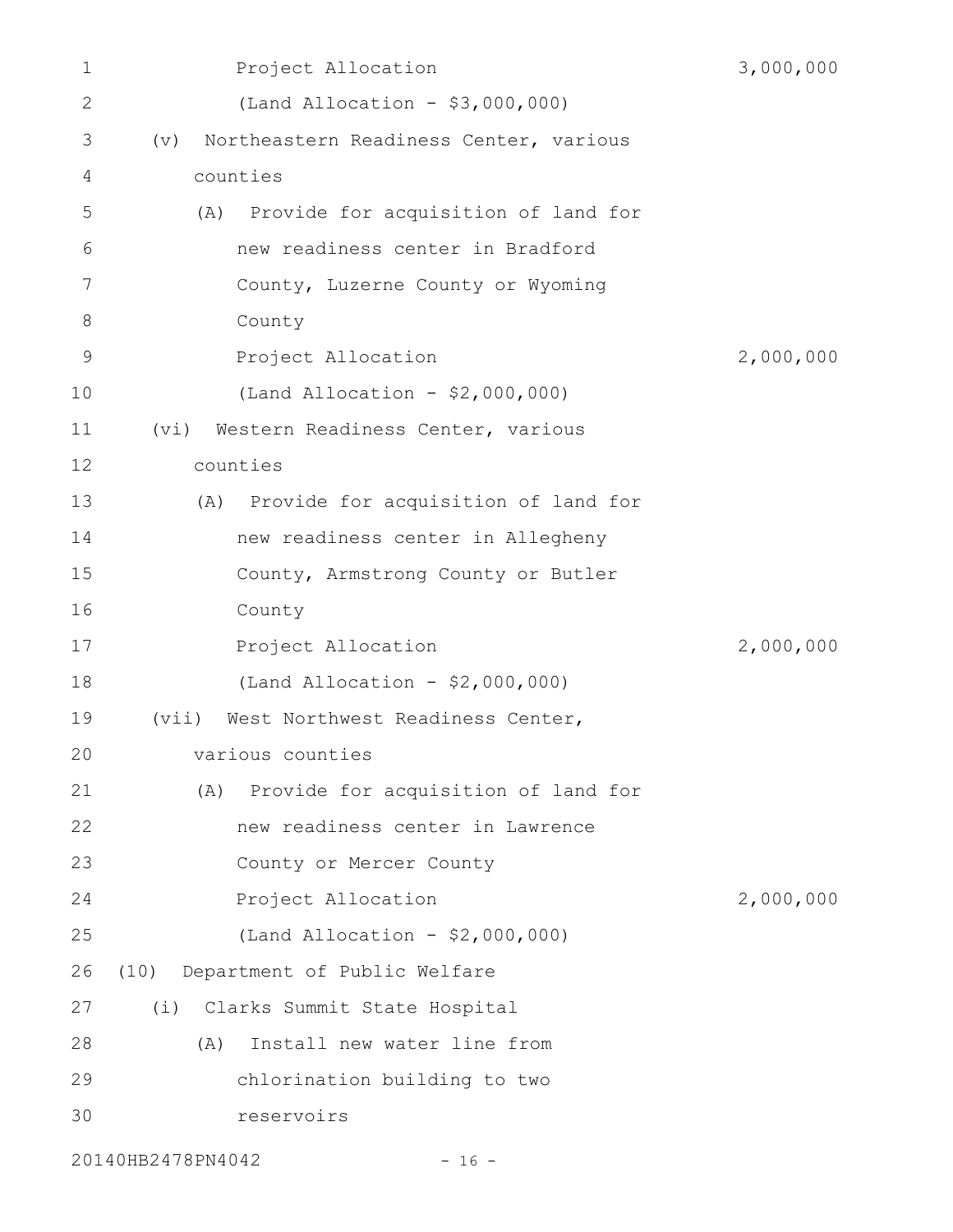Project Allocation 3,000,000
(Land Allocation - $3,000,000)

(v) Northeastern Readiness Center, various counties

(A) Provide for acquisition of land for new readiness center in Bradford County, Luzerne County or Wyoming County
Project Allocation 2,000,000
(Land Allocation - $2,000,000)

(vi) Western Readiness Center, various counties

(A) Provide for acquisition of land for new readiness center in Allegheny County, Armstrong County or Butler County
Project Allocation 2,000,000
(Land Allocation - $2,000,000)

(vii) West Northwest Readiness Center, various counties

(A) Provide for acquisition of land for new readiness center in Lawrence County or Mercer County
Project Allocation 2,000,000
(Land Allocation - $2,000,000)

(10) Department of Public Welfare

(i) Clarks Summit State Hospital

(A) Install new water line from chlorination building to two reservoirs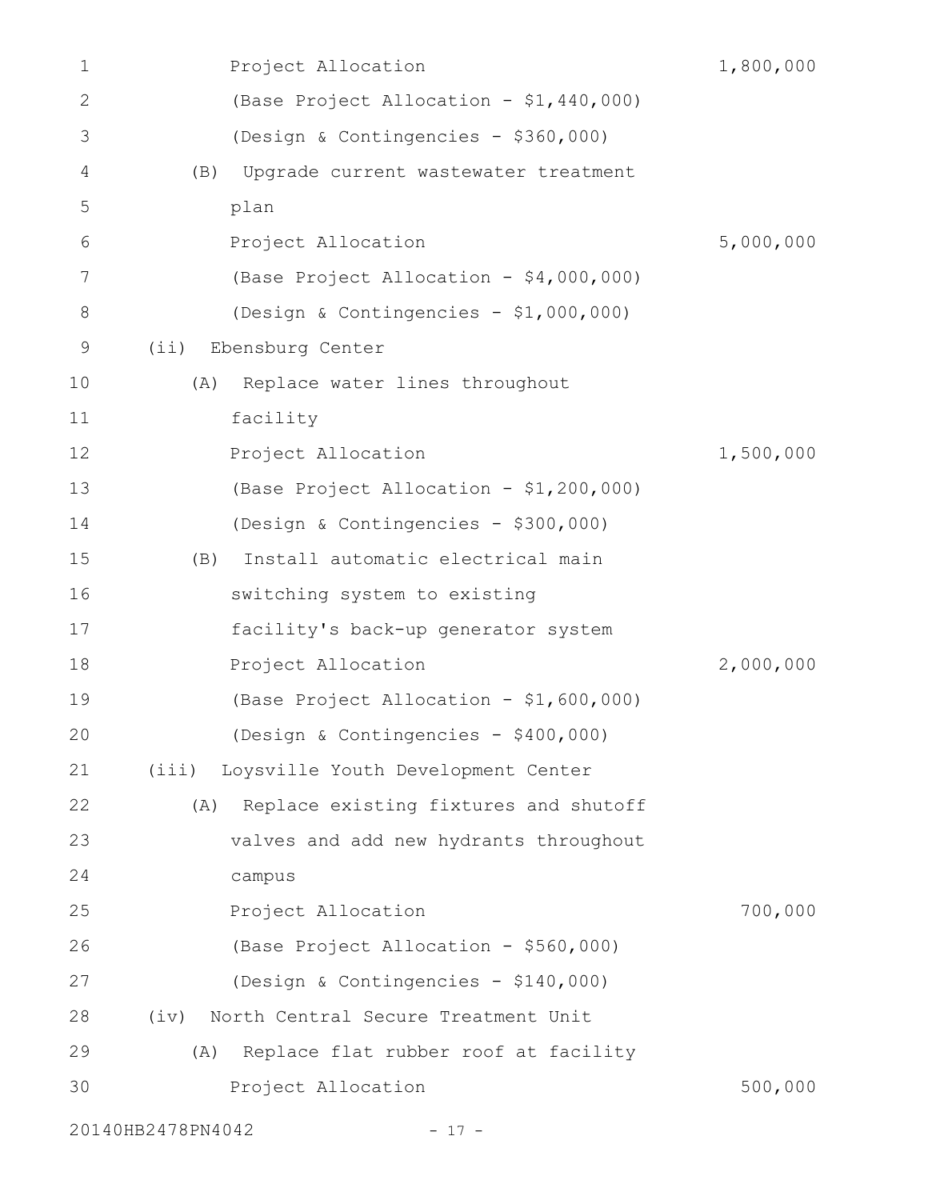Project Allocation 1,800,000

(Base Project Allocation - $1,440,000)

(Design & Contingencies - $360,000)

(B) Upgrade current wastewater treatment plan

Project Allocation 5,000,000

(Base Project Allocation - $4,000,000)

(Design & Contingencies - $1,000,000)

(ii) Ebensburg Center

(A) Replace water lines throughout facility

Project Allocation 1,500,000

(Base Project Allocation - $1,200,000)

(Design & Contingencies - $300,000)

(B) Install automatic electrical main switching system to existing facility's back-up generator system

Project Allocation 2,000,000

(Base Project Allocation - $1,600,000)

(Design & Contingencies - $400,000)

(iii) Loysville Youth Development Center

(A) Replace existing fixtures and shutoff valves and add new hydrants throughout campus

Project Allocation 700,000

(Base Project Allocation - $560,000)

(Design & Contingencies - $140,000)

(iv) North Central Secure Treatment Unit

(A) Replace flat rubber roof at facility

Project Allocation 500,000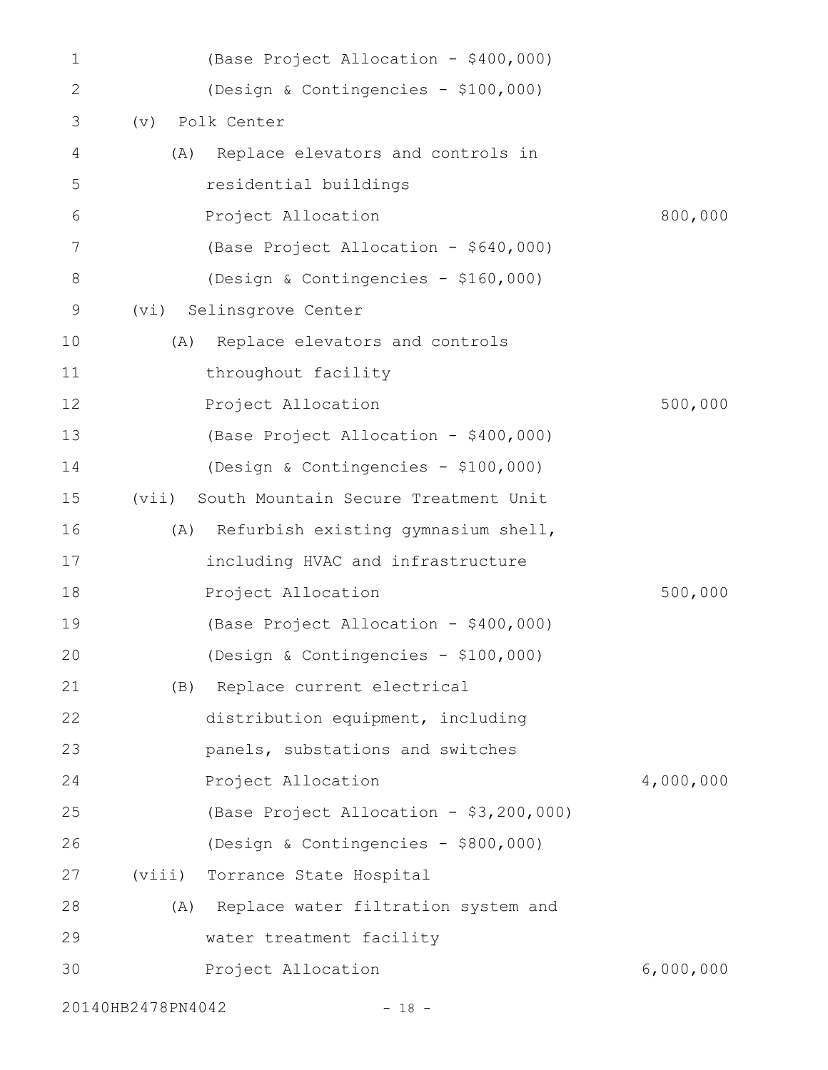(Base Project Allocation - $400,000)

(Design & Contingencies - $100,000)

(v) Polk Center

(A) Replace elevators and controls in residential buildings

Project Allocation 800,000

(Base Project Allocation - $640,000)

(Design & Contingencies - $160,000)

(vi) Selinsgrove Center

(A) Replace elevators and controls throughout facility

Project Allocation 500,000

(Base Project Allocation - $400,000)

(Design & Contingencies - $100,000)

(vii) South Mountain Secure Treatment Unit

(A) Refurbish existing gymnasium shell, including HVAC and infrastructure

Project Allocation 500,000

(Base Project Allocation - $400,000)

(Design & Contingencies - $100,000)

(B) Replace current electrical distribution equipment, including panels, substations and switches

Project Allocation 4,000,000

(Base Project Allocation - $3,200,000)

(Design & Contingencies - $800,000)

(viii) Torrance State Hospital

(A) Replace water filtration system and water treatment facility

Project Allocation 6,000,000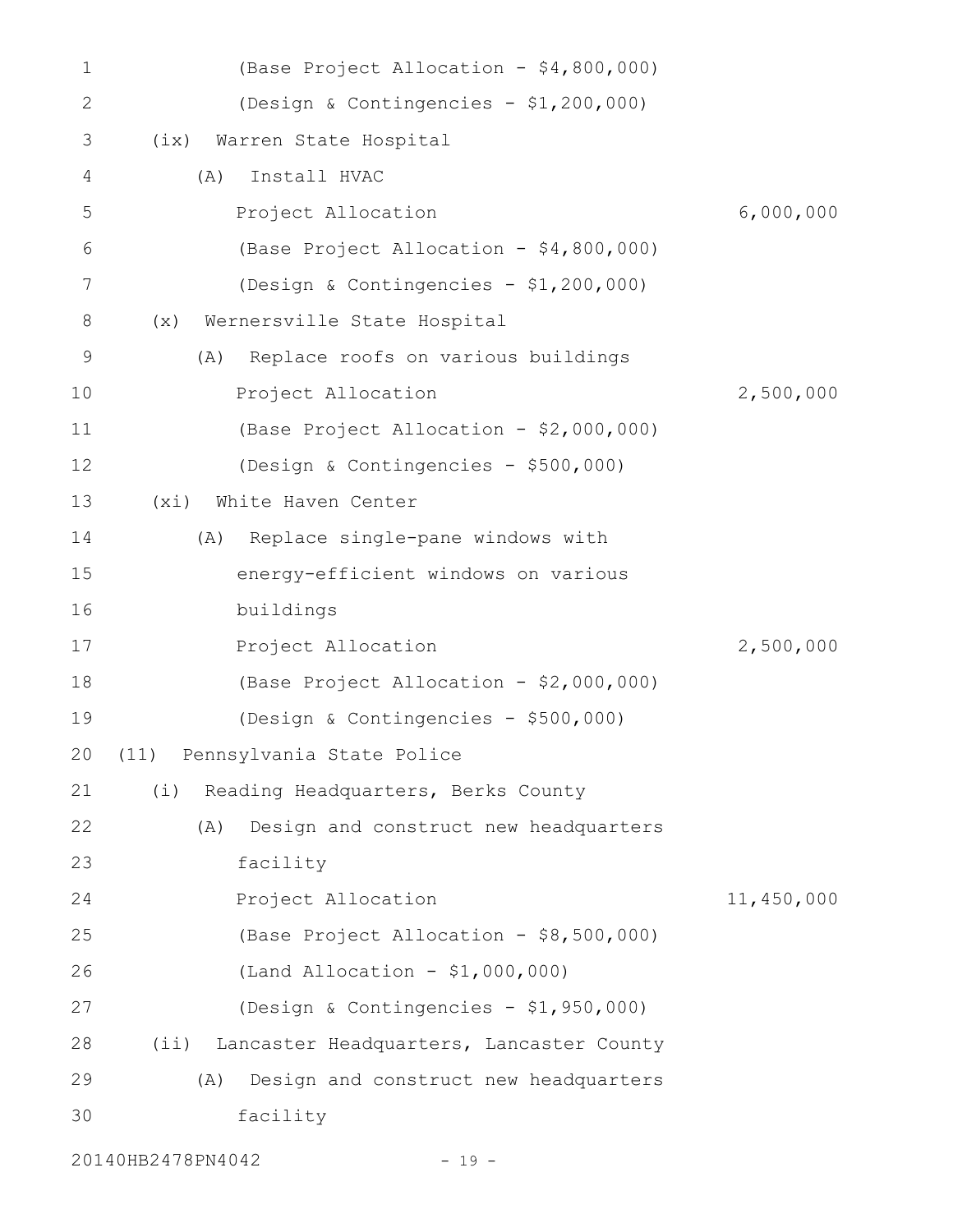(Base Project Allocation - $4,800,000)

(Design & Contingencies - $1,200,000)

(ix) Warren State Hospital

(A) Install HVAC

Project Allocation 6,000,000

(Base Project Allocation - $4,800,000)

(Design & Contingencies - $1,200,000)

(x) Wernersville State Hospital

(A) Replace roofs on various buildings

Project Allocation 2,500,000

(Base Project Allocation - $2,000,000)

(Design & Contingencies - $500,000)

(xi) White Haven Center

(A) Replace single-pane windows with energy-efficient windows on various buildings

Project Allocation 2,500,000

(Base Project Allocation - $2,000,000)

(Design & Contingencies - $500,000)

(11) Pennsylvania State Police

(i) Reading Headquarters, Berks County

(A) Design and construct new headquarters facility

Project Allocation 11,450,000

(Base Project Allocation - $8,500,000)

(Land Allocation - $1,000,000)

(Design & Contingencies - $1,950,000)

(ii) Lancaster Headquarters, Lancaster County

(A) Design and construct new headquarters facility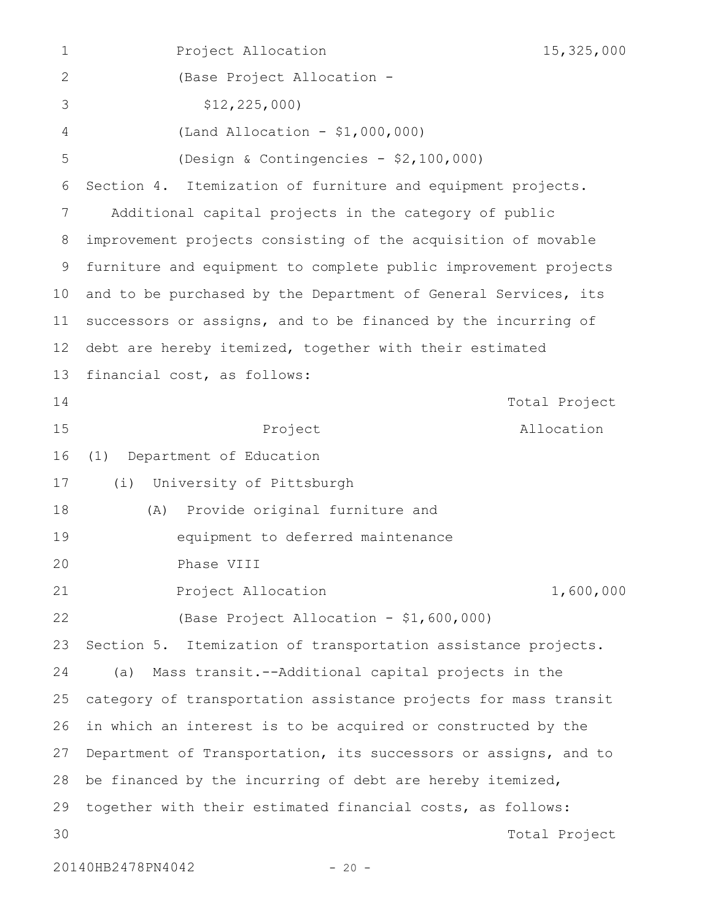Project Allocation 15,325,000

(Base Project Allocation - $12,225,000)

(Land Allocation - $1,000,000)

(Design & Contingencies - $2,100,000)

Section 4. Itemization of furniture and equipment projects.

Additional capital projects in the category of public improvement projects consisting of the acquisition of movable furniture and equipment to complete public improvement projects and to be purchased by the Department of General Services, its successors or assigns, and to be financed by the incurring of debt are hereby itemized, together with their estimated financial cost, as follows:

| Project | Total Project Allocation |
|---|---|
| (1) Department of Education | |
| (i) University of Pittsburgh | |
| (A) Provide original furniture and equipment to deferred maintenance Phase VIII | |
| Project Allocation | 1,600,000 |
| (Base Project Allocation - $1,600,000) | |

Section 5. Itemization of transportation assistance projects.

(a) Mass transit.--Additional capital projects in the category of transportation assistance projects for mass transit in which an interest is to be acquired or constructed by the Department of Transportation, its successors or assigns, and to be financed by the incurring of debt are hereby itemized, together with their estimated financial costs, as follows:

Total Project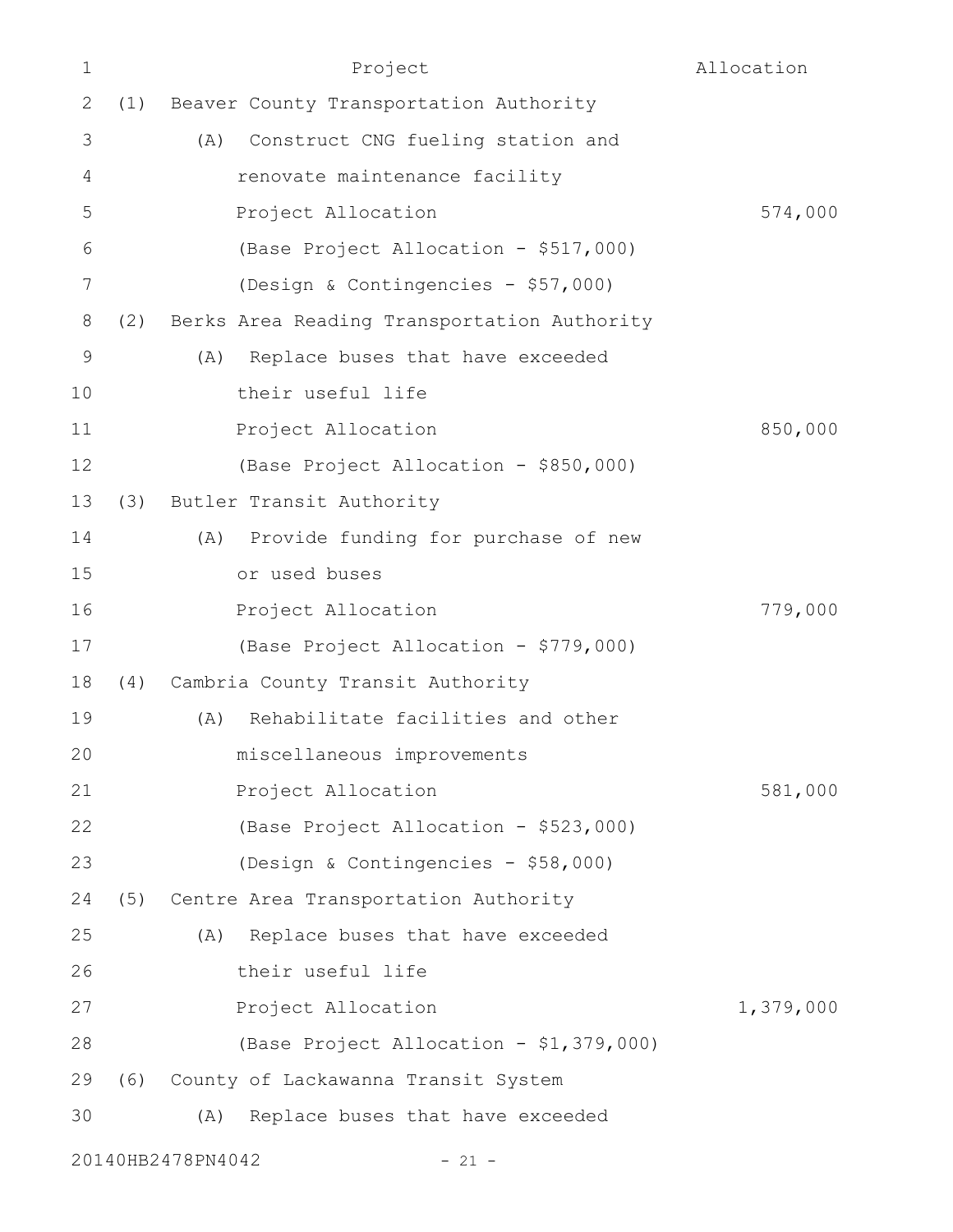| Project | Allocation |
|---|---|
| (1) Beaver County Transportation Authority | |
| (A) Construct CNG fueling station and renovate maintenance facility | |
| Project Allocation | 574,000 |
| (Base Project Allocation - $517,000) | |
| (Design & Contingencies - $57,000) | |
| (2) Berks Area Reading Transportation Authority | |
| (A) Replace buses that have exceeded their useful life | |
| Project Allocation | 850,000 |
| (Base Project Allocation - $850,000) | |
| (3) Butler Transit Authority | |
| (A) Provide funding for purchase of new or used buses | |
| Project Allocation | 779,000 |
| (Base Project Allocation - $779,000) | |
| (4) Cambria County Transit Authority | |
| (A) Rehabilitate facilities and other miscellaneous improvements | |
| Project Allocation | 581,000 |
| (Base Project Allocation - $523,000) | |
| (Design & Contingencies - $58,000) | |
| (5) Centre Area Transportation Authority | |
| (A) Replace buses that have exceeded their useful life | |
| Project Allocation | 1,379,000 |
| (Base Project Allocation - $1,379,000) | |
| (6) County of Lackawanna Transit System | |
| (A) Replace buses that have exceeded | |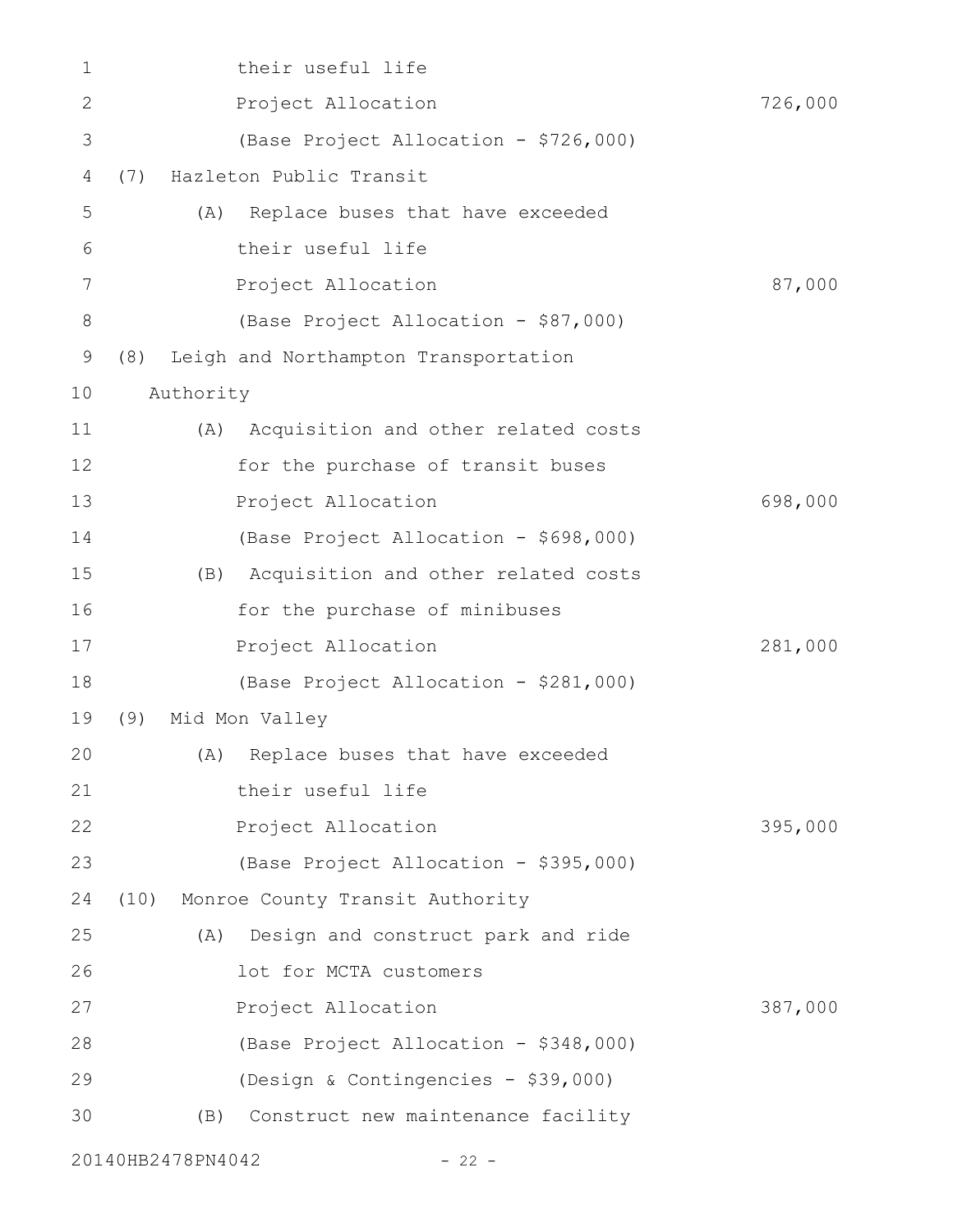their useful life
Project Allocation 726,000
(Base Project Allocation - $726,000)

(7) Hazleton Public Transit
(A) Replace buses that have exceeded
their useful life
Project Allocation 87,000
(Base Project Allocation - $87,000)

(8) Leigh and Northampton Transportation
Authority
(A) Acquisition and other related costs
for the purchase of transit buses
Project Allocation 698,000
(Base Project Allocation - $698,000)
(B) Acquisition and other related costs
for the purchase of minibuses
Project Allocation 281,000
(Base Project Allocation - $281,000)

(9) Mid Mon Valley
(A) Replace buses that have exceeded
their useful life
Project Allocation 395,000
(Base Project Allocation - $395,000)

(10) Monroe County Transit Authority
(A) Design and construct park and ride
lot for MCTA customers
Project Allocation 387,000
(Base Project Allocation - $348,000)
(Design & Contingencies - $39,000)
(B) Construct new maintenance facility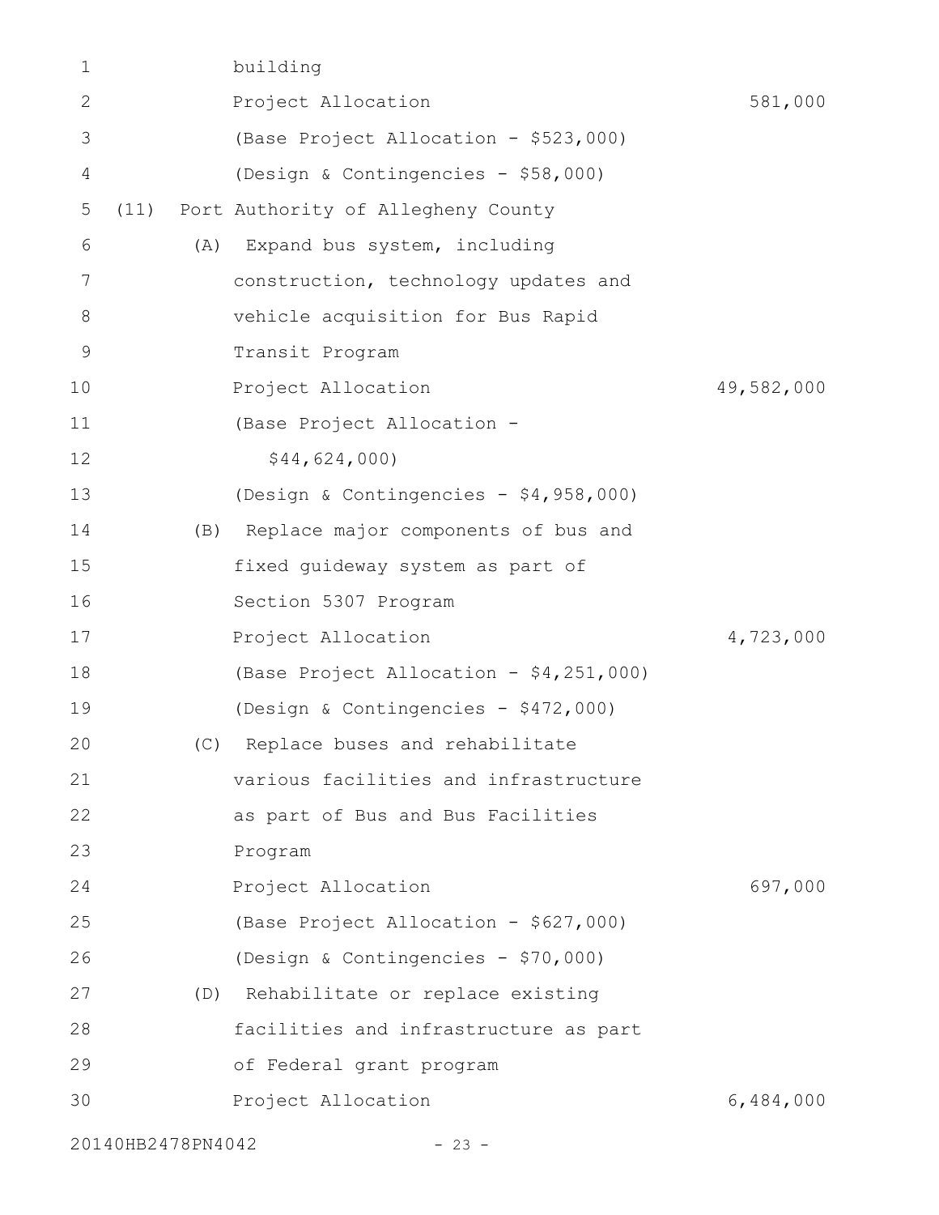building
Project Allocation 581,000
(Base Project Allocation - $523,000)
(Design & Contingencies - $58,000)

(11) Port Authority of Allegheny County

(A) Expand bus system, including construction, technology updates and vehicle acquisition for Bus Rapid Transit Program
Project Allocation 49,582,000
(Base Project Allocation - $44,624,000)
(Design & Contingencies - $4,958,000)

(B) Replace major components of bus and fixed guideway system as part of Section 5307 Program
Project Allocation 4,723,000
(Base Project Allocation - $4,251,000)
(Design & Contingencies - $472,000)

(C) Replace buses and rehabilitate various facilities and infrastructure as part of Bus and Bus Facilities Program
Project Allocation 697,000
(Base Project Allocation - $627,000)
(Design & Contingencies - $70,000)

(D) Rehabilitate or replace existing facilities and infrastructure as part of Federal grant program
Project Allocation 6,484,000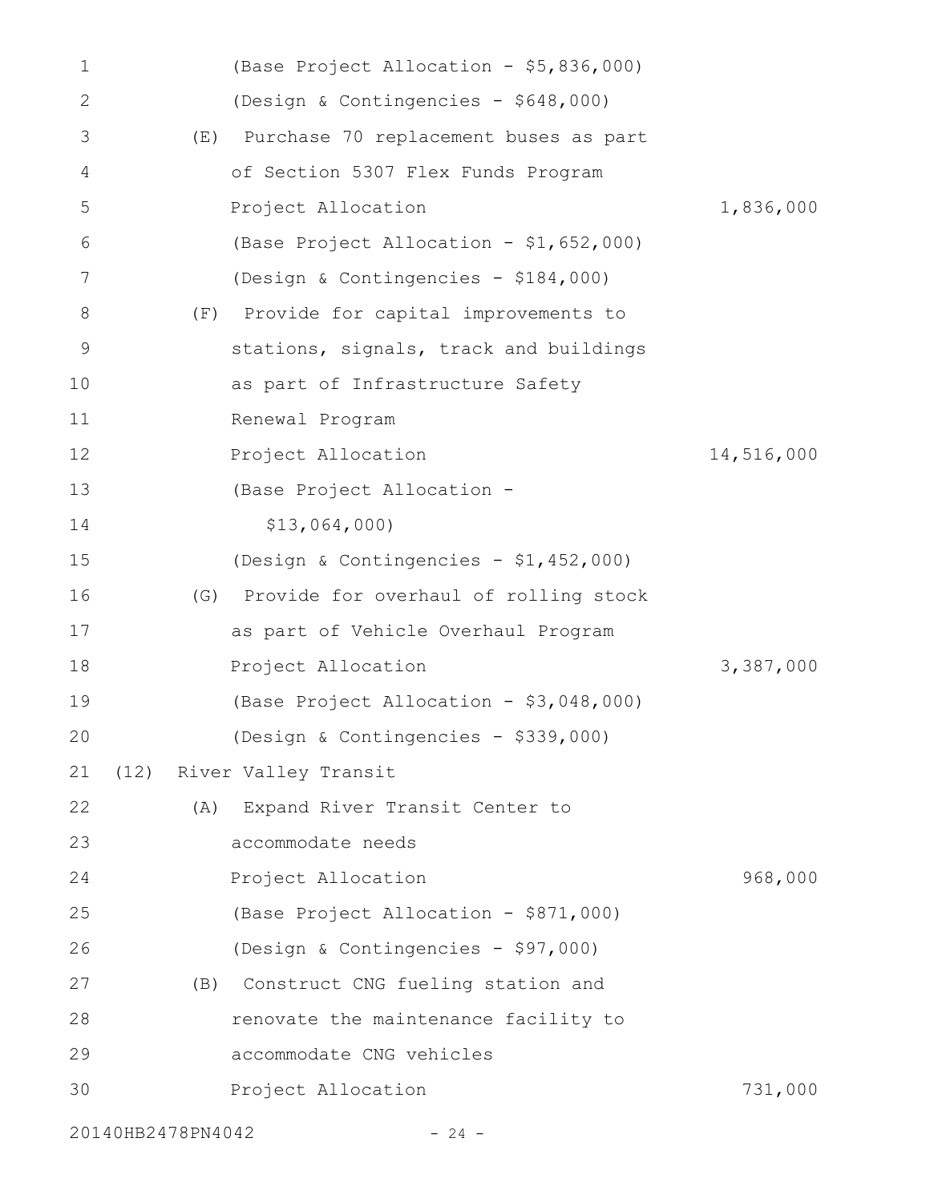(Base Project Allocation - $5,836,000)

(Design & Contingencies - $648,000)

(E) Purchase 70 replacement buses as part of Section 5307 Flex Funds Program

Project Allocation 1,836,000

(Base Project Allocation - $1,652,000)

(Design & Contingencies - $184,000)

(F) Provide for capital improvements to stations, signals, track and buildings as part of Infrastructure Safety Renewal Program

Project Allocation 14,516,000

(Base Project Allocation - $13,064,000)

(Design & Contingencies - $1,452,000)

(G) Provide for overhaul of rolling stock as part of Vehicle Overhaul Program

Project Allocation 3,387,000

(Base Project Allocation - $3,048,000)

(Design & Contingencies - $339,000)

(12) River Valley Transit

(A) Expand River Transit Center to accommodate needs

Project Allocation 968,000

(Base Project Allocation - $871,000)

(Design & Contingencies - $97,000)

(B) Construct CNG fueling station and renovate the maintenance facility to accommodate CNG vehicles

Project Allocation 731,000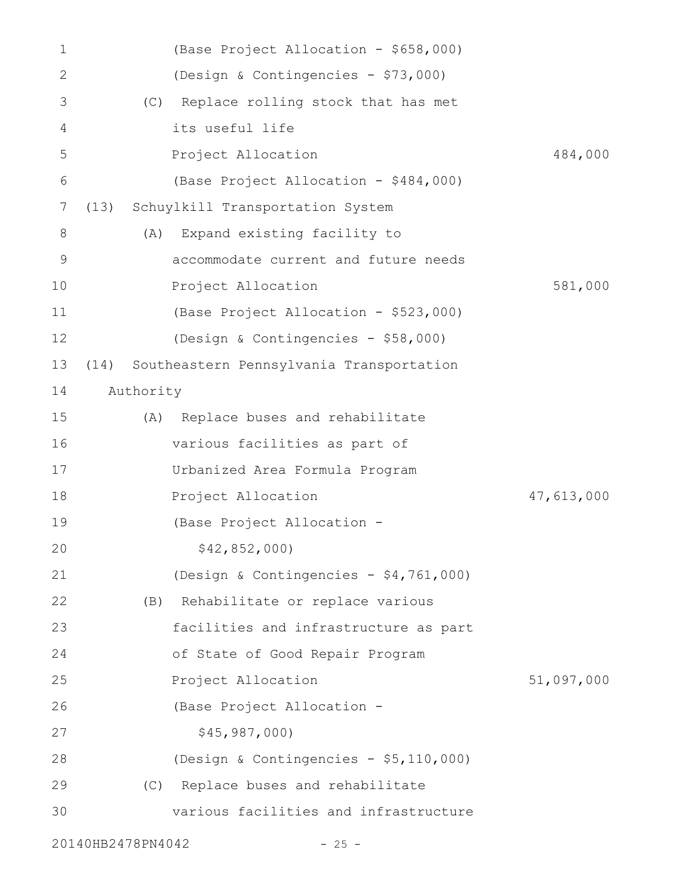(Base Project Allocation - $658,000)

(Design & Contingencies - $73,000)

(C) Replace rolling stock that has met its useful life

Project Allocation 484,000

(Base Project Allocation - $484,000)

(13) Schuylkill Transportation System

(A) Expand existing facility to accommodate current and future needs

Project Allocation 581,000

(Base Project Allocation - $523,000)

(Design & Contingencies - $58,000)

(14) Southeastern Pennsylvania Transportation Authority

(A) Replace buses and rehabilitate various facilities as part of Urbanized Area Formula Program

Project Allocation 47,613,000

(Base Project Allocation - $42,852,000)

(Design & Contingencies - $4,761,000)

(B) Rehabilitate or replace various facilities and infrastructure as part of State of Good Repair Program

Project Allocation 51,097,000

(Base Project Allocation - $45,987,000)

(Design & Contingencies - $5,110,000)

(C) Replace buses and rehabilitate various facilities and infrastructure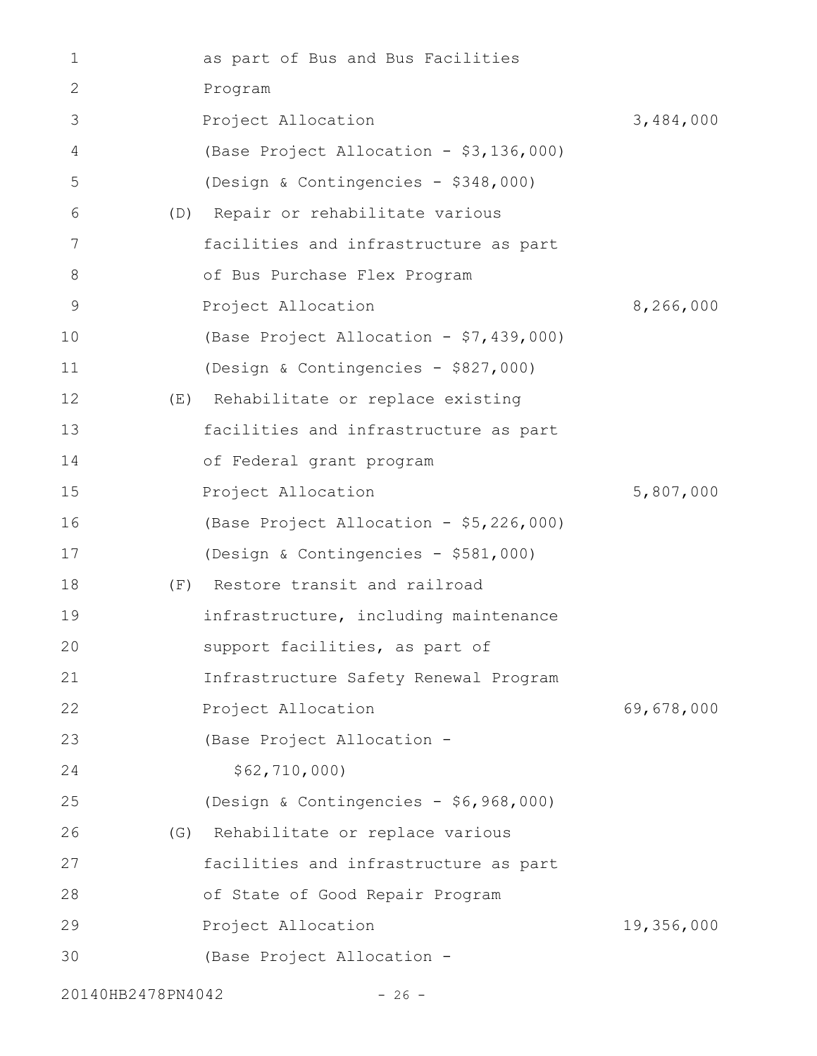as part of Bus and Bus Facilities Program

Project Allocation 3,484,000

(Base Project Allocation - $3,136,000)

(Design & Contingencies - $348,000)

(D) Repair or rehabilitate various facilities and infrastructure as part of Bus Purchase Flex Program

Project Allocation 8,266,000

(Base Project Allocation - $7,439,000)

(Design & Contingencies - $827,000)

(E) Rehabilitate or replace existing facilities and infrastructure as part of Federal grant program

Project Allocation 5,807,000

(Base Project Allocation - $5,226,000)

(Design & Contingencies - $581,000)

(F) Restore transit and railroad infrastructure, including maintenance support facilities, as part of Infrastructure Safety Renewal Program

Project Allocation 69,678,000

(Base Project Allocation - $62,710,000)

(Design & Contingencies - $6,968,000)

(G) Rehabilitate or replace various facilities and infrastructure as part of State of Good Repair Program

Project Allocation 19,356,000

(Base Project Allocation -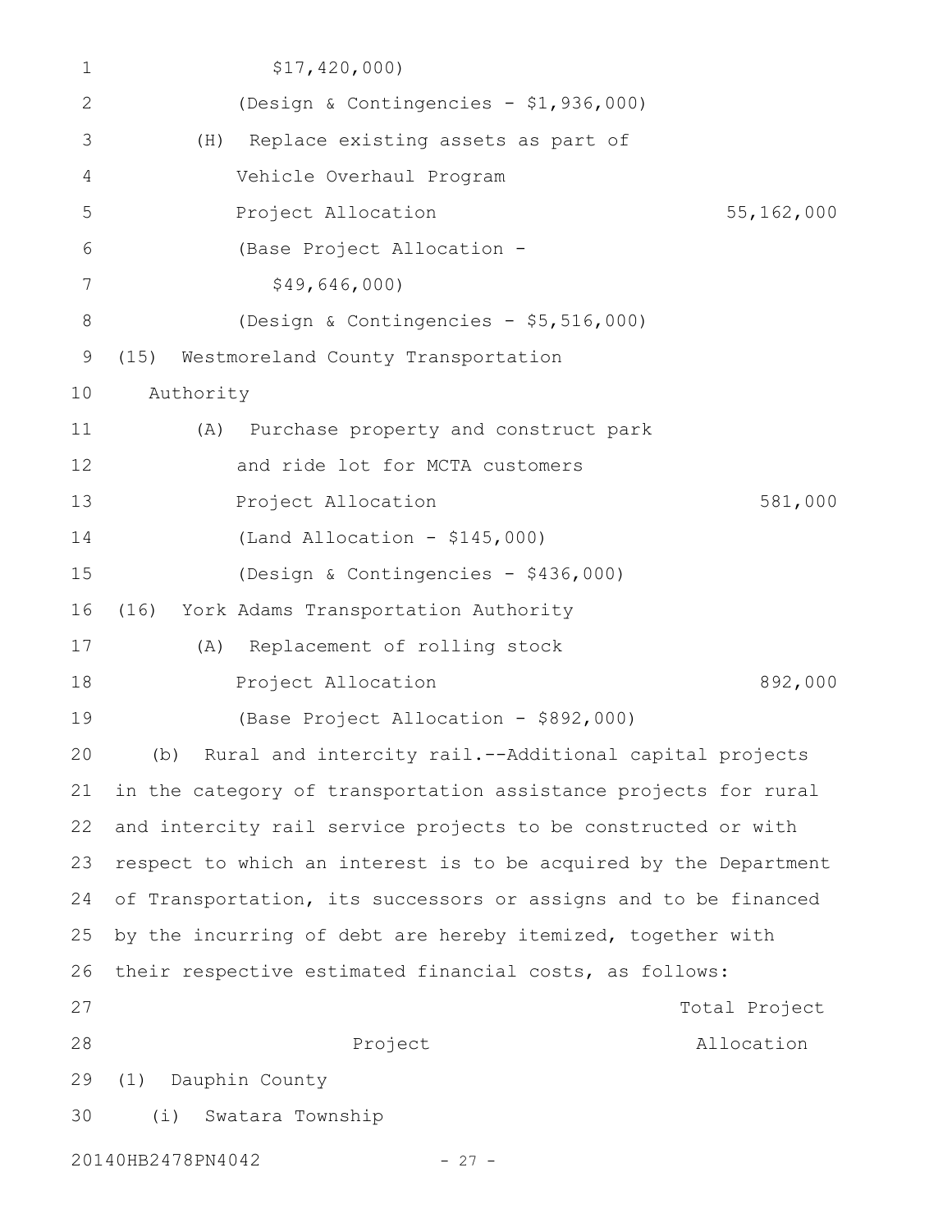$17,420,000)

(Design & Contingencies - $1,936,000)

(H) Replace existing assets as part of Vehicle Overhaul Program

| | |
|---|---|
| Project Allocation | 55,162,000 |

(Base Project Allocation - $49,646,000)

(Design & Contingencies - $5,516,000)

(15) Westmoreland County Transportation Authority

(A) Purchase property and construct park and ride lot for MCTA customers

| | |
|---|---|
| Project Allocation | 581,000 |

(Land Allocation - $145,000)

(Design & Contingencies - $436,000)

(16) York Adams Transportation Authority

(A) Replacement of rolling stock

| | |
|---|---|
| Project Allocation | 892,000 |

(Base Project Allocation - $892,000)

(b) Rural and intercity rail.--Additional capital projects in the category of transportation assistance projects for rural and intercity rail service projects to be constructed or with respect to which an interest is to be acquired by the Department of Transportation, its successors or assigns and to be financed by the incurring of debt are hereby itemized, together with their respective estimated financial costs, as follows:

| Project | Total Project Allocation |
|---|---|

(1) Dauphin County

(i) Swatara Township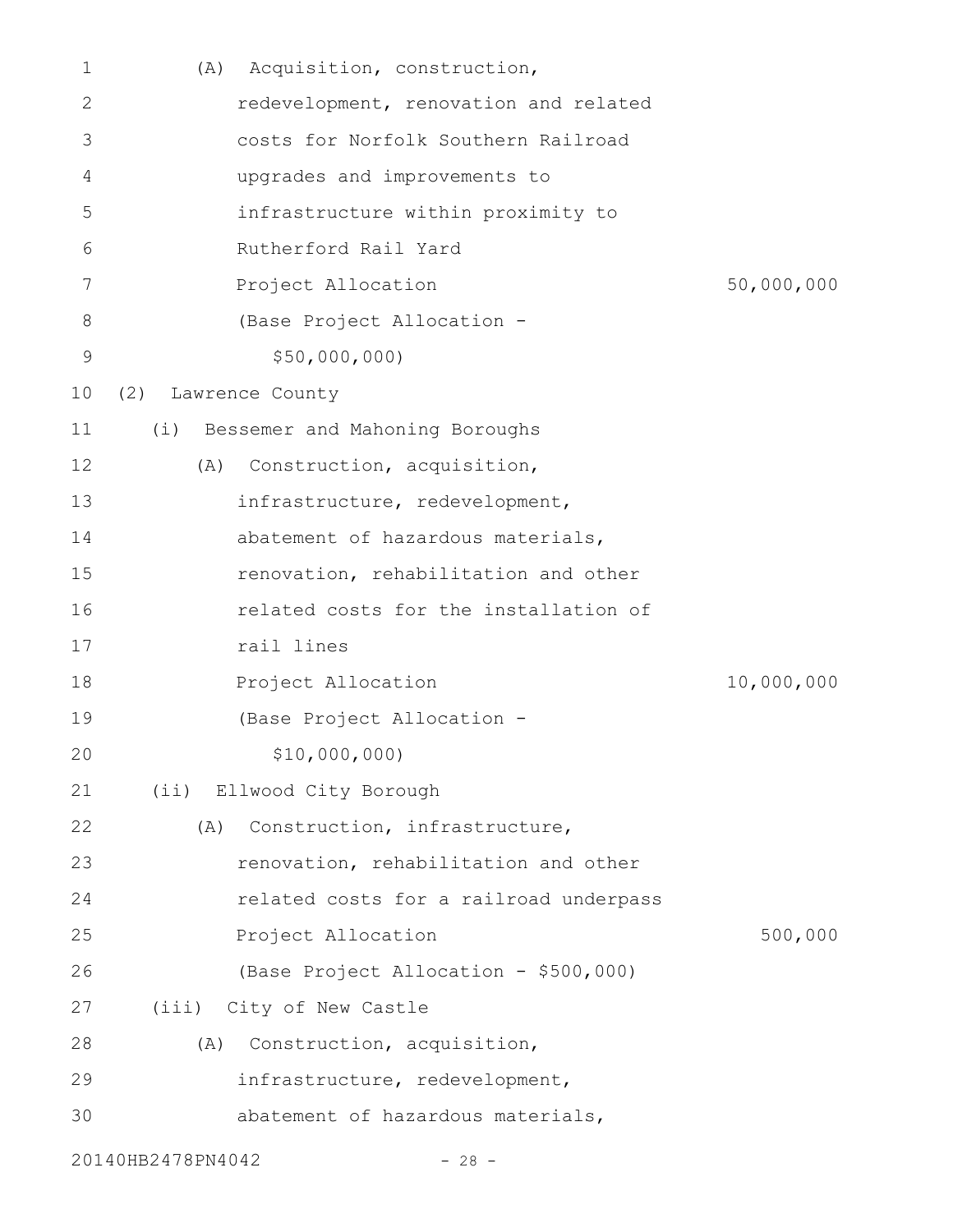(A) Acquisition, construction, redevelopment, renovation and related costs for Norfolk Southern Railroad upgrades and improvements to infrastructure within proximity to Rutherford Rail Yard

Project Allocation 50,000,000

(Base Project Allocation - $50,000,000)

(2) Lawrence County

(i) Bessemer and Mahoning Boroughs

(A) Construction, acquisition, infrastructure, redevelopment, abatement of hazardous materials, renovation, rehabilitation and other related costs for the installation of rail lines

Project Allocation 10,000,000

(Base Project Allocation - $10,000,000)

(ii) Ellwood City Borough

(A) Construction, infrastructure, renovation, rehabilitation and other related costs for a railroad underpass

Project Allocation 500,000

(Base Project Allocation - $500,000)

(iii) City of New Castle

(A) Construction, acquisition, infrastructure, redevelopment, abatement of hazardous materials,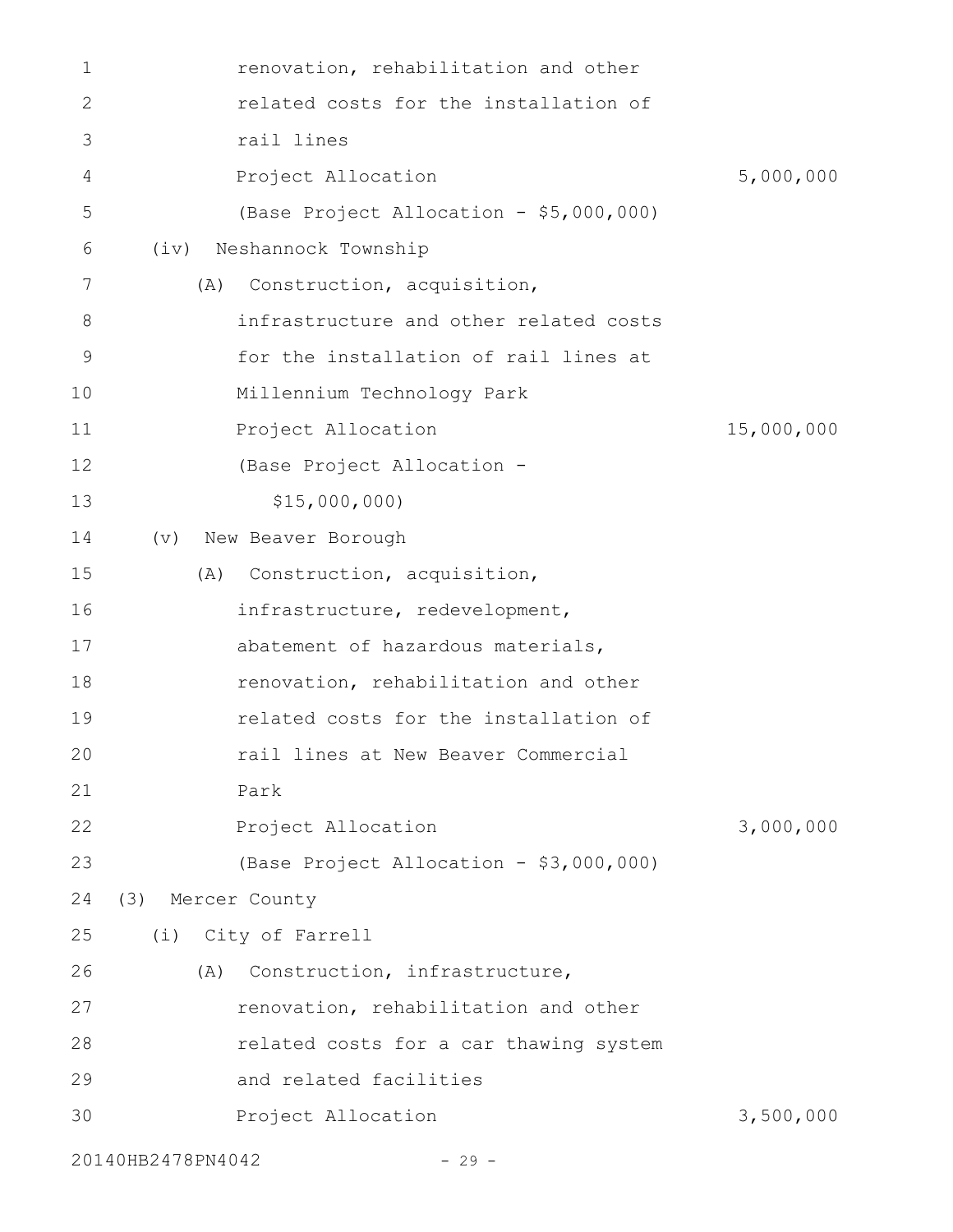renovation, rehabilitation and other related costs for the installation of rail lines

Project Allocation 5,000,000

(Base Project Allocation - $5,000,000)

(iv) Neshannock Township

(A) Construction, acquisition, infrastructure and other related costs for the installation of rail lines at Millennium Technology Park

Project Allocation 15,000,000

(Base Project Allocation - $15,000,000)

(v) New Beaver Borough

(A) Construction, acquisition, infrastructure, redevelopment, abatement of hazardous materials, renovation, rehabilitation and other related costs for the installation of rail lines at New Beaver Commercial Park

Project Allocation 3,000,000

(Base Project Allocation - $3,000,000)

(3) Mercer County

(i) City of Farrell

(A) Construction, infrastructure, renovation, rehabilitation and other related costs for a car thawing system and related facilities

Project Allocation 3,500,000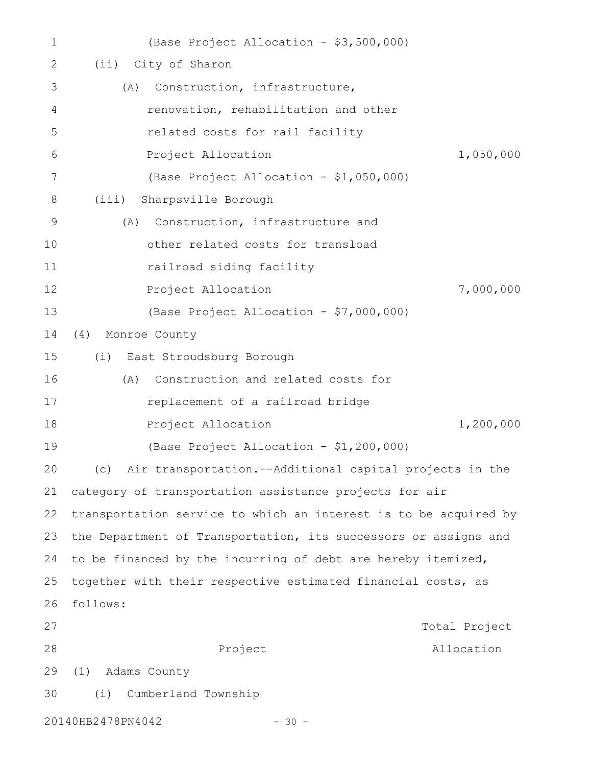(Base Project Allocation - $3,500,000)

(ii) City of Sharon

(A) Construction, infrastructure, renovation, rehabilitation and other related costs for rail facility

Project Allocation 1,050,000

(Base Project Allocation - $1,050,000)

(iii) Sharpsville Borough

(A) Construction, infrastructure and other related costs for transload railroad siding facility

Project Allocation 7,000,000

(Base Project Allocation - $7,000,000)

(4) Monroe County

(i) East Stroudsburg Borough

(A) Construction and related costs for replacement of a railroad bridge

Project Allocation 1,200,000

(Base Project Allocation - $1,200,000)

(c) Air transportation.--Additional capital projects in the category of transportation assistance projects for air transportation service to which an interest is to be acquired by the Department of Transportation, its successors or assigns and to be financed by the incurring of debt are hereby itemized, together with their respective estimated financial costs, as follows:

| Project | Total Project Allocation |
|---|---|

(1) Adams County

(i) Cumberland Township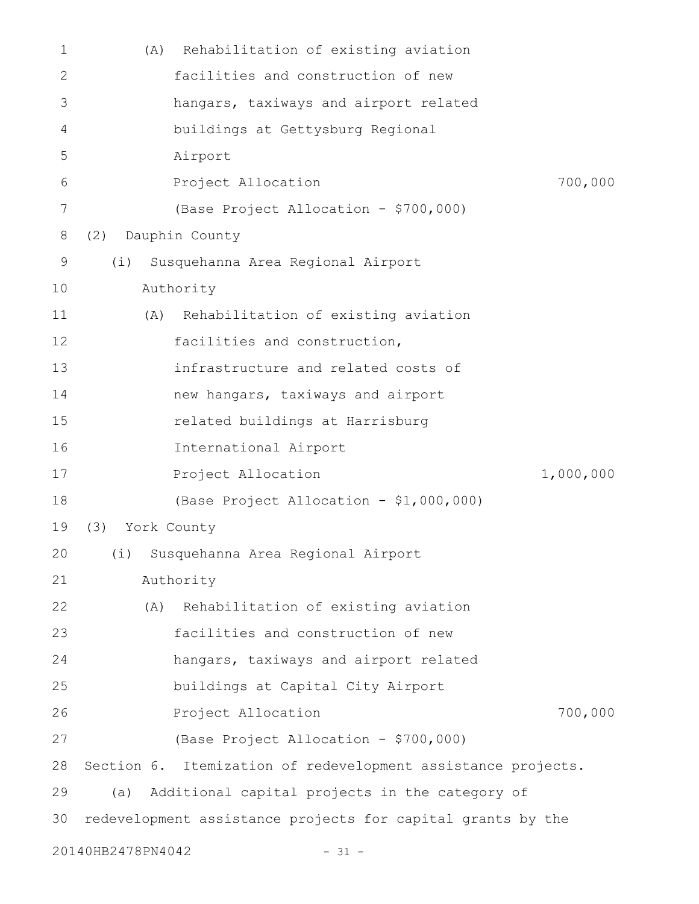(A) Rehabilitation of existing aviation facilities and construction of new hangars, taxiways and airport related buildings at Gettysburg Regional Airport

Project Allocation 700,000

(Base Project Allocation - $700,000)

(2) Dauphin County

(i) Susquehanna Area Regional Airport Authority

(A) Rehabilitation of existing aviation facilities and construction, infrastructure and related costs of new hangars, taxiways and airport related buildings at Harrisburg International Airport

Project Allocation 1,000,000

(Base Project Allocation - $1,000,000)

(3) York County

(i) Susquehanna Area Regional Airport Authority

(A) Rehabilitation of existing aviation facilities and construction of new hangars, taxiways and airport related buildings at Capital City Airport

Project Allocation 700,000

(Base Project Allocation - $700,000)

Section 6. Itemization of redevelopment assistance projects.

(a) Additional capital projects in the category of redevelopment assistance projects for capital grants by the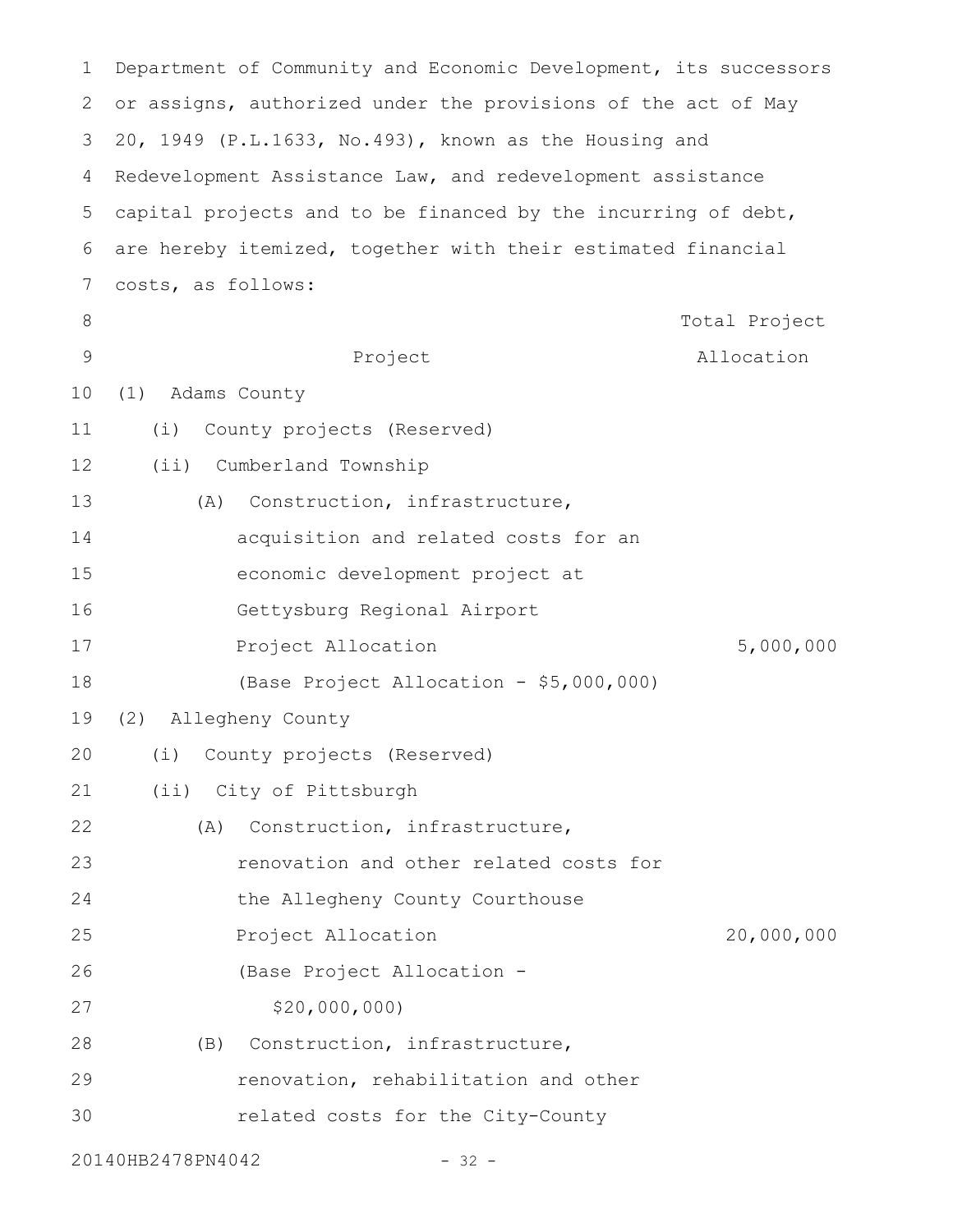Department of Community and Economic Development, its successors or assigns, authorized under the provisions of the act of May 20, 1949 (P.L.1633, No.493), known as the Housing and Redevelopment Assistance Law, and redevelopment assistance capital projects and to be financed by the incurring of debt, are hereby itemized, together with their estimated financial costs, as follows:

| Project | Total Project Allocation |
|---|---|
| (1) Adams County | |
| (i) County projects (Reserved) | |
| (ii) Cumberland Township | |
| (A) Construction, infrastructure, acquisition and related costs for an economic development project at Gettysburg Regional Airport | |
| Project Allocation | 5,000,000 |
| (Base Project Allocation - $5,000,000) | |
| (2) Allegheny County | |
| (i) County projects (Reserved) | |
| (ii) City of Pittsburgh | |
| (A) Construction, infrastructure, renovation and other related costs for the Allegheny County Courthouse | |
| Project Allocation | 20,000,000 |
| (Base Project Allocation - $20,000,000) | |
| (B) Construction, infrastructure, renovation, rehabilitation and other related costs for the City-County | |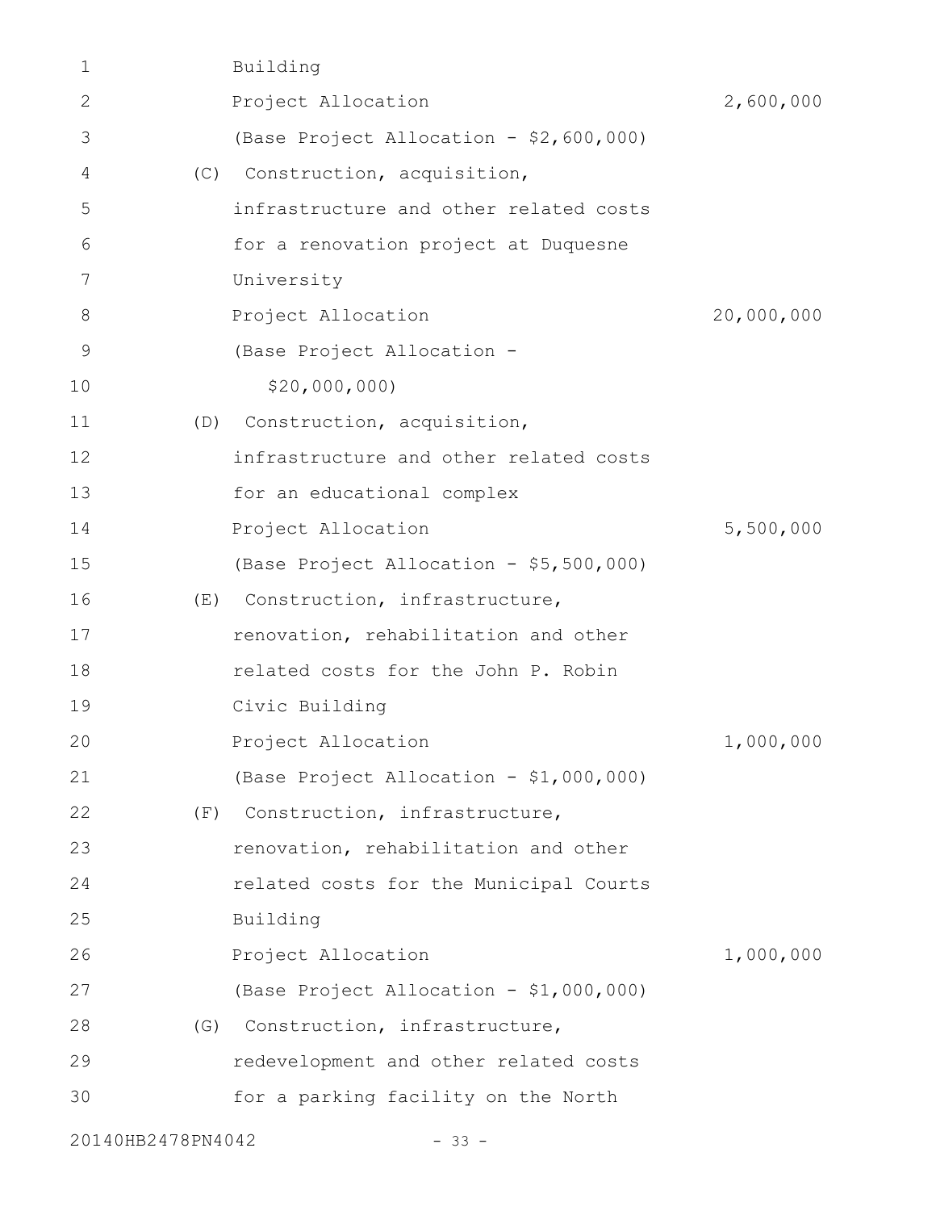Building
Project Allocation 2,600,000
(Base Project Allocation - $2,600,000)

(C) Construction, acquisition, infrastructure and other related costs for a renovation project at Duquesne University
Project Allocation 20,000,000
(Base Project Allocation - $20,000,000)

(D) Construction, acquisition, infrastructure and other related costs for an educational complex
Project Allocation 5,500,000
(Base Project Allocation - $5,500,000)

(E) Construction, infrastructure, renovation, rehabilitation and other related costs for the John P. Robin Civic Building
Project Allocation 1,000,000
(Base Project Allocation - $1,000,000)

(F) Construction, infrastructure, renovation, rehabilitation and other related costs for the Municipal Courts Building
Project Allocation 1,000,000
(Base Project Allocation - $1,000,000)

(G) Construction, infrastructure, redevelopment and other related costs for a parking facility on the North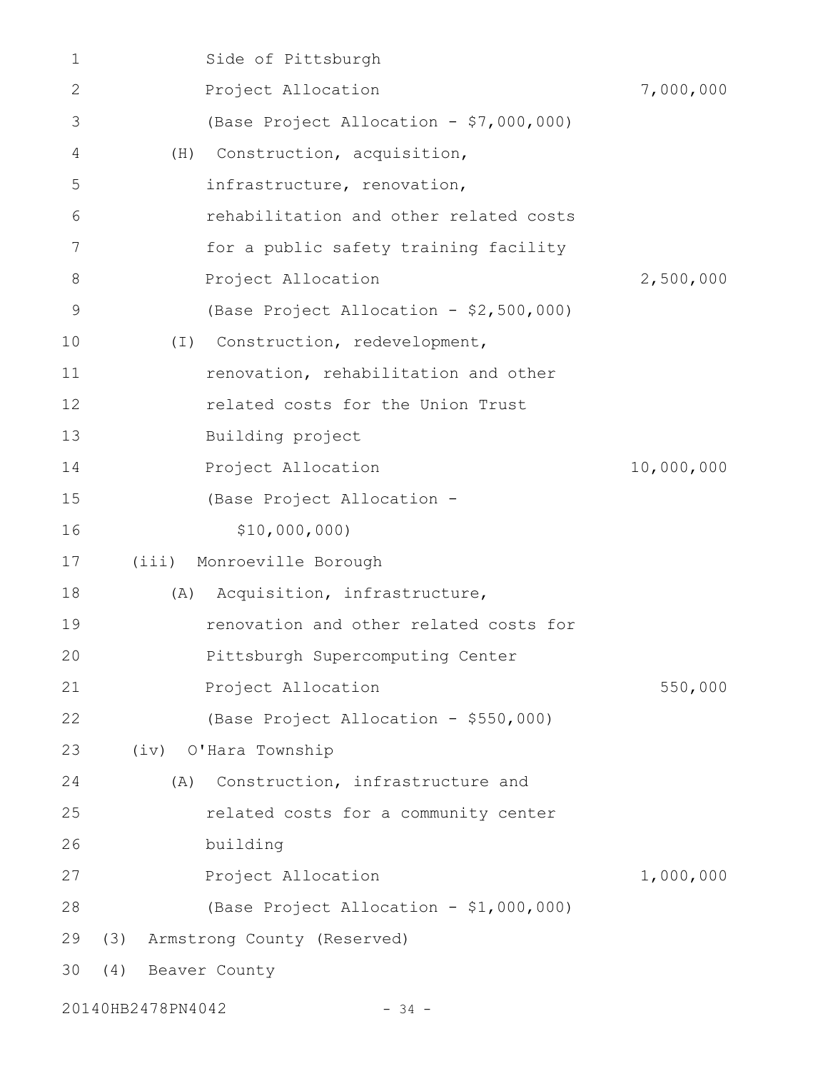Side of Pittsburgh

Project Allocation 7,000,000

(Base Project Allocation - $7,000,000)

(H) Construction, acquisition, infrastructure, renovation, rehabilitation and other related costs for a public safety training facility

Project Allocation 2,500,000

(Base Project Allocation - $2,500,000)

(I) Construction, redevelopment, renovation, rehabilitation and other related costs for the Union Trust Building project

Project Allocation 10,000,000

(Base Project Allocation - $10,000,000)

(iii) Monroeville Borough

(A) Acquisition, infrastructure, renovation and other related costs for Pittsburgh Supercomputing Center

Project Allocation 550,000

(Base Project Allocation - $550,000)

(iv) O'Hara Township

(A) Construction, infrastructure and related costs for a community center building

Project Allocation 1,000,000

(Base Project Allocation - $1,000,000)

(3) Armstrong County (Reserved)

(4) Beaver County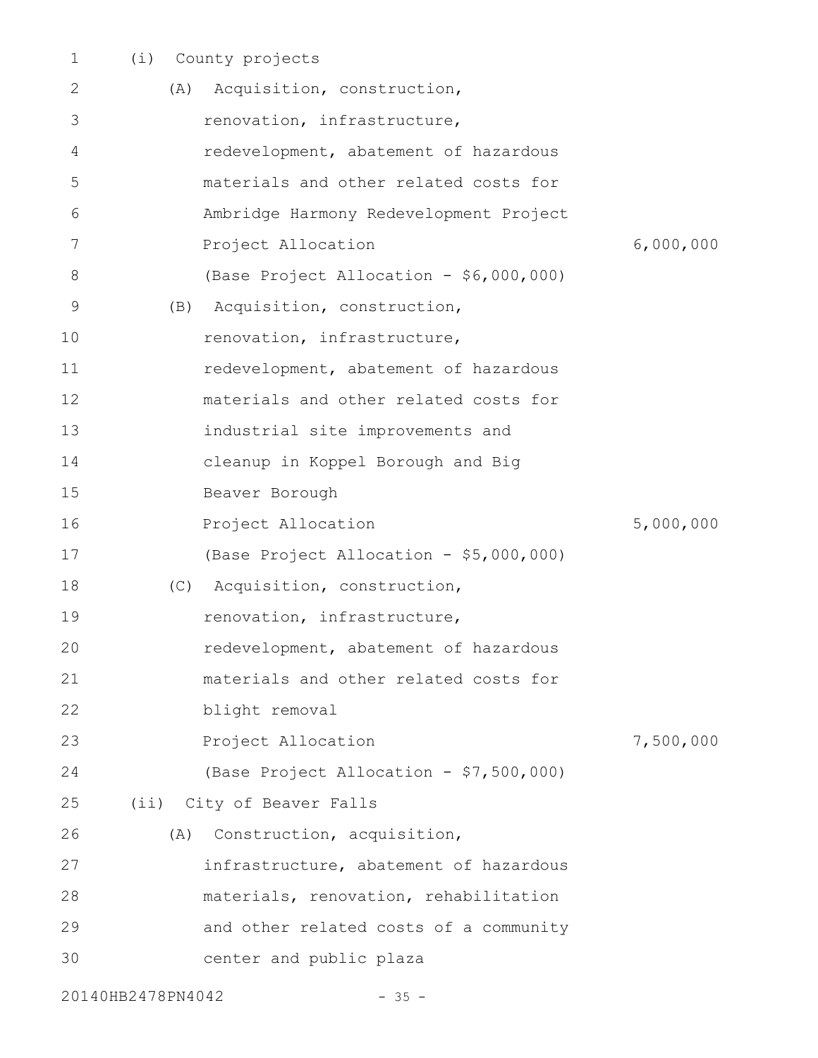(i) County projects

(A) Acquisition, construction, renovation, infrastructure, redevelopment, abatement of hazardous materials and other related costs for Ambridge Harmony Redevelopment Project

Project Allocation 6,000,000

(Base Project Allocation - $6,000,000)

(B) Acquisition, construction, renovation, infrastructure, redevelopment, abatement of hazardous materials and other related costs for industrial site improvements and cleanup in Koppel Borough and Big Beaver Borough

Project Allocation 5,000,000

(Base Project Allocation - $5,000,000)

(C) Acquisition, construction, renovation, infrastructure, redevelopment, abatement of hazardous materials and other related costs for blight removal

Project Allocation 7,500,000

(Base Project Allocation - $7,500,000)

(ii) City of Beaver Falls

(A) Construction, acquisition, infrastructure, abatement of hazardous materials, renovation, rehabilitation and other related costs of a community center and public plaza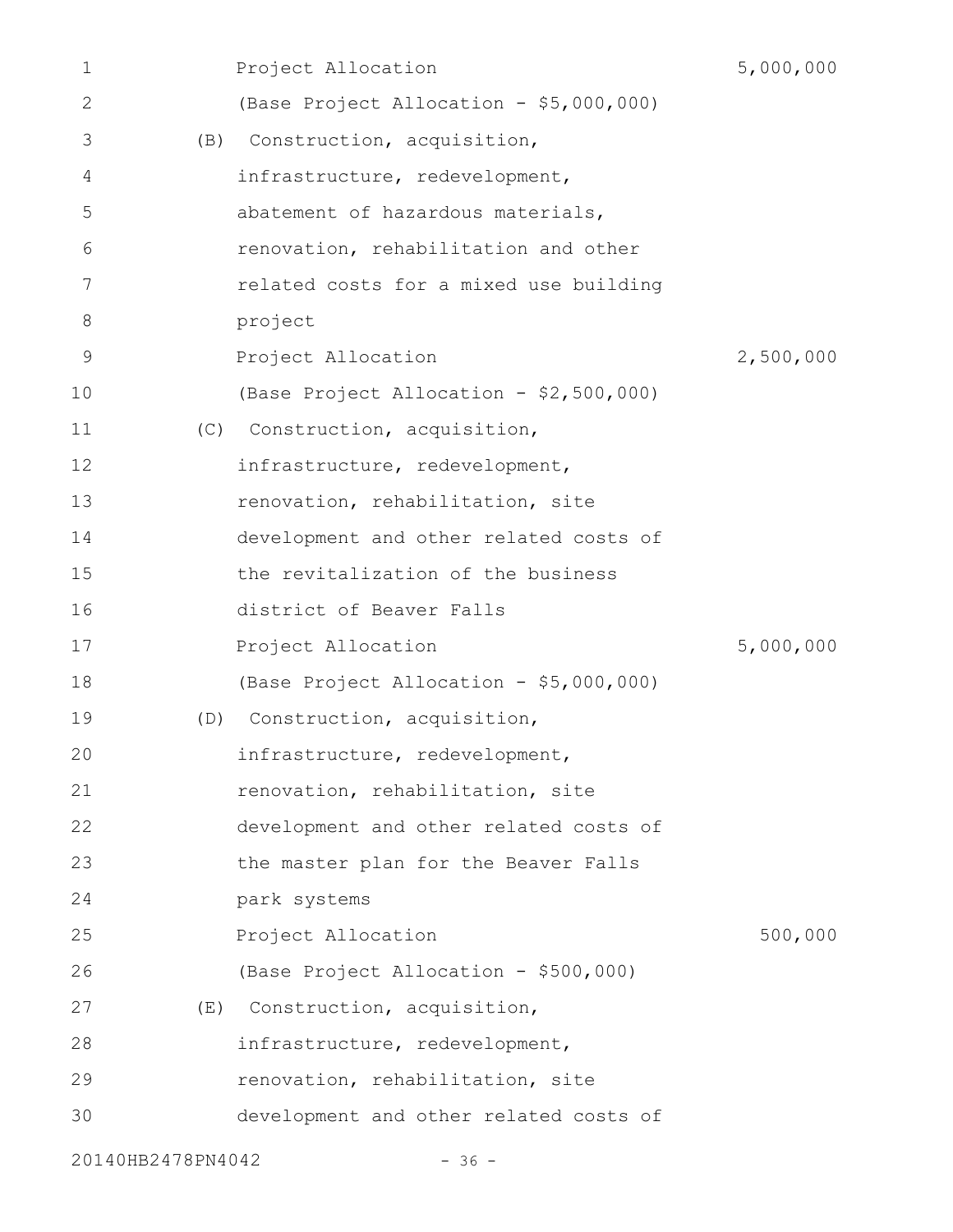Project Allocation 5,000,000

(Base Project Allocation - $5,000,000)

(B) Construction, acquisition, infrastructure, redevelopment, abatement of hazardous materials, renovation, rehabilitation and other related costs for a mixed use building project

Project Allocation 2,500,000

(Base Project Allocation - $2,500,000)

(C) Construction, acquisition, infrastructure, redevelopment, renovation, rehabilitation, site development and other related costs of the revitalization of the business district of Beaver Falls

Project Allocation 5,000,000

(Base Project Allocation - $5,000,000)

(D) Construction, acquisition, infrastructure, redevelopment, renovation, rehabilitation, site development and other related costs of the master plan for the Beaver Falls park systems

Project Allocation 500,000

(Base Project Allocation - $500,000)

(E) Construction, acquisition, infrastructure, redevelopment, renovation, rehabilitation, site development and other related costs of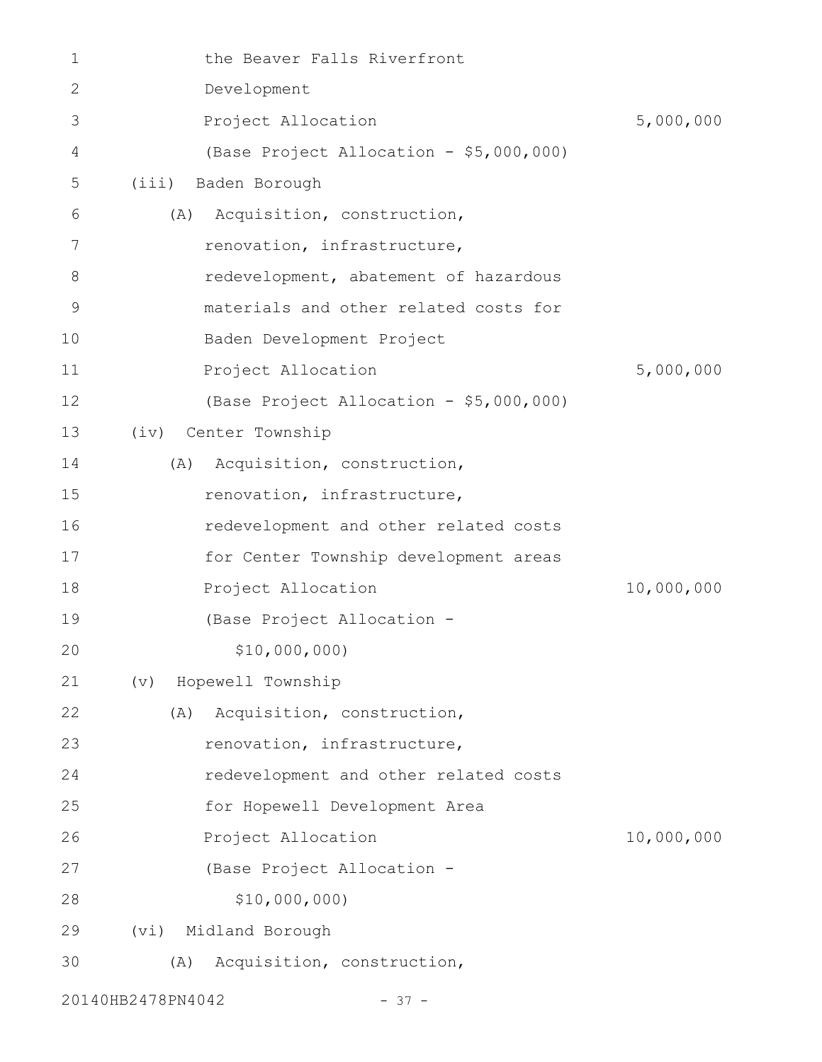the Beaver Falls Riverfront
Development
Project Allocation 5,000,000
(Base Project Allocation - $5,000,000)

(iii) Baden Borough

(A) Acquisition, construction,
renovation, infrastructure,
redevelopment, abatement of hazardous
materials and other related costs for
Baden Development Project
Project Allocation 5,000,000
(Base Project Allocation - $5,000,000)

(iv) Center Township

(A) Acquisition, construction,
renovation, infrastructure,
redevelopment and other related costs
for Center Township development areas
Project Allocation 10,000,000
(Base Project Allocation -
$10,000,000)

(v) Hopewell Township

(A) Acquisition, construction,
renovation, infrastructure,
redevelopment and other related costs
for Hopewell Development Area
Project Allocation 10,000,000
(Base Project Allocation -
$10,000,000)

(vi) Midland Borough

(A) Acquisition, construction,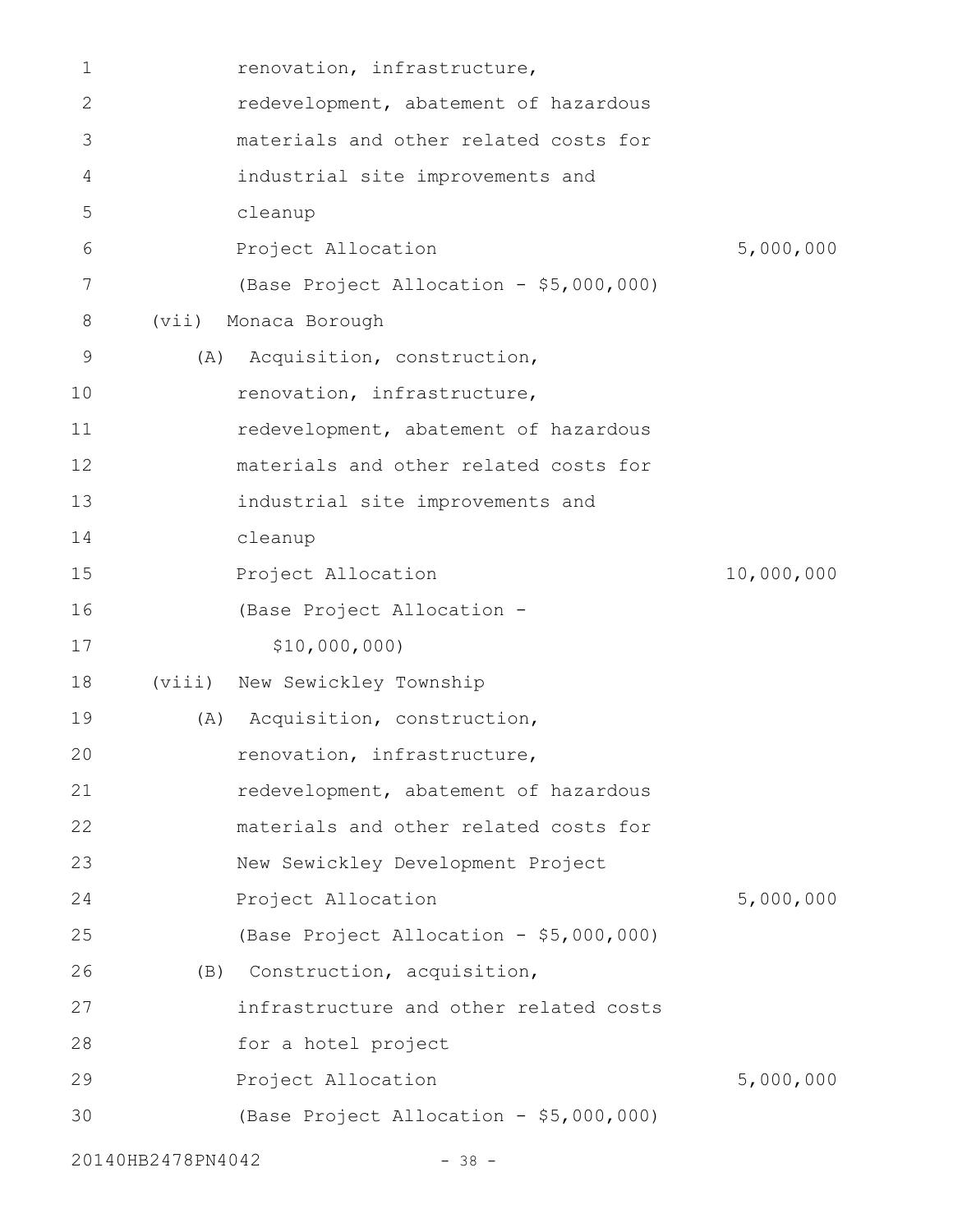renovation, infrastructure, redevelopment, abatement of hazardous materials and other related costs for industrial site improvements and cleanup

Project Allocation 5,000,000

(Base Project Allocation - $5,000,000)

(vii) Monaca Borough

(A) Acquisition, construction, renovation, infrastructure, redevelopment, abatement of hazardous materials and other related costs for industrial site improvements and cleanup

Project Allocation 10,000,000

(Base Project Allocation - $10,000,000)

(viii) New Sewickley Township

(A) Acquisition, construction, renovation, infrastructure, redevelopment, abatement of hazardous materials and other related costs for New Sewickley Development Project

Project Allocation 5,000,000

(Base Project Allocation - $5,000,000)

(B) Construction, acquisition, infrastructure and other related costs for a hotel project

Project Allocation 5,000,000

(Base Project Allocation - $5,000,000)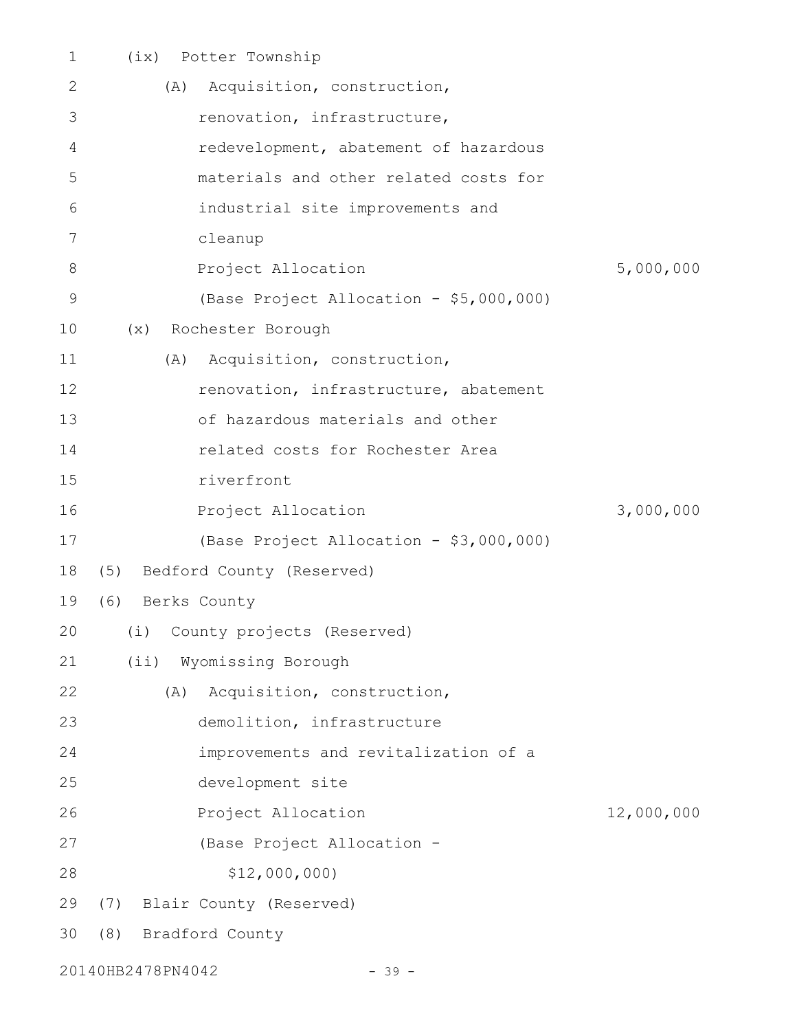(ix) Potter Township

(A) Acquisition, construction, renovation, infrastructure, redevelopment, abatement of hazardous materials and other related costs for industrial site improvements and cleanup

Project Allocation 5,000,000

(Base Project Allocation - $5,000,000)

(x) Rochester Borough

(A) Acquisition, construction, renovation, infrastructure, abatement of hazardous materials and other related costs for Rochester Area riverfront

Project Allocation 3,000,000

(Base Project Allocation - $3,000,000)

(5) Bedford County (Reserved)

(6) Berks County

(i) County projects (Reserved)

(ii) Wyomissing Borough

(A) Acquisition, construction, demolition, infrastructure improvements and revitalization of a development site

Project Allocation 12,000,000

(Base Project Allocation - $12,000,000)

(7) Blair County (Reserved)

(8) Bradford County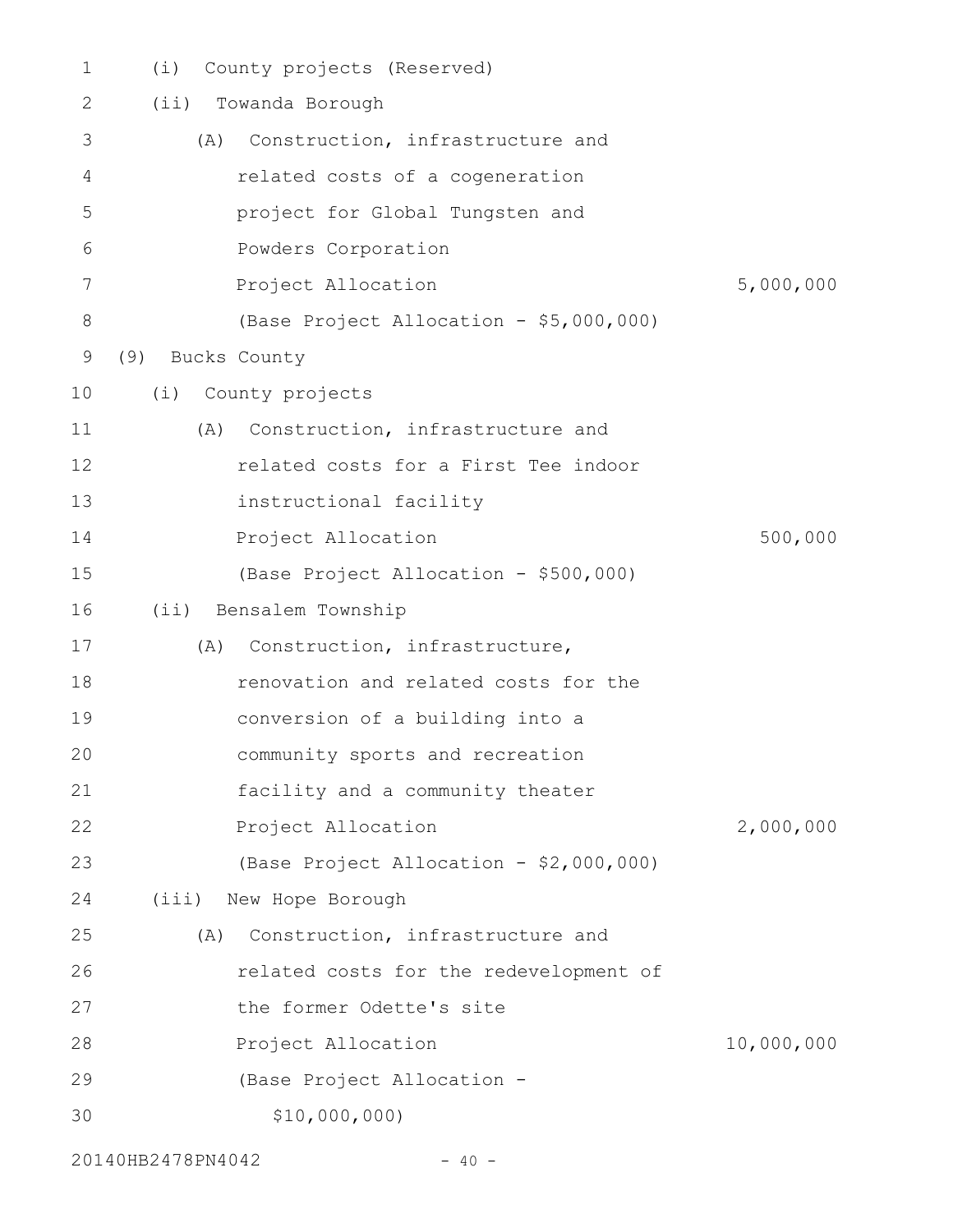(i) County projects (Reserved)

(ii) Towanda Borough

(A) Construction, infrastructure and related costs of a cogeneration project for Global Tungsten and Powders Corporation

Project Allocation 5,000,000

(Base Project Allocation - $5,000,000)

(9) Bucks County

(i) County projects

(A) Construction, infrastructure and related costs for a First Tee indoor instructional facility

Project Allocation 500,000

(Base Project Allocation - $500,000)

(ii) Bensalem Township

(A) Construction, infrastructure, renovation and related costs for the conversion of a building into a community sports and recreation facility and a community theater

Project Allocation 2,000,000

(Base Project Allocation - $2,000,000)

(iii) New Hope Borough

(A) Construction, infrastructure and related costs for the redevelopment of the former Odette's site

Project Allocation 10,000,000

(Base Project Allocation - $10,000,000)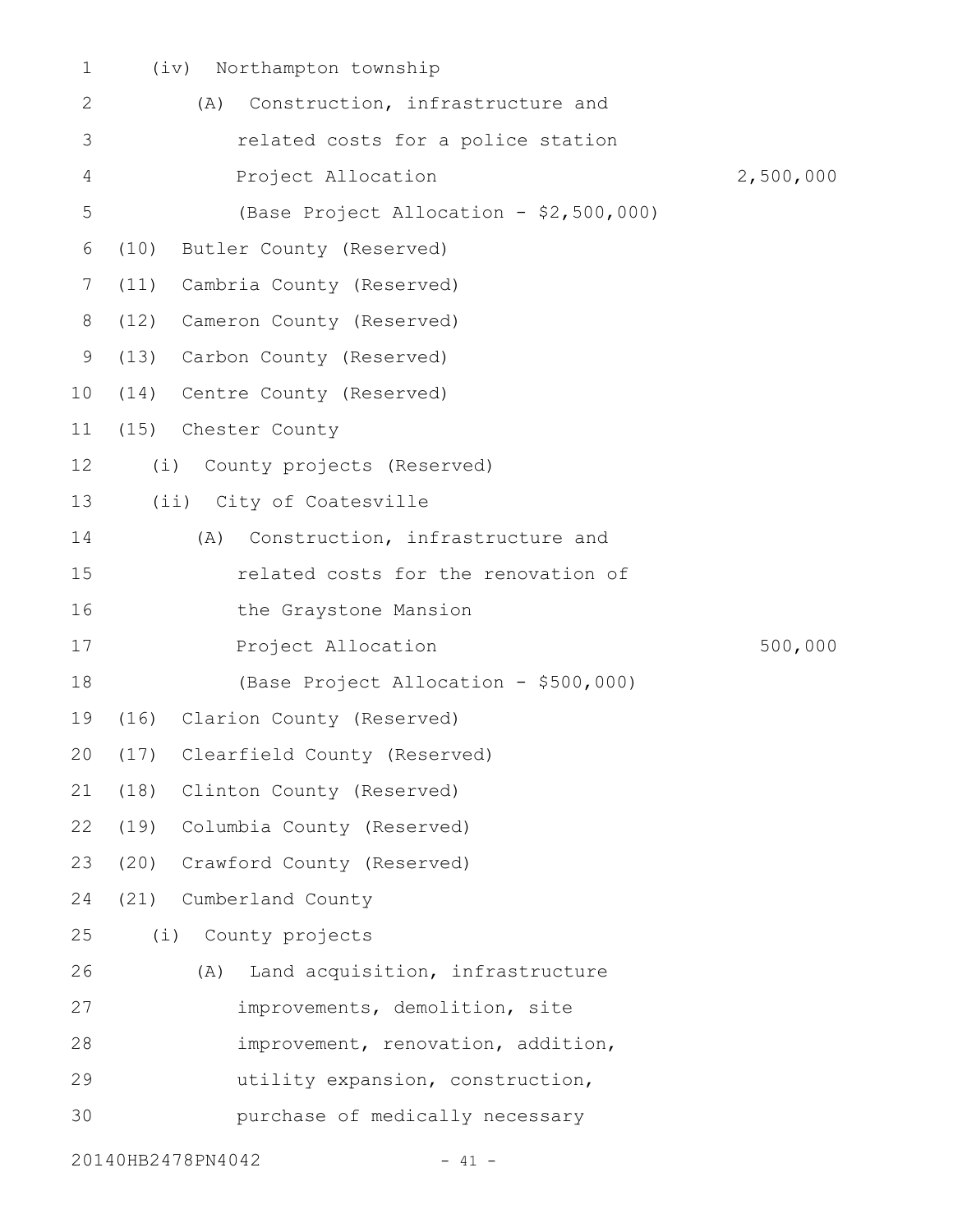(iv) Northampton township

(A) Construction, infrastructure and related costs for a police station
Project Allocation 2,500,000
(Base Project Allocation - $2,500,000)

(10) Butler County (Reserved)

(11) Cambria County (Reserved)

(12) Cameron County (Reserved)

(13) Carbon County (Reserved)

(14) Centre County (Reserved)

(15) Chester County

(i) County projects (Reserved)

(ii) City of Coatesville

(A) Construction, infrastructure and related costs for the renovation of the Graystone Mansion
Project Allocation 500,000
(Base Project Allocation - $500,000)

(16) Clarion County (Reserved)

(17) Clearfield County (Reserved)

(18) Clinton County (Reserved)

(19) Columbia County (Reserved)

(20) Crawford County (Reserved)

(21) Cumberland County

(i) County projects

(A) Land acquisition, infrastructure improvements, demolition, site improvement, renovation, addition, utility expansion, construction, purchase of medically necessary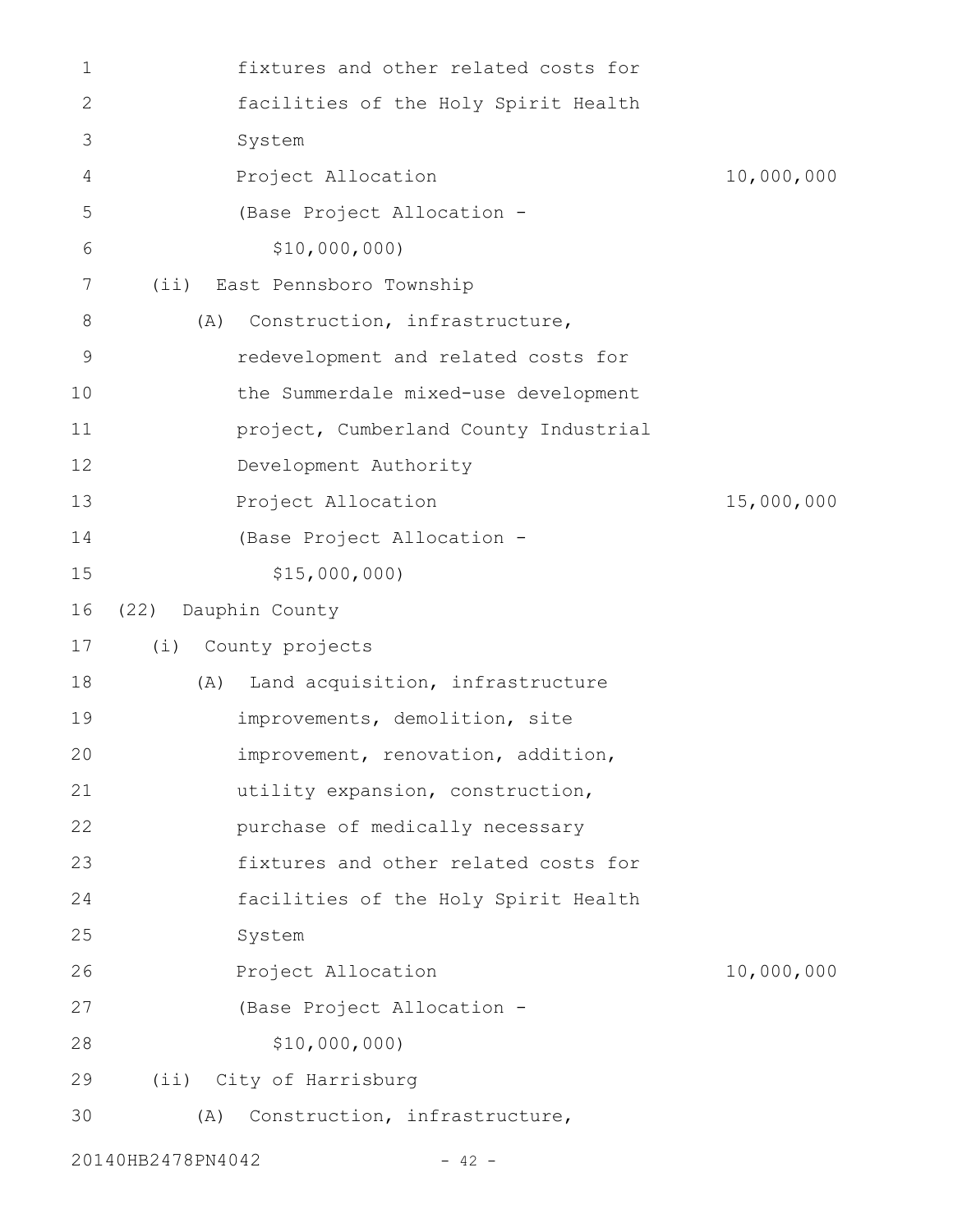fixtures and other related costs for facilities of the Holy Spirit Health System

Project Allocation 10,000,000

(Base Project Allocation - $10,000,000)

(ii) East Pennsboro Township

(A) Construction, infrastructure, redevelopment and related costs for the Summerdale mixed-use development project, Cumberland County Industrial Development Authority

Project Allocation 15,000,000

(Base Project Allocation - $15,000,000)

(22) Dauphin County

(i) County projects

(A) Land acquisition, infrastructure improvements, demolition, site improvement, renovation, addition, utility expansion, construction, purchase of medically necessary fixtures and other related costs for facilities of the Holy Spirit Health System

Project Allocation 10,000,000

(Base Project Allocation - $10,000,000)

(ii) City of Harrisburg

(A) Construction, infrastructure,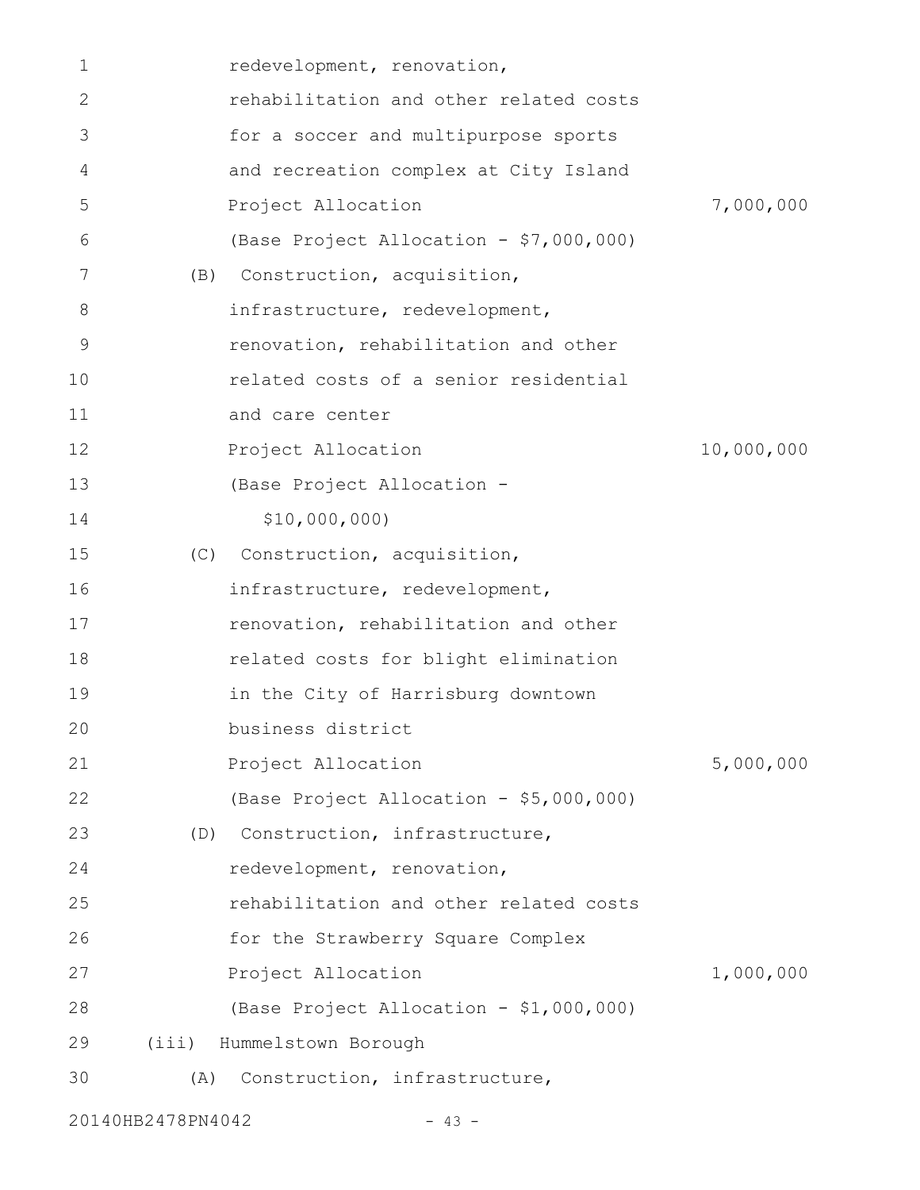redevelopment, renovation, rehabilitation and other related costs for a soccer and multipurpose sports and recreation complex at City Island

Project Allocation 7,000,000

(Base Project Allocation - $7,000,000)

(B) Construction, acquisition, infrastructure, redevelopment, renovation, rehabilitation and other related costs of a senior residential and care center

Project Allocation 10,000,000

(Base Project Allocation - $10,000,000)

(C) Construction, acquisition, infrastructure, redevelopment, renovation, rehabilitation and other related costs for blight elimination in the City of Harrisburg downtown business district

Project Allocation 5,000,000

(Base Project Allocation - $5,000,000)

(D) Construction, infrastructure, redevelopment, renovation, rehabilitation and other related costs for the Strawberry Square Complex

Project Allocation 1,000,000

(Base Project Allocation - $1,000,000)

(iii) Hummelstown Borough

(A) Construction, infrastructure,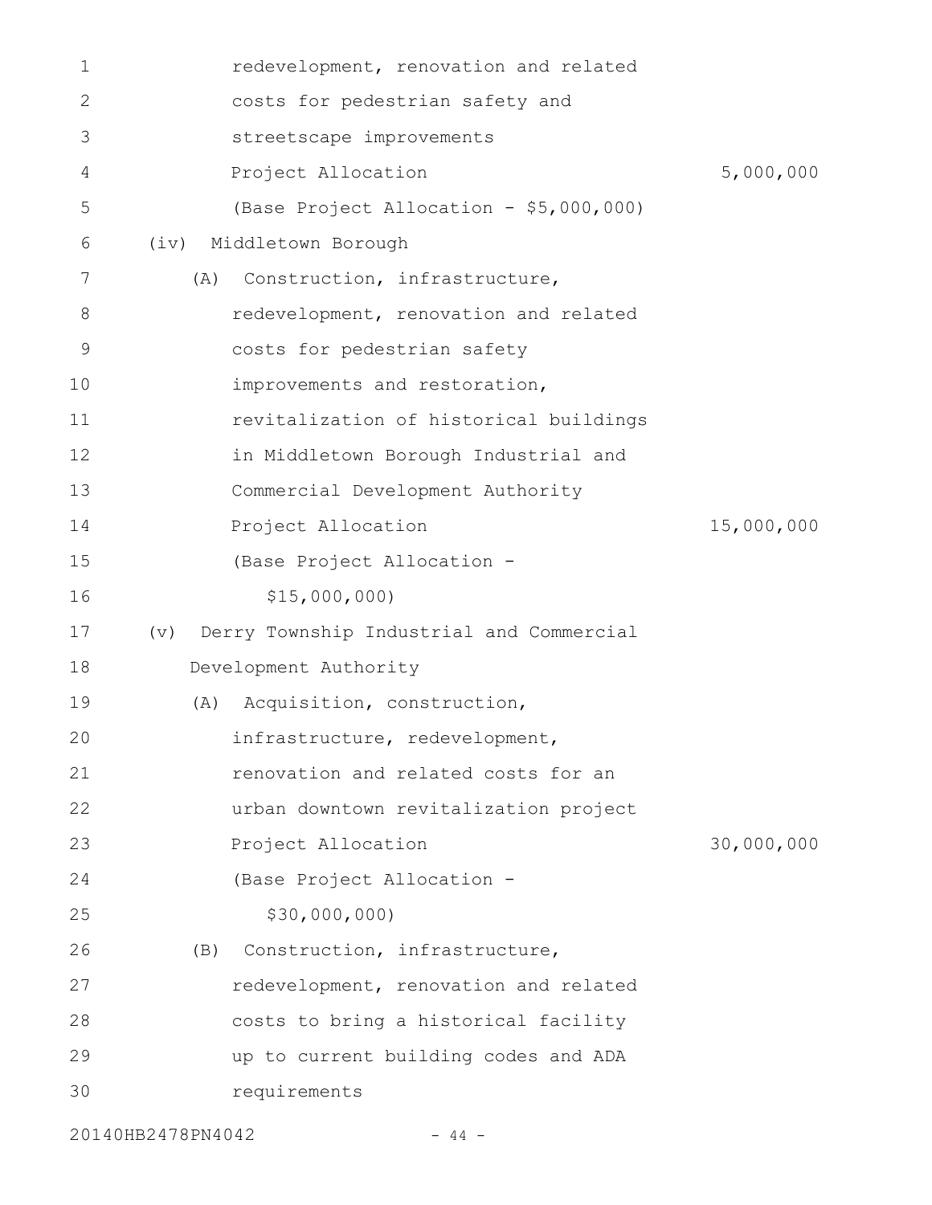redevelopment, renovation and related costs for pedestrian safety and streetscape improvements

Project Allocation 5,000,000

(Base Project Allocation - $5,000,000)

(iv) Middletown Borough

(A) Construction, infrastructure, redevelopment, renovation and related costs for pedestrian safety improvements and restoration, revitalization of historical buildings in Middletown Borough Industrial and Commercial Development Authority

Project Allocation 15,000,000

(Base Project Allocation - $15,000,000)

(v) Derry Township Industrial and Commercial Development Authority

(A) Acquisition, construction, infrastructure, redevelopment, renovation and related costs for an urban downtown revitalization project

Project Allocation 30,000,000

(Base Project Allocation - $30,000,000)

(B) Construction, infrastructure, redevelopment, renovation and related costs to bring a historical facility up to current building codes and ADA requirements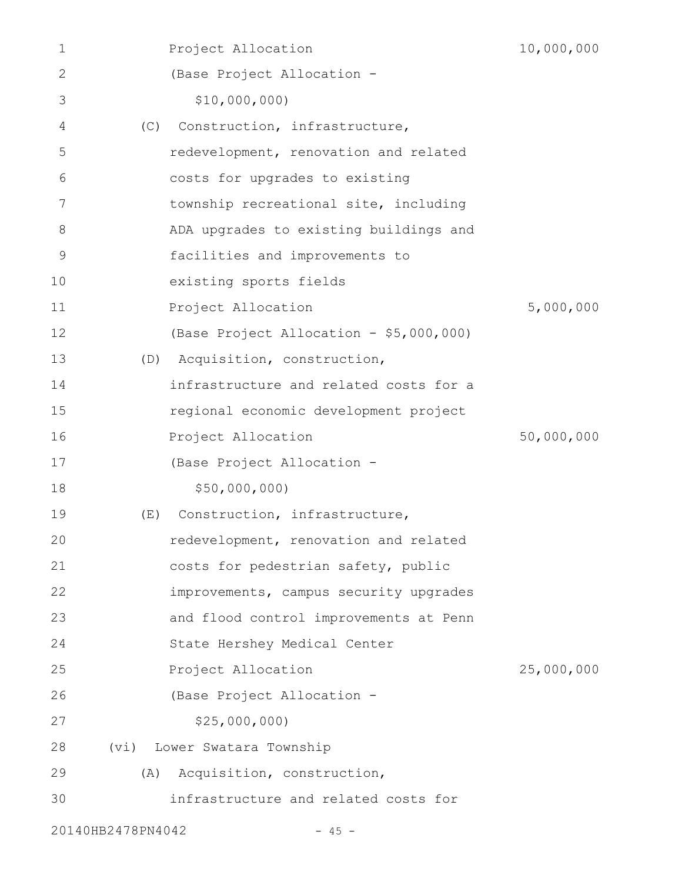Project Allocation 10,000,000
(Base Project Allocation -
$10,000,000)

(C) Construction, infrastructure,
redevelopment, renovation and related
costs for upgrades to existing
township recreational site, including
ADA upgrades to existing buildings and
facilities and improvements to
existing sports fields
Project Allocation 5,000,000
(Base Project Allocation - $5,000,000)

(D) Acquisition, construction,
infrastructure and related costs for a
regional economic development project
Project Allocation 50,000,000
(Base Project Allocation -
$50,000,000)

(E) Construction, infrastructure,
redevelopment, renovation and related
costs for pedestrian safety, public
improvements, campus security upgrades
and flood control improvements at Penn
State Hershey Medical Center
Project Allocation 25,000,000
(Base Project Allocation -
$25,000,000)

(vi) Lower Swatara Township

(A) Acquisition, construction,
infrastructure and related costs for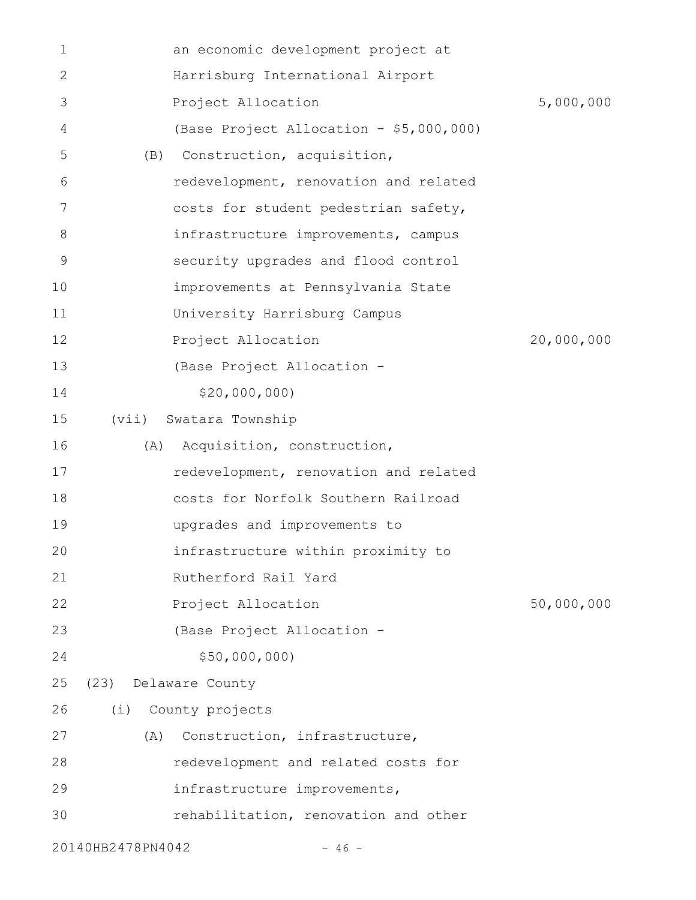an economic development project at Harrisburg International Airport

Project Allocation 5,000,000

(Base Project Allocation - $5,000,000)

(B) Construction, acquisition, redevelopment, renovation and related costs for student pedestrian safety, infrastructure improvements, campus security upgrades and flood control improvements at Pennsylvania State University Harrisburg Campus

Project Allocation 20,000,000

(Base Project Allocation - $20,000,000)

(vii) Swatara Township

(A) Acquisition, construction, redevelopment, renovation and related costs for Norfolk Southern Railroad upgrades and improvements to infrastructure within proximity to Rutherford Rail Yard

Project Allocation 50,000,000

(Base Project Allocation - $50,000,000)

(23) Delaware County

(i) County projects

(A) Construction, infrastructure, redevelopment and related costs for infrastructure improvements, rehabilitation, renovation and other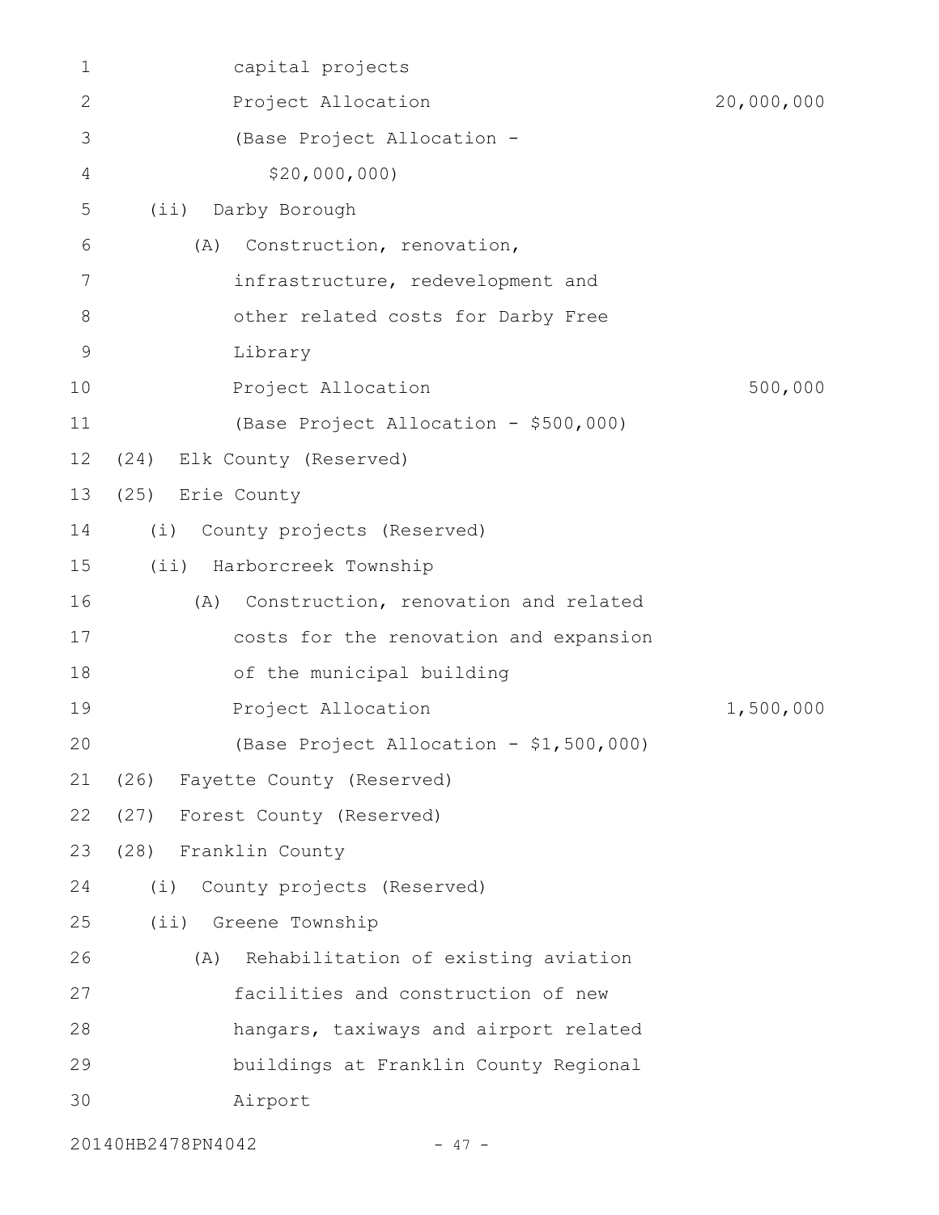capital projects
Project Allocation 20,000,000
(Base Project Allocation -
$20,000,000)

(ii) Darby Borough

(A) Construction, renovation, infrastructure, redevelopment and other related costs for Darby Free Library
Project Allocation 500,000
(Base Project Allocation - $500,000)

(24) Elk County (Reserved)

(25) Erie County

(i) County projects (Reserved)

(ii) Harborcreek Township

(A) Construction, renovation and related costs for the renovation and expansion of the municipal building
Project Allocation 1,500,000
(Base Project Allocation - $1,500,000)

(26) Fayette County (Reserved)

(27) Forest County (Reserved)

(28) Franklin County

(i) County projects (Reserved)

(ii) Greene Township

(A) Rehabilitation of existing aviation facilities and construction of new hangars, taxiways and airport related buildings at Franklin County Regional Airport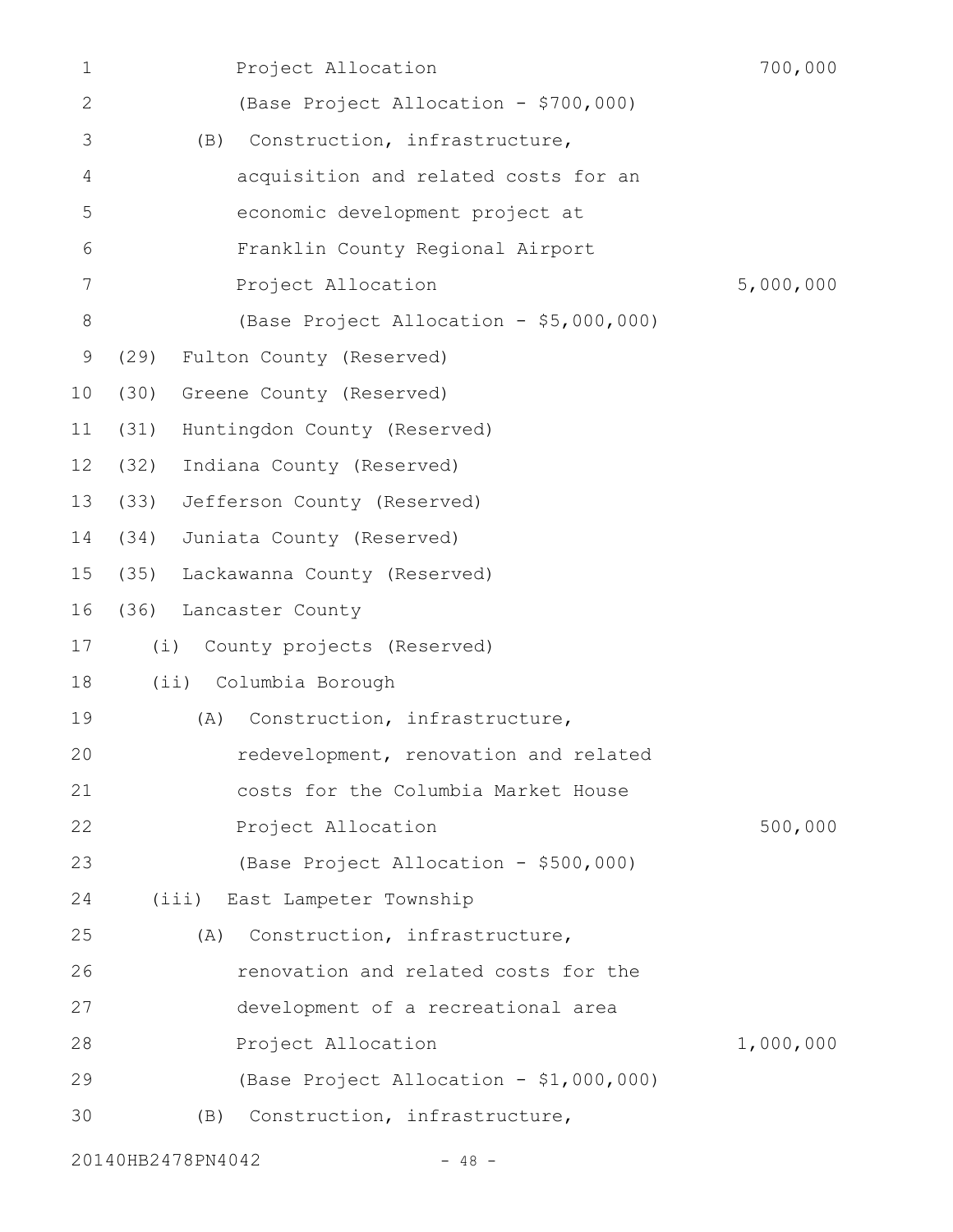Project Allocation 700,000

(Base Project Allocation - $700,000)

(B) Construction, infrastructure, acquisition and related costs for an economic development project at Franklin County Regional Airport

Project Allocation 5,000,000

(Base Project Allocation - $5,000,000)

(29) Fulton County (Reserved)

(30) Greene County (Reserved)

(31) Huntingdon County (Reserved)

(32) Indiana County (Reserved)

(33) Jefferson County (Reserved)

(34) Juniata County (Reserved)

(35) Lackawanna County (Reserved)

(36) Lancaster County

(i) County projects (Reserved)

(ii) Columbia Borough

(A) Construction, infrastructure, redevelopment, renovation and related costs for the Columbia Market House

Project Allocation 500,000

(Base Project Allocation - $500,000)

(iii) East Lampeter Township

(A) Construction, infrastructure, renovation and related costs for the development of a recreational area

Project Allocation 1,000,000

(Base Project Allocation - $1,000,000)

(B) Construction, infrastructure,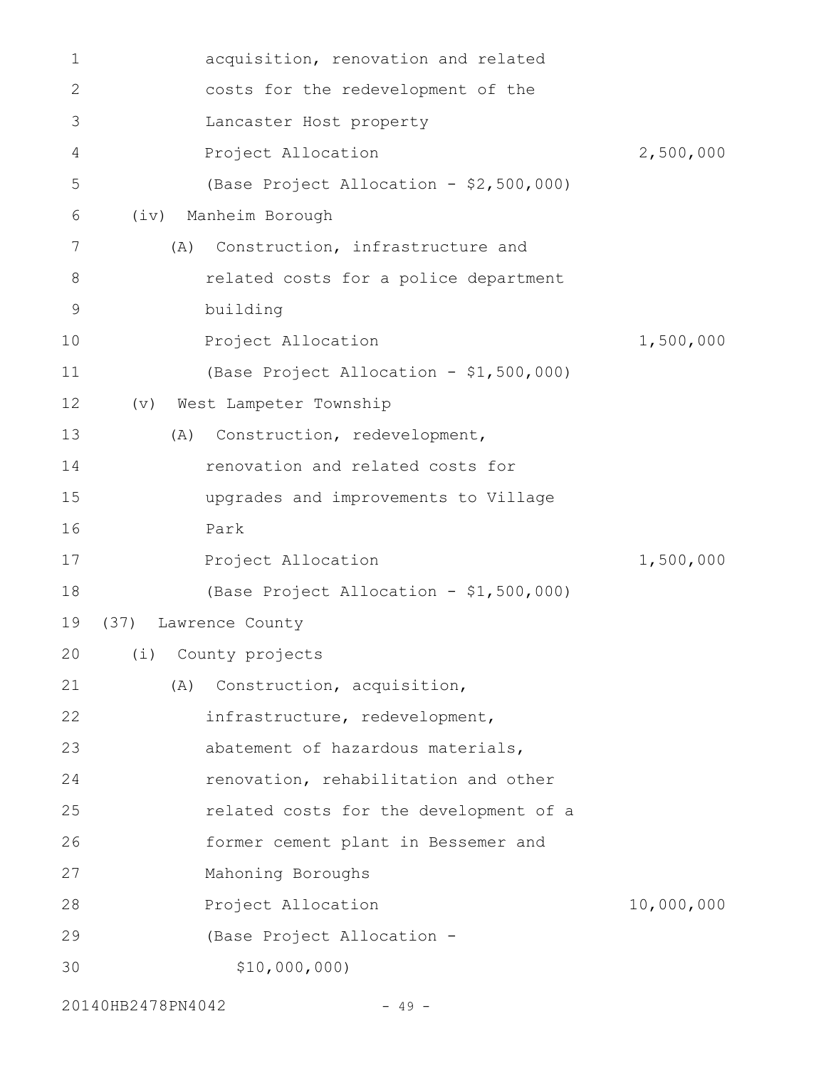acquisition, renovation and related costs for the redevelopment of the Lancaster Host property

Project Allocation 2,500,000

(Base Project Allocation - $2,500,000)

(iv) Manheim Borough

(A) Construction, infrastructure and related costs for a police department building

Project Allocation 1,500,000

(Base Project Allocation - $1,500,000)

(v) West Lampeter Township

(A) Construction, redevelopment, renovation and related costs for upgrades and improvements to Village Park

Project Allocation 1,500,000

(Base Project Allocation - $1,500,000)

(37) Lawrence County

(i) County projects

(A) Construction, acquisition, infrastructure, redevelopment, abatement of hazardous materials, renovation, rehabilitation and other related costs for the development of a former cement plant in Bessemer and Mahoning Boroughs

Project Allocation 10,000,000

(Base Project Allocation - $10,000,000)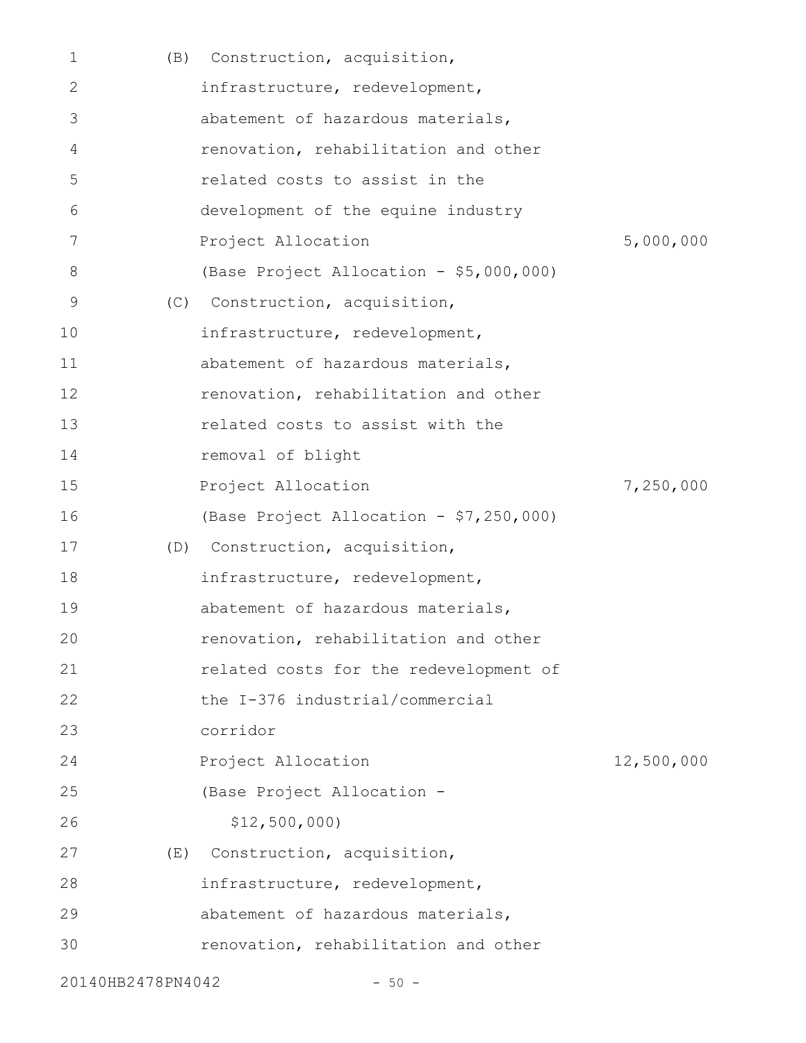(B) Construction, acquisition, infrastructure, redevelopment, abatement of hazardous materials, renovation, rehabilitation and other related costs to assist in the development of the equine industry

Project Allocation 5,000,000

(Base Project Allocation - $5,000,000)

(C) Construction, acquisition, infrastructure, redevelopment, abatement of hazardous materials, renovation, rehabilitation and other related costs to assist with the removal of blight

Project Allocation 7,250,000

(Base Project Allocation - $7,250,000)

(D) Construction, acquisition, infrastructure, redevelopment, abatement of hazardous materials, renovation, rehabilitation and other related costs for the redevelopment of the I-376 industrial/commercial corridor

Project Allocation 12,500,000

(Base Project Allocation - $12,500,000)

(E) Construction, acquisition, infrastructure, redevelopment, abatement of hazardous materials, renovation, rehabilitation and other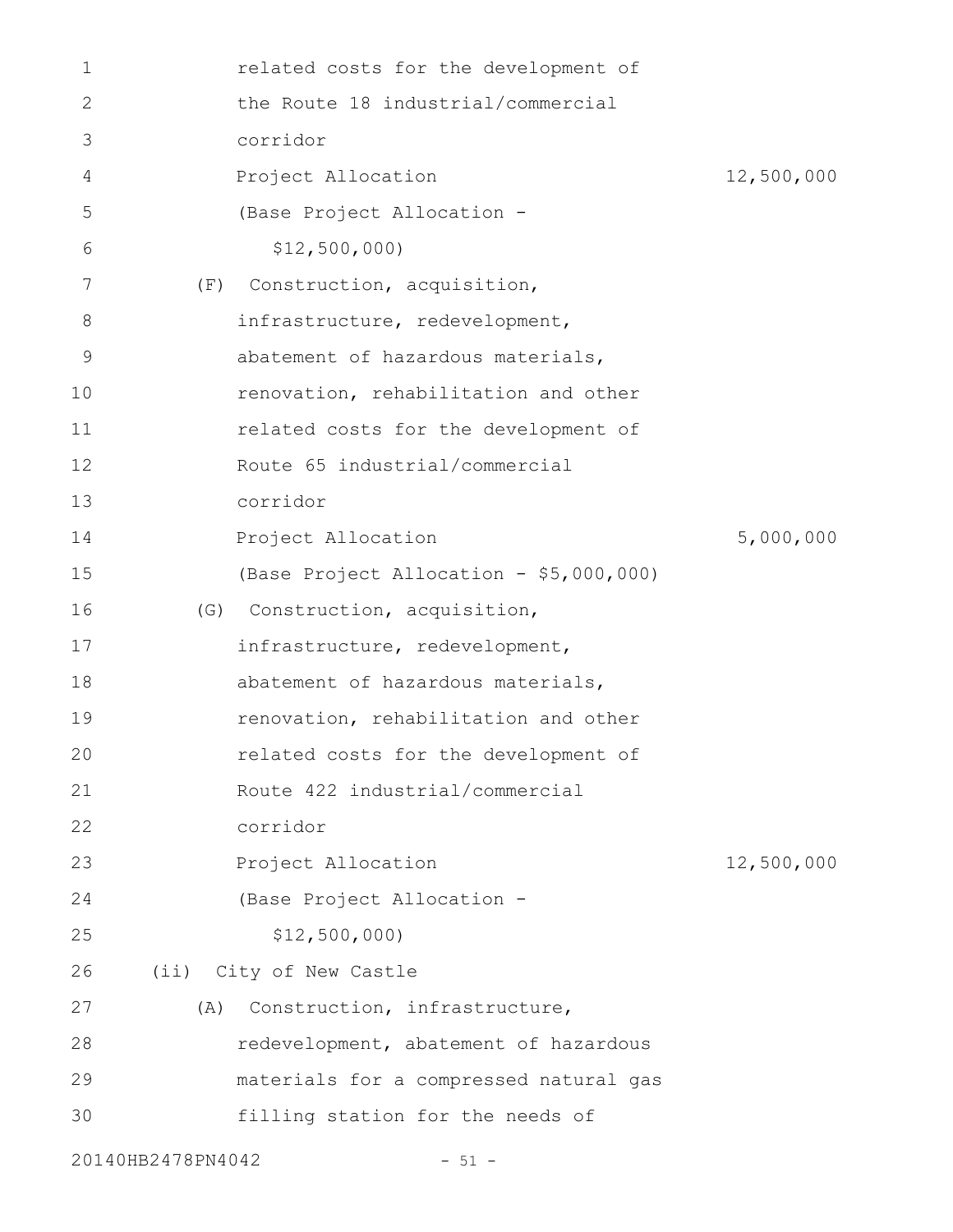related costs for the development of the Route 18 industrial/commercial corridor

Project Allocation 12,500,000

(Base Project Allocation - $12,500,000)

(F) Construction, acquisition, infrastructure, redevelopment, abatement of hazardous materials, renovation, rehabilitation and other related costs for the development of Route 65 industrial/commercial corridor

Project Allocation 5,000,000

(Base Project Allocation - $5,000,000)

(G) Construction, acquisition, infrastructure, redevelopment, abatement of hazardous materials, renovation, rehabilitation and other related costs for the development of Route 422 industrial/commercial corridor

Project Allocation 12,500,000

(Base Project Allocation - $12,500,000)

(ii) City of New Castle

(A) Construction, infrastructure, redevelopment, abatement of hazardous materials for a compressed natural gas filling station for the needs of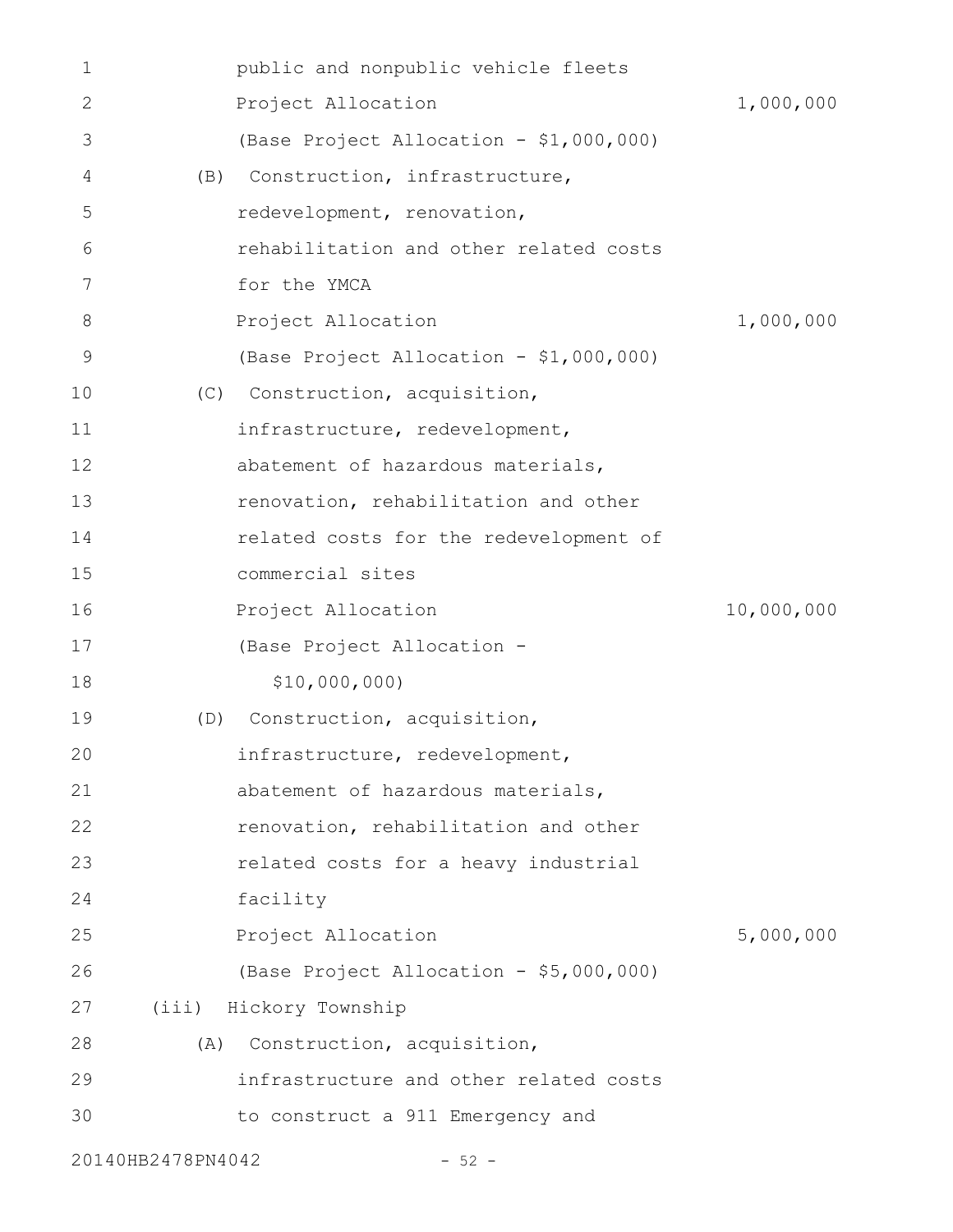public and nonpublic vehicle fleets

Project Allocation 1,000,000

(Base Project Allocation - $1,000,000)

(B) Construction, infrastructure, redevelopment, renovation, rehabilitation and other related costs for the YMCA

Project Allocation 1,000,000

(Base Project Allocation - $1,000,000)

(C) Construction, acquisition, infrastructure, redevelopment, abatement of hazardous materials, renovation, rehabilitation and other related costs for the redevelopment of commercial sites

Project Allocation 10,000,000

(Base Project Allocation - $10,000,000)

(D) Construction, acquisition, infrastructure, redevelopment, abatement of hazardous materials, renovation, rehabilitation and other related costs for a heavy industrial facility

Project Allocation 5,000,000

(Base Project Allocation - $5,000,000)

(iii) Hickory Township

(A) Construction, acquisition, infrastructure and other related costs to construct a 911 Emergency and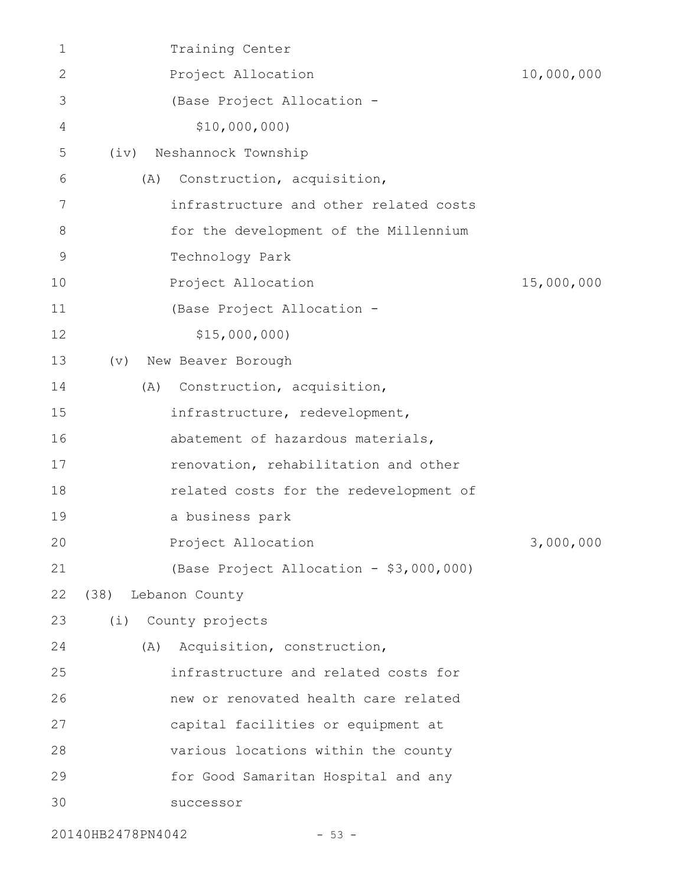Training Center
Project Allocation 10,000,000
(Base Project Allocation -
$10,000,000)

(iv) Neshannock Township

(A) Construction, acquisition, infrastructure and other related costs for the development of the Millennium Technology Park
Project Allocation 15,000,000
(Base Project Allocation -
$15,000,000)

(v) New Beaver Borough

(A) Construction, acquisition, infrastructure, redevelopment, abatement of hazardous materials, renovation, rehabilitation and other related costs for the redevelopment of a business park
Project Allocation 3,000,000
(Base Project Allocation - $3,000,000)

(38) Lebanon County

(i) County projects

(A) Acquisition, construction, infrastructure and related costs for new or renovated health care related capital facilities or equipment at various locations within the county for Good Samaritan Hospital and any successor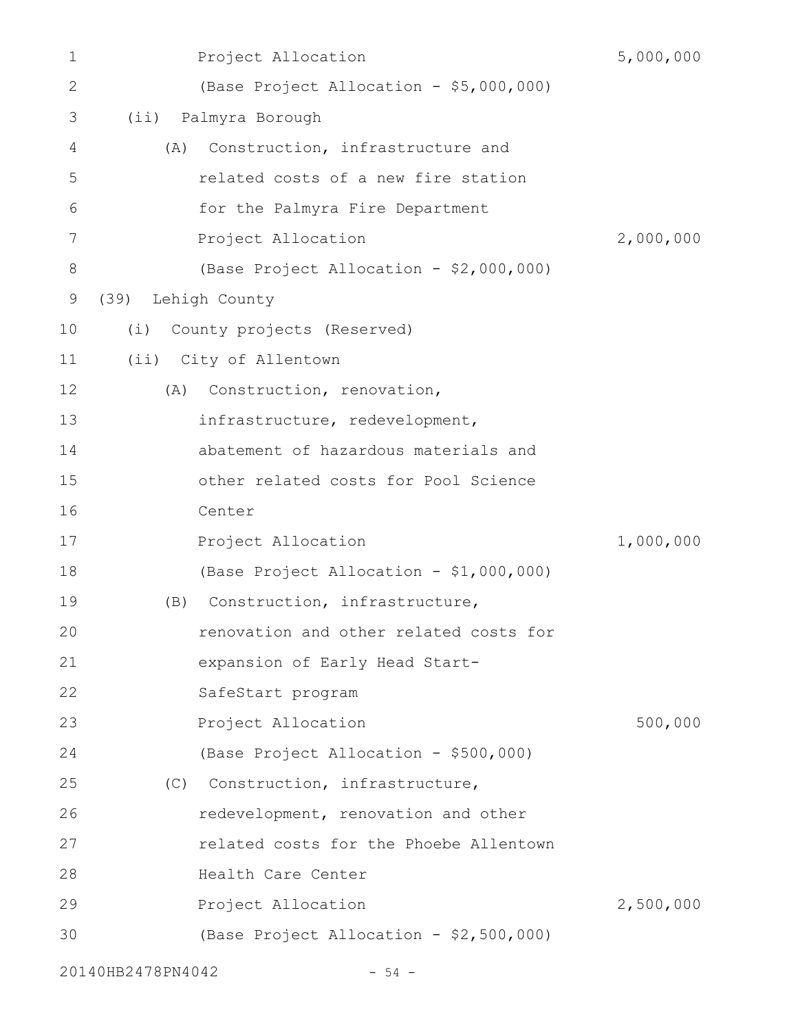Project Allocation 5,000,000
(Base Project Allocation - $5,000,000)

(ii) Palmyra Borough

(A) Construction, infrastructure and related costs of a new fire station for the Palmyra Fire Department
Project Allocation 2,000,000
(Base Project Allocation - $2,000,000)

(39) Lehigh County

(i) County projects (Reserved)

(ii) City of Allentown

(A) Construction, renovation, infrastructure, redevelopment, abatement of hazardous materials and other related costs for Pool Science Center
Project Allocation 1,000,000
(Base Project Allocation - $1,000,000)

(B) Construction, infrastructure, renovation and other related costs for expansion of Early Head Start-SafeStart program
Project Allocation 500,000
(Base Project Allocation - $500,000)

(C) Construction, infrastructure, redevelopment, renovation and other related costs for the Phoebe Allentown Health Care Center
Project Allocation 2,500,000
(Base Project Allocation - $2,500,000)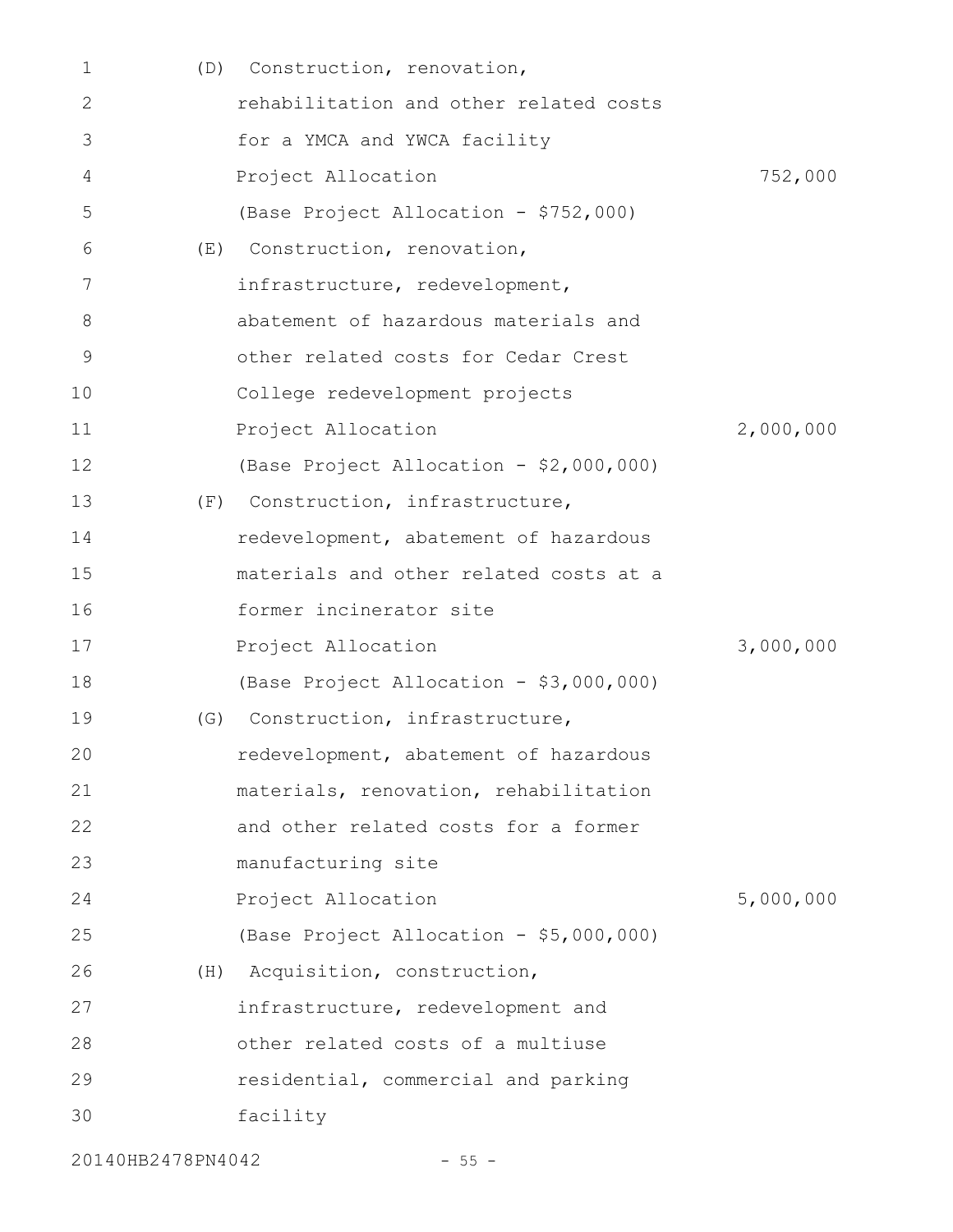(D) Construction, renovation, rehabilitation and other related costs for a YMCA and YWCA facility

Project Allocation 752,000

(Base Project Allocation - $752,000)

(E) Construction, renovation, infrastructure, redevelopment, abatement of hazardous materials and other related costs for Cedar Crest College redevelopment projects

Project Allocation 2,000,000

(Base Project Allocation - $2,000,000)

(F) Construction, infrastructure, redevelopment, abatement of hazardous materials and other related costs at a former incinerator site

Project Allocation 3,000,000

(Base Project Allocation - $3,000,000)

(G) Construction, infrastructure, redevelopment, abatement of hazardous materials, renovation, rehabilitation and other related costs for a former manufacturing site

Project Allocation 5,000,000

(Base Project Allocation - $5,000,000)

(H) Acquisition, construction, infrastructure, redevelopment and other related costs of a multiuse residential, commercial and parking facility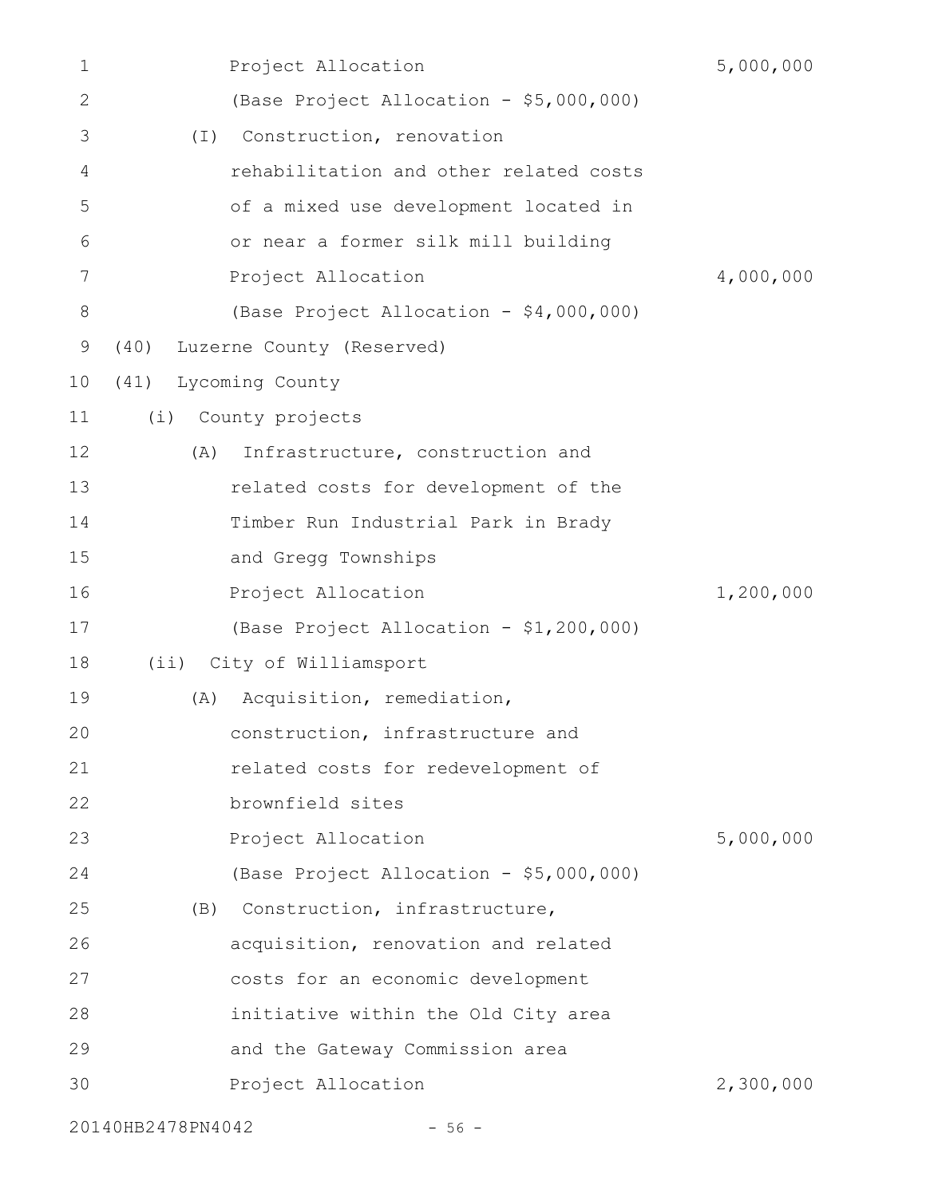Project Allocation 5,000,000

(Base Project Allocation - $5,000,000)

(I) Construction, renovation rehabilitation and other related costs of a mixed use development located in or near a former silk mill building

Project Allocation 4,000,000

(Base Project Allocation - $4,000,000)

(40) Luzerne County (Reserved)

(41) Lycoming County

(i) County projects

(A) Infrastructure, construction and related costs for development of the Timber Run Industrial Park in Brady and Gregg Townships

Project Allocation 1,200,000

(Base Project Allocation - $1,200,000)

(ii) City of Williamsport

(A) Acquisition, remediation, construction, infrastructure and related costs for redevelopment of brownfield sites

Project Allocation 5,000,000

(Base Project Allocation - $5,000,000)

(B) Construction, infrastructure, acquisition, renovation and related costs for an economic development initiative within the Old City area and the Gateway Commission area

Project Allocation 2,300,000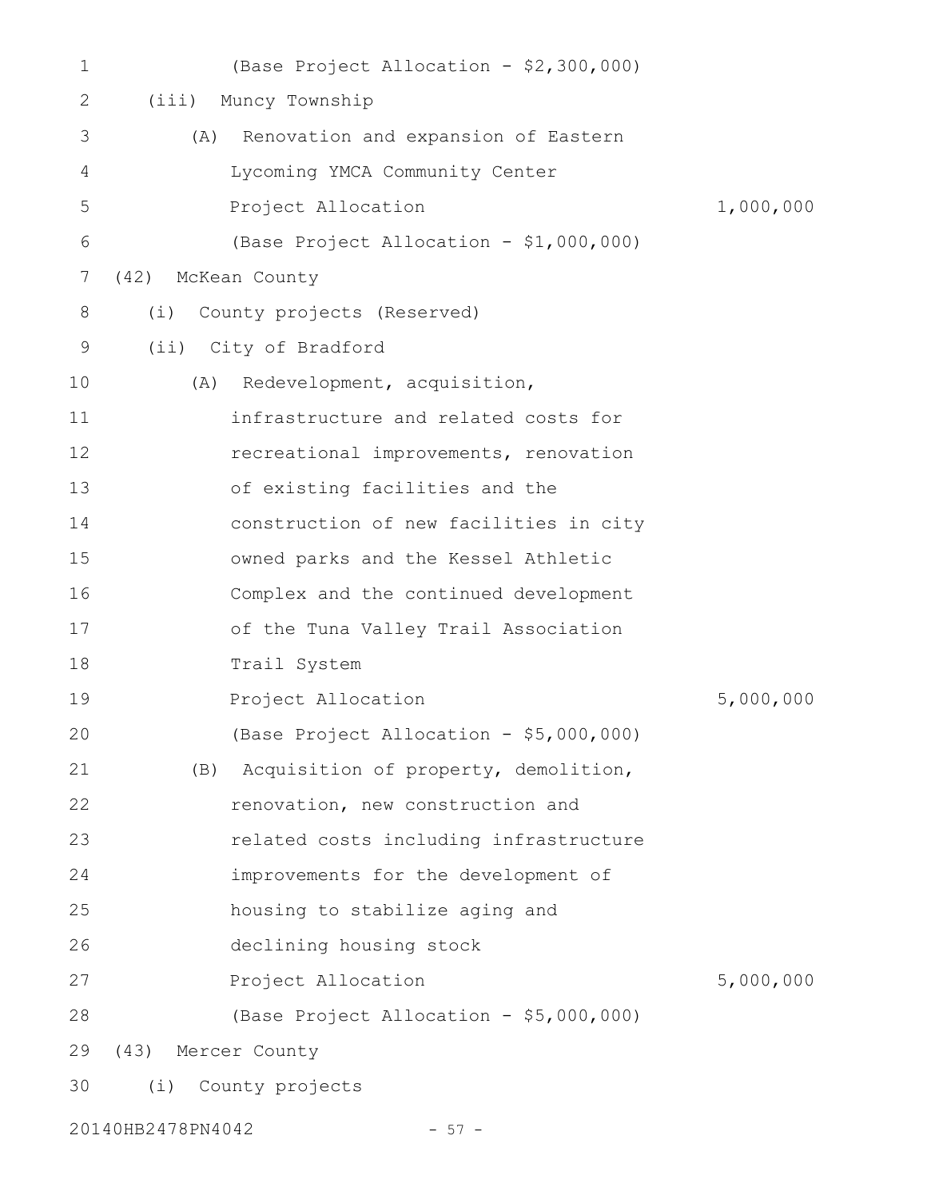(Base Project Allocation - $2,300,000)

(iii) Muncy Township

(A) Renovation and expansion of Eastern Lycoming YMCA Community Center

Project Allocation 1,000,000

(Base Project Allocation - $1,000,000)

(42) McKean County

(i) County projects (Reserved)

(ii) City of Bradford

(A) Redevelopment, acquisition, infrastructure and related costs for recreational improvements, renovation of existing facilities and the construction of new facilities in city owned parks and the Kessel Athletic Complex and the continued development of the Tuna Valley Trail Association Trail System

Project Allocation 5,000,000

(Base Project Allocation - $5,000,000)

(B) Acquisition of property, demolition, renovation, new construction and related costs including infrastructure improvements for the development of housing to stabilize aging and declining housing stock

Project Allocation 5,000,000

(Base Project Allocation - $5,000,000)

(43) Mercer County

(i) County projects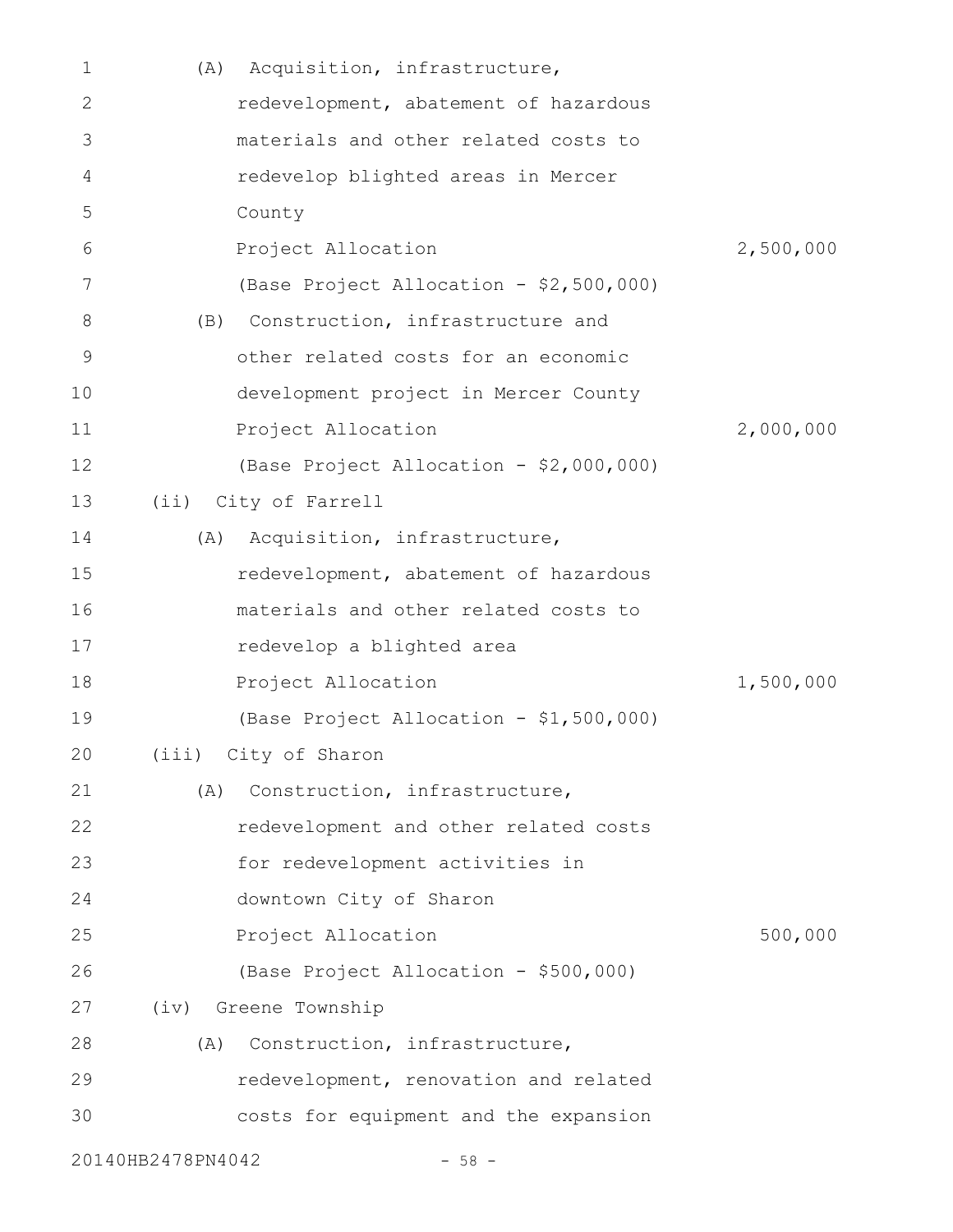(A) Acquisition, infrastructure, redevelopment, abatement of hazardous materials and other related costs to redevelop blighted areas in Mercer County

Project Allocation 2,500,000

(Base Project Allocation - $2,500,000)

(B) Construction, infrastructure and other related costs for an economic development project in Mercer County

Project Allocation 2,000,000

(Base Project Allocation - $2,000,000)

(ii) City of Farrell

(A) Acquisition, infrastructure, redevelopment, abatement of hazardous materials and other related costs to redevelop a blighted area

Project Allocation 1,500,000

(Base Project Allocation - $1,500,000)

(iii) City of Sharon

(A) Construction, infrastructure, redevelopment and other related costs for redevelopment activities in downtown City of Sharon

Project Allocation 500,000

(Base Project Allocation - $500,000)

(iv) Greene Township

(A) Construction, infrastructure, redevelopment, renovation and related costs for equipment and the expansion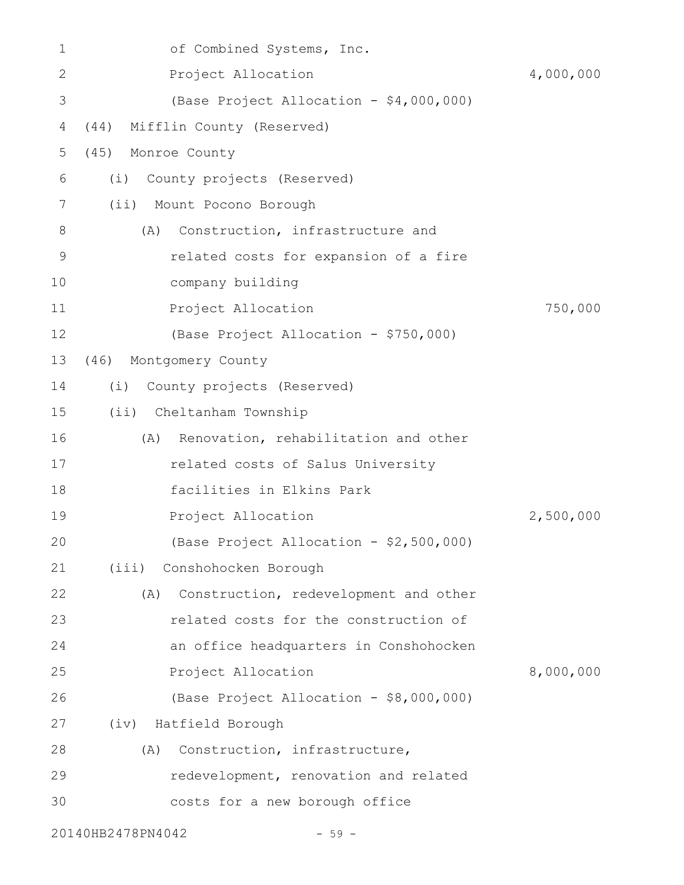of Combined Systems, Inc.

Project Allocation 4,000,000

(Base Project Allocation - $4,000,000)

(44) Mifflin County (Reserved)

(45) Monroe County

(i) County projects (Reserved)

(ii) Mount Pocono Borough

(A) Construction, infrastructure and related costs for expansion of a fire company building

Project Allocation 750,000

(Base Project Allocation - $750,000)

(46) Montgomery County

(i) County projects (Reserved)

(ii) Cheltanham Township

(A) Renovation, rehabilitation and other related costs of Salus University facilities in Elkins Park

Project Allocation 2,500,000

(Base Project Allocation - $2,500,000)

(iii) Conshohocken Borough

(A) Construction, redevelopment and other related costs for the construction of an office headquarters in Conshohocken

Project Allocation 8,000,000

(Base Project Allocation - $8,000,000)

(iv) Hatfield Borough

(A) Construction, infrastructure, redevelopment, renovation and related costs for a new borough office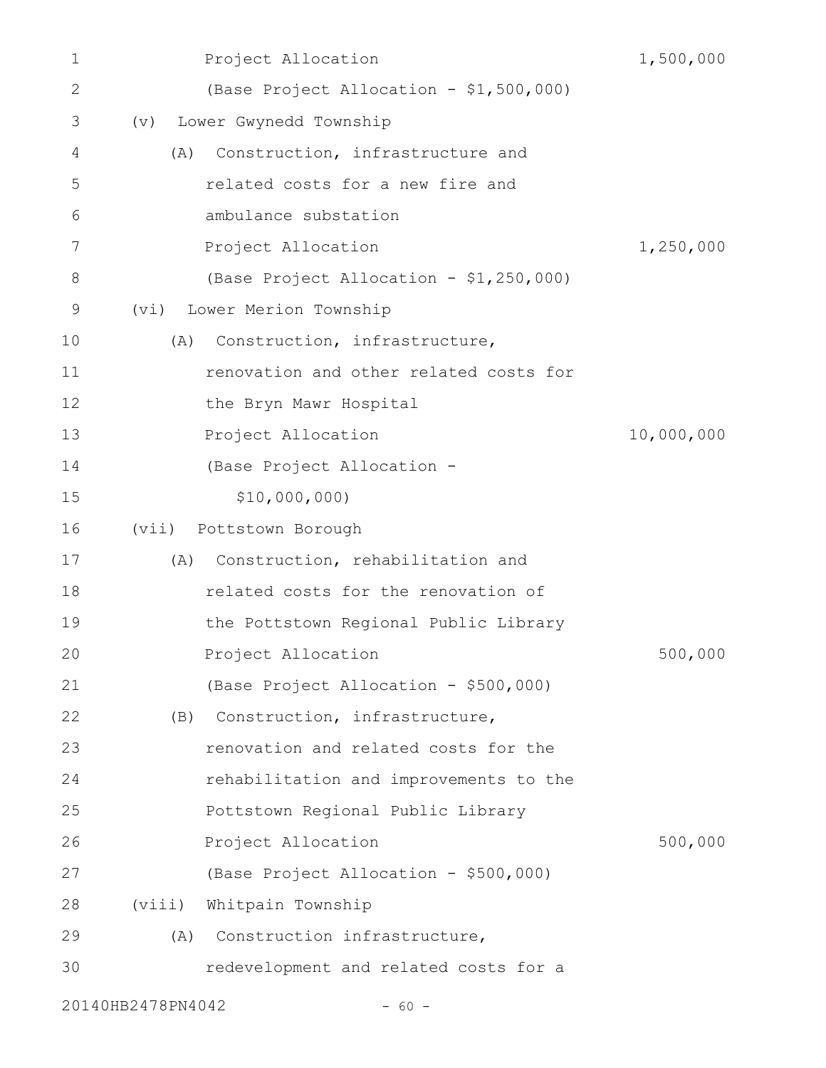Project Allocation 1,500,000

(Base Project Allocation - $1,500,000)

(v) Lower Gwynedd Township

(A) Construction, infrastructure and related costs for a new fire and ambulance substation

Project Allocation 1,250,000

(Base Project Allocation - $1,250,000)

(vi) Lower Merion Township

(A) Construction, infrastructure, renovation and other related costs for the Bryn Mawr Hospital

Project Allocation 10,000,000

(Base Project Allocation - $10,000,000)

(vii) Pottstown Borough

(A) Construction, rehabilitation and related costs for the renovation of the Pottstown Regional Public Library

Project Allocation 500,000

(Base Project Allocation - $500,000)

(B) Construction, infrastructure, renovation and related costs for the rehabilitation and improvements to the Pottstown Regional Public Library

Project Allocation 500,000

(Base Project Allocation - $500,000)

(viii) Whitpain Township

(A) Construction infrastructure, redevelopment and related costs for a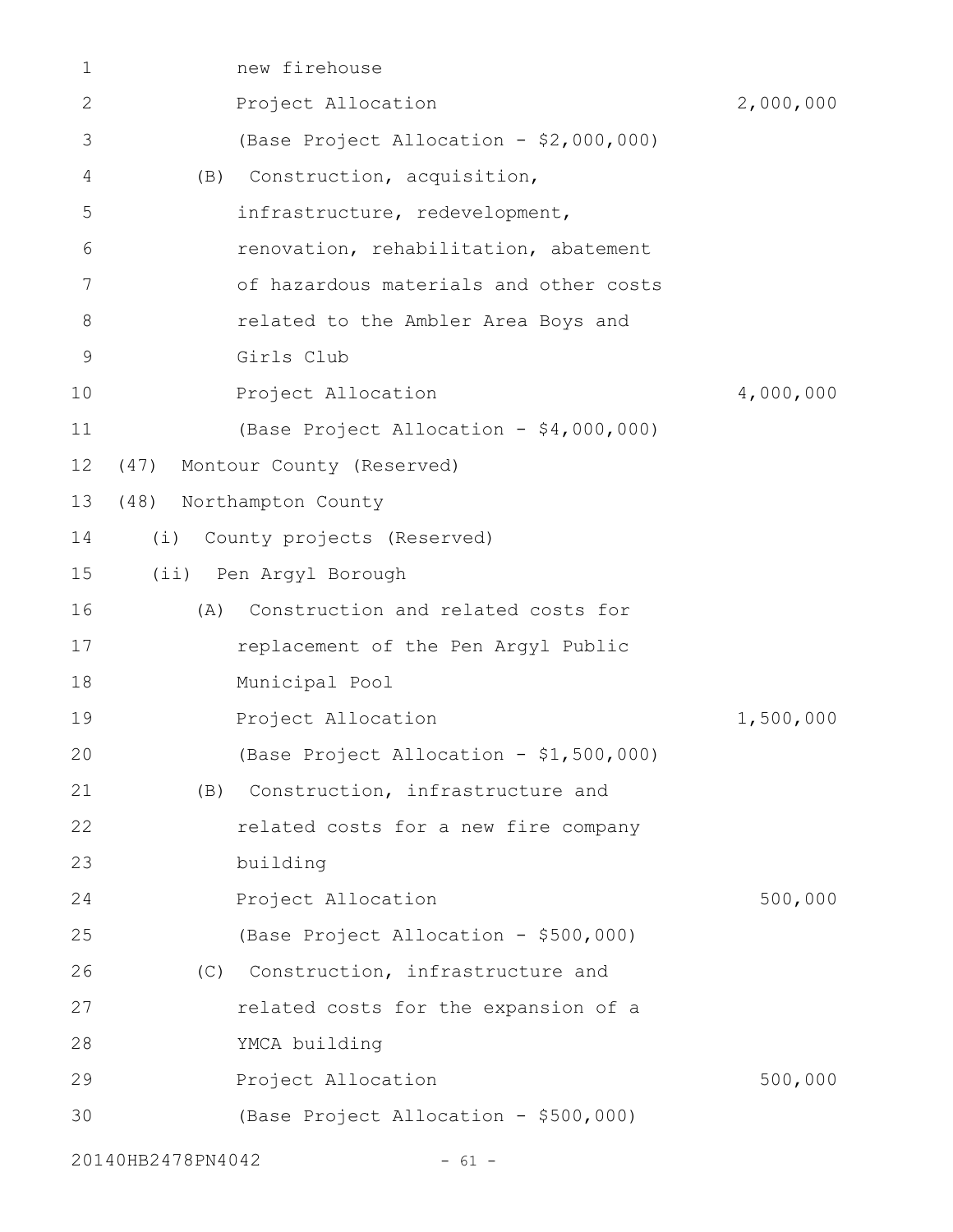new firehouse

Project Allocation 2,000,000

(Base Project Allocation - $2,000,000)

(B) Construction, acquisition, infrastructure, redevelopment, renovation, rehabilitation, abatement of hazardous materials and other costs related to the Ambler Area Boys and Girls Club

Project Allocation 4,000,000

(Base Project Allocation - $4,000,000)

(47) Montour County (Reserved)

(48) Northampton County

(i) County projects (Reserved)

(ii) Pen Argyl Borough

(A) Construction and related costs for replacement of the Pen Argyl Public Municipal Pool

Project Allocation 1,500,000

(Base Project Allocation - $1,500,000)

(B) Construction, infrastructure and related costs for a new fire company building

Project Allocation 500,000

(Base Project Allocation - $500,000)

(C) Construction, infrastructure and related costs for the expansion of a YMCA building

Project Allocation 500,000

(Base Project Allocation - $500,000)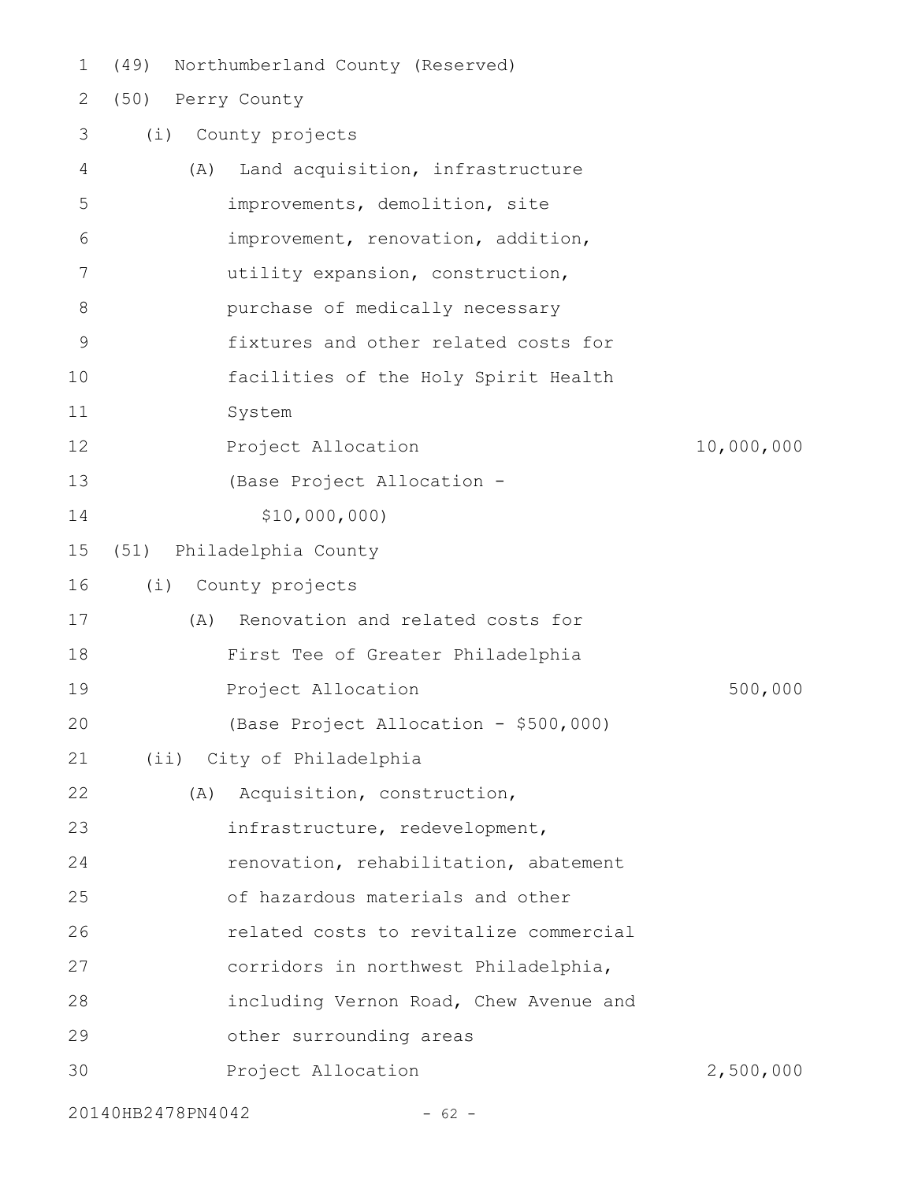(49) Northumberland County (Reserved)

(50) Perry County

(i) County projects

(A) Land acquisition, infrastructure improvements, demolition, site improvement, renovation, addition, utility expansion, construction, purchase of medically necessary fixtures and other related costs for facilities of the Holy Spirit Health System

Project Allocation 10,000,000

(Base Project Allocation - $10,000,000)

(51) Philadelphia County

(i) County projects

(A) Renovation and related costs for First Tee of Greater Philadelphia

Project Allocation 500,000

(Base Project Allocation - $500,000)

(ii) City of Philadelphia

(A) Acquisition, construction, infrastructure, redevelopment, renovation, rehabilitation, abatement of hazardous materials and other related costs to revitalize commercial corridors in northwest Philadelphia, including Vernon Road, Chew Avenue and other surrounding areas

Project Allocation 2,500,000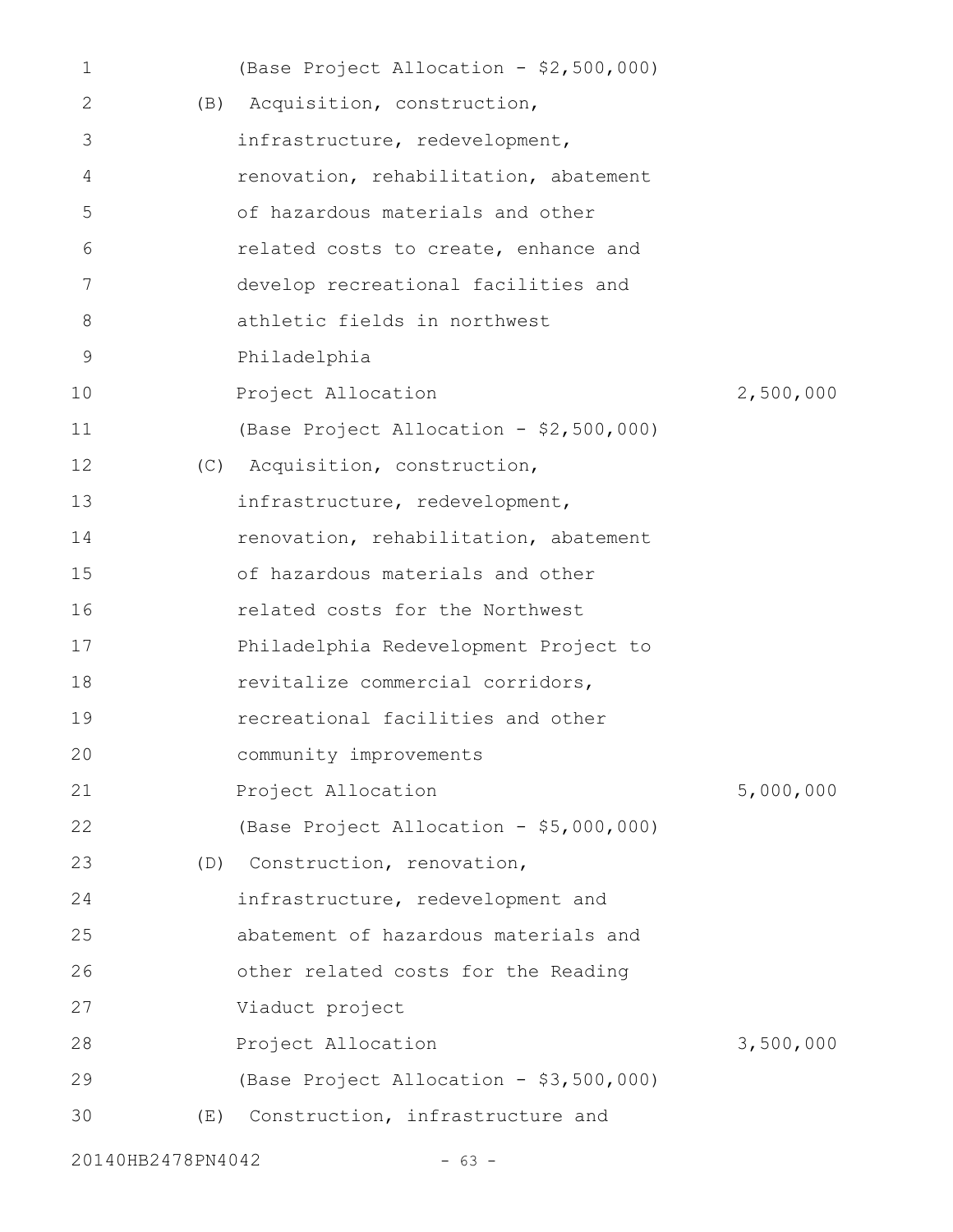(Base Project Allocation - $2,500,000)

(B) Acquisition, construction, infrastructure, redevelopment, renovation, rehabilitation, abatement of hazardous materials and other related costs to create, enhance and develop recreational facilities and athletic fields in northwest Philadelphia

Project Allocation 2,500,000

(Base Project Allocation - $2,500,000)

(C) Acquisition, construction, infrastructure, redevelopment, renovation, rehabilitation, abatement of hazardous materials and other related costs for the Northwest Philadelphia Redevelopment Project to revitalize commercial corridors, recreational facilities and other community improvements

Project Allocation 5,000,000

(Base Project Allocation - $5,000,000)

(D) Construction, renovation, infrastructure, redevelopment and abatement of hazardous materials and other related costs for the Reading Viaduct project

Project Allocation 3,500,000

(Base Project Allocation - $3,500,000)

(E) Construction, infrastructure and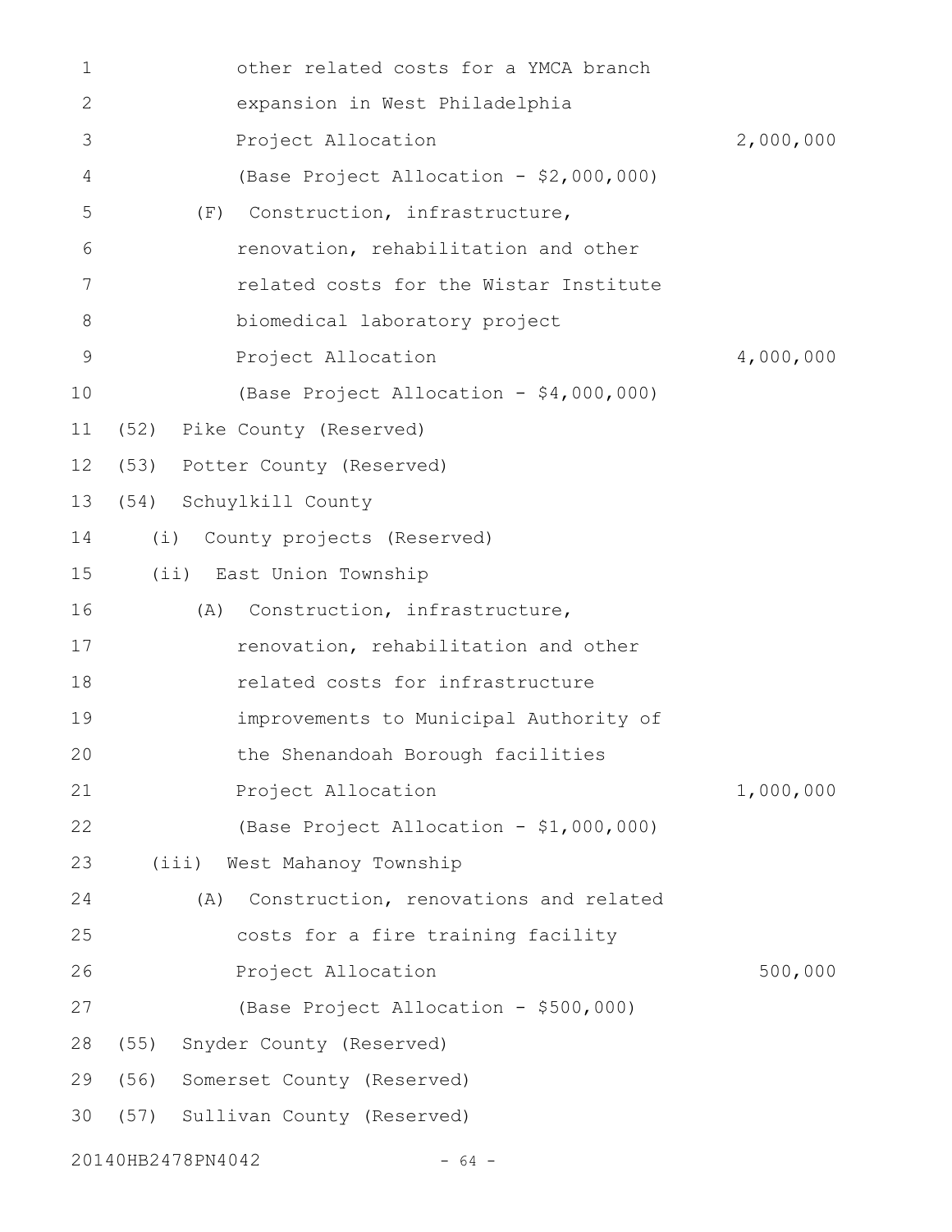other related costs for a YMCA branch expansion in West Philadelphia

Project Allocation 2,000,000

(Base Project Allocation - $2,000,000)

(F) Construction, infrastructure, renovation, rehabilitation and other related costs for the Wistar Institute biomedical laboratory project

Project Allocation 4,000,000

(Base Project Allocation - $4,000,000)

(52) Pike County (Reserved)

(53) Potter County (Reserved)

(54) Schuylkill County

(i) County projects (Reserved)

(ii) East Union Township

(A) Construction, infrastructure, renovation, rehabilitation and other related costs for infrastructure improvements to Municipal Authority of the Shenandoah Borough facilities

Project Allocation 1,000,000

(Base Project Allocation - $1,000,000)

(iii) West Mahanoy Township

(A) Construction, renovations and related costs for a fire training facility

Project Allocation 500,000

(Base Project Allocation - $500,000)

(55) Snyder County (Reserved)

(56) Somerset County (Reserved)

(57) Sullivan County (Reserved)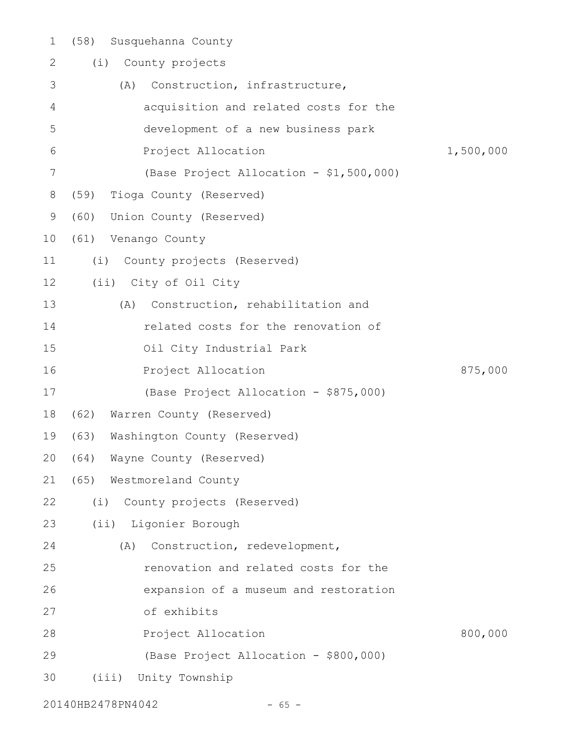(58) Susquehanna County

(i) County projects

(A) Construction, infrastructure, acquisition and related costs for the development of a new business park

Project Allocation 1,500,000

(Base Project Allocation - $1,500,000)

(59) Tioga County (Reserved)

(60) Union County (Reserved)

(61) Venango County

(i) County projects (Reserved)

(ii) City of Oil City

(A) Construction, rehabilitation and related costs for the renovation of Oil City Industrial Park

Project Allocation 875,000

(Base Project Allocation - $875,000)

(62) Warren County (Reserved)

(63) Washington County (Reserved)

(64) Wayne County (Reserved)

(65) Westmoreland County

(i) County projects (Reserved)

(ii) Ligonier Borough

(A) Construction, redevelopment, renovation and related costs for the expansion of a museum and restoration of exhibits

Project Allocation 800,000

(Base Project Allocation - $800,000)

(iii) Unity Township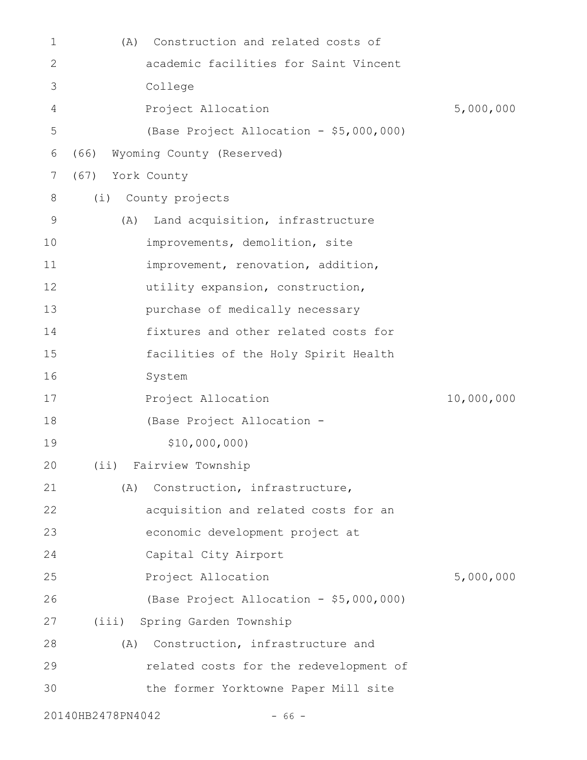(A) Construction and related costs of academic facilities for Saint Vincent College

Project Allocation 5,000,000

(Base Project Allocation - $5,000,000)

(66) Wyoming County (Reserved)

(67) York County

(i) County projects

(A) Land acquisition, infrastructure improvements, demolition, site improvement, renovation, addition, utility expansion, construction, purchase of medically necessary fixtures and other related costs for facilities of the Holy Spirit Health System

Project Allocation 10,000,000

(Base Project Allocation - $10,000,000)

(ii) Fairview Township

(A) Construction, infrastructure, acquisition and related costs for an economic development project at Capital City Airport

Project Allocation 5,000,000

(Base Project Allocation - $5,000,000)

(iii) Spring Garden Township

(A) Construction, infrastructure and related costs for the redevelopment of the former Yorktowne Paper Mill site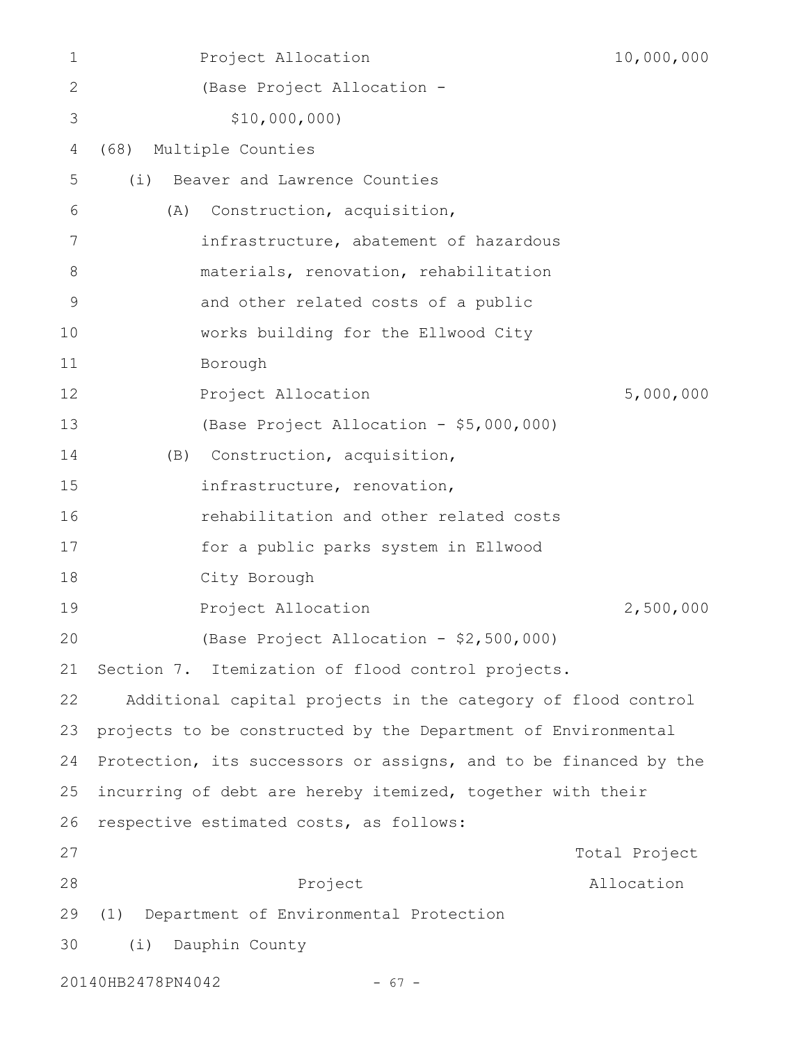Project Allocation 10,000,000

(Base Project Allocation - $10,000,000)

(68) Multiple Counties

(i) Beaver and Lawrence Counties

(A) Construction, acquisition, infrastructure, abatement of hazardous materials, renovation, rehabilitation and other related costs of a public works building for the Ellwood City Borough

Project Allocation 5,000,000

(Base Project Allocation - $5,000,000)

(B) Construction, acquisition, infrastructure, renovation, rehabilitation and other related costs for a public parks system in Ellwood City Borough

Project Allocation 2,500,000

(Base Project Allocation - $2,500,000)

Section 7. Itemization of flood control projects.

Additional capital projects in the category of flood control projects to be constructed by the Department of Environmental Protection, its successors or assigns, and to be financed by the incurring of debt are hereby itemized, together with their respective estimated costs, as follows:

| Project | Total Project Allocation |
|---|---|

(1) Department of Environmental Protection

(i) Dauphin County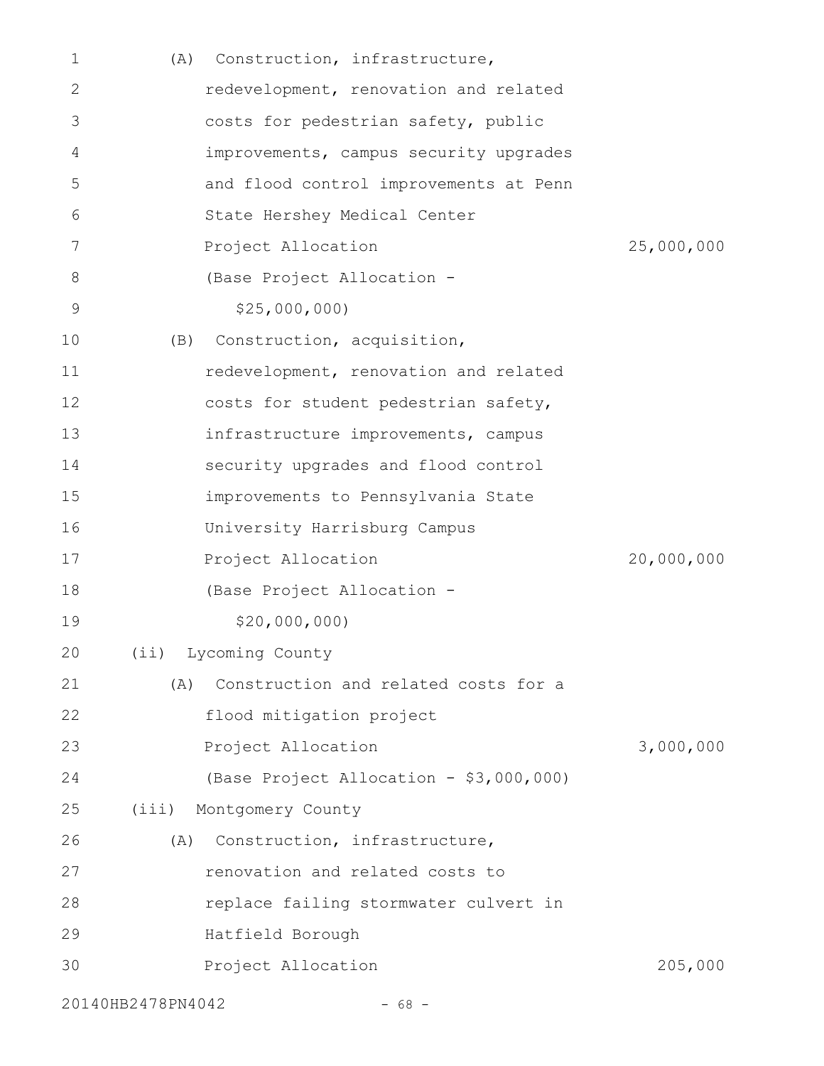(A) Construction, infrastructure, redevelopment, renovation and related costs for pedestrian safety, public improvements, campus security upgrades and flood control improvements at Penn State Hershey Medical Center

Project Allocation 25,000,000

(Base Project Allocation - $25,000,000)

(B) Construction, acquisition, redevelopment, renovation and related costs for student pedestrian safety, infrastructure improvements, campus security upgrades and flood control improvements to Pennsylvania State University Harrisburg Campus

Project Allocation 20,000,000

(Base Project Allocation - $20,000,000)

(ii) Lycoming County

(A) Construction and related costs for a flood mitigation project

Project Allocation 3,000,000

(Base Project Allocation - $3,000,000)

(iii) Montgomery County

(A) Construction, infrastructure, renovation and related costs to replace failing stormwater culvert in Hatfield Borough

Project Allocation 205,000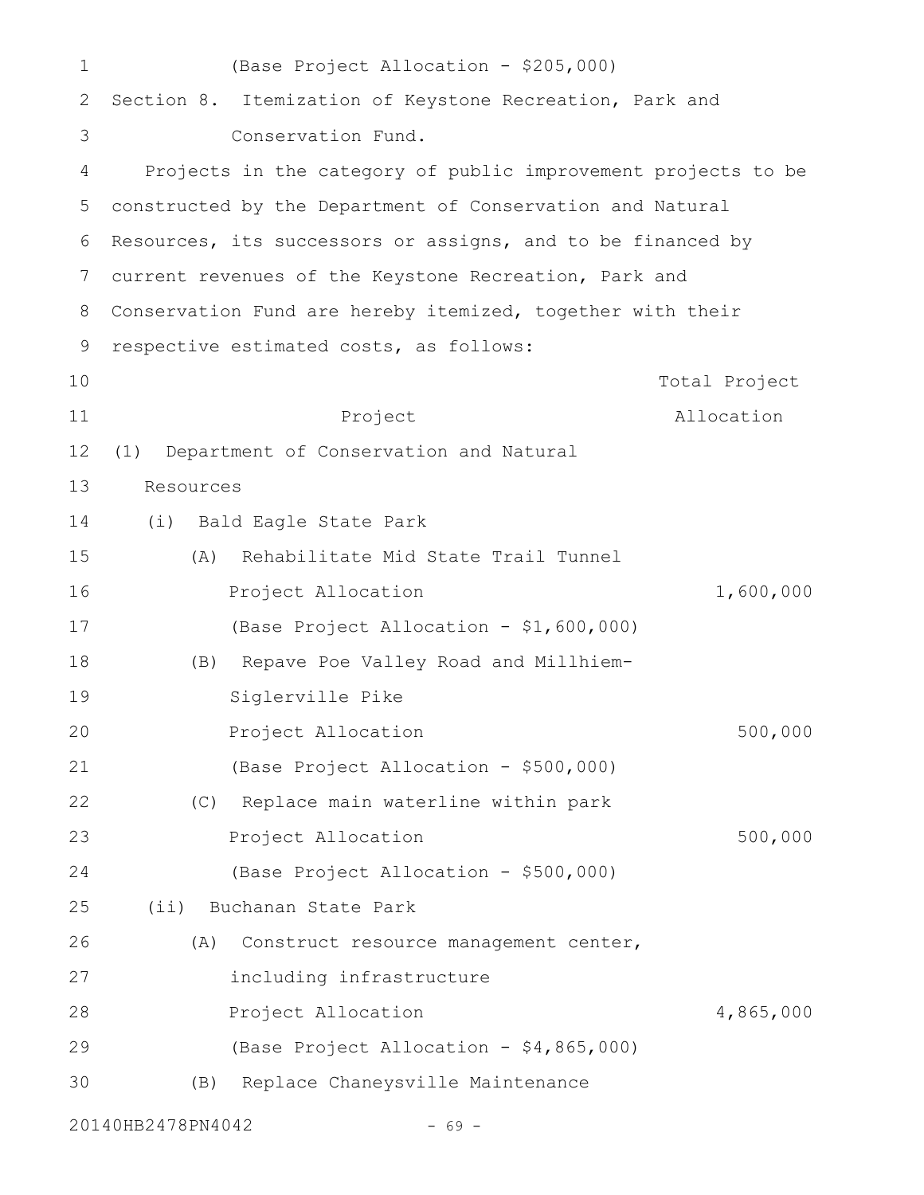(Base Project Allocation - $205,000)

Section 8. Itemization of Keystone Recreation, Park and Conservation Fund.

Projects in the category of public improvement projects to be constructed by the Department of Conservation and Natural Resources, its successors or assigns, and to be financed by current revenues of the Keystone Recreation, Park and Conservation Fund are hereby itemized, together with their respective estimated costs, as follows:

| Project | Total Project Allocation |
|---|---|
| (1) Department of Conservation and Natural Resources | |
| (i) Bald Eagle State Park | |
| (A) Rehabilitate Mid State Trail Tunnel | |
| Project Allocation | 1,600,000 |
| (Base Project Allocation - $1,600,000) | |
| (B) Repave Poe Valley Road and Millhiem-Siglerville Pike | |
| Project Allocation | 500,000 |
| (Base Project Allocation - $500,000) | |
| (C) Replace main waterline within park | |
| Project Allocation | 500,000 |
| (Base Project Allocation - $500,000) | |
| (ii) Buchanan State Park | |
| (A) Construct resource management center, including infrastructure | |
| Project Allocation | 4,865,000 |
| (Base Project Allocation - $4,865,000) | |
| (B) Replace Chaneysville Maintenance | |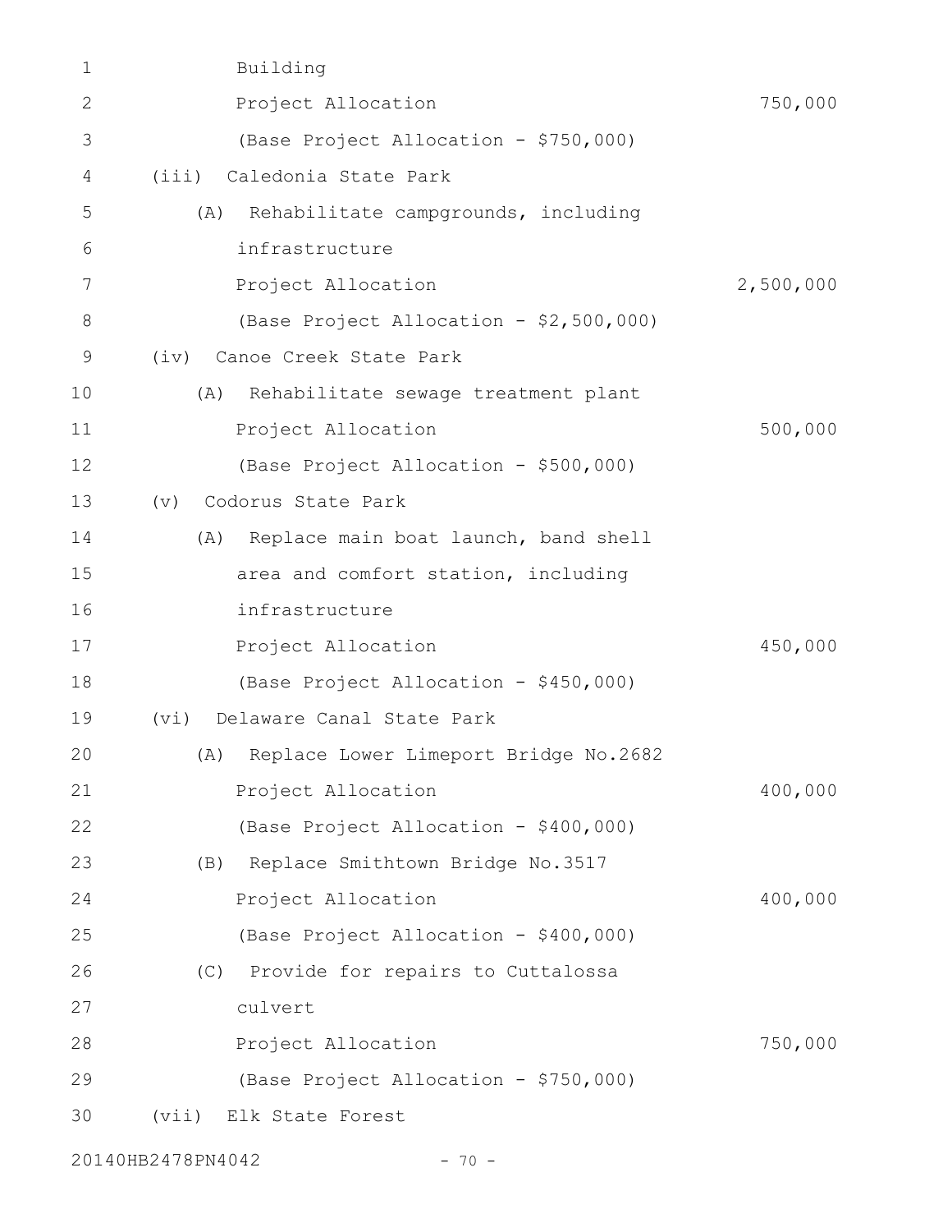Building
Project Allocation 750,000
(Base Project Allocation - $750,000)

(iii) Caledonia State Park

(A) Rehabilitate campgrounds, including infrastructure
Project Allocation 2,500,000
(Base Project Allocation - $2,500,000)

(iv) Canoe Creek State Park

(A) Rehabilitate sewage treatment plant
Project Allocation 500,000
(Base Project Allocation - $500,000)

(v) Codorus State Park

(A) Replace main boat launch, band shell area and comfort station, including infrastructure
Project Allocation 450,000
(Base Project Allocation - $450,000)

(vi) Delaware Canal State Park

(A) Replace Lower Limeport Bridge No.2682
Project Allocation 400,000
(Base Project Allocation - $400,000)

(B) Replace Smithtown Bridge No.3517
Project Allocation 400,000
(Base Project Allocation - $400,000)

(C) Provide for repairs to Cuttalossa culvert
Project Allocation 750,000
(Base Project Allocation - $750,000)

(vii) Elk State Forest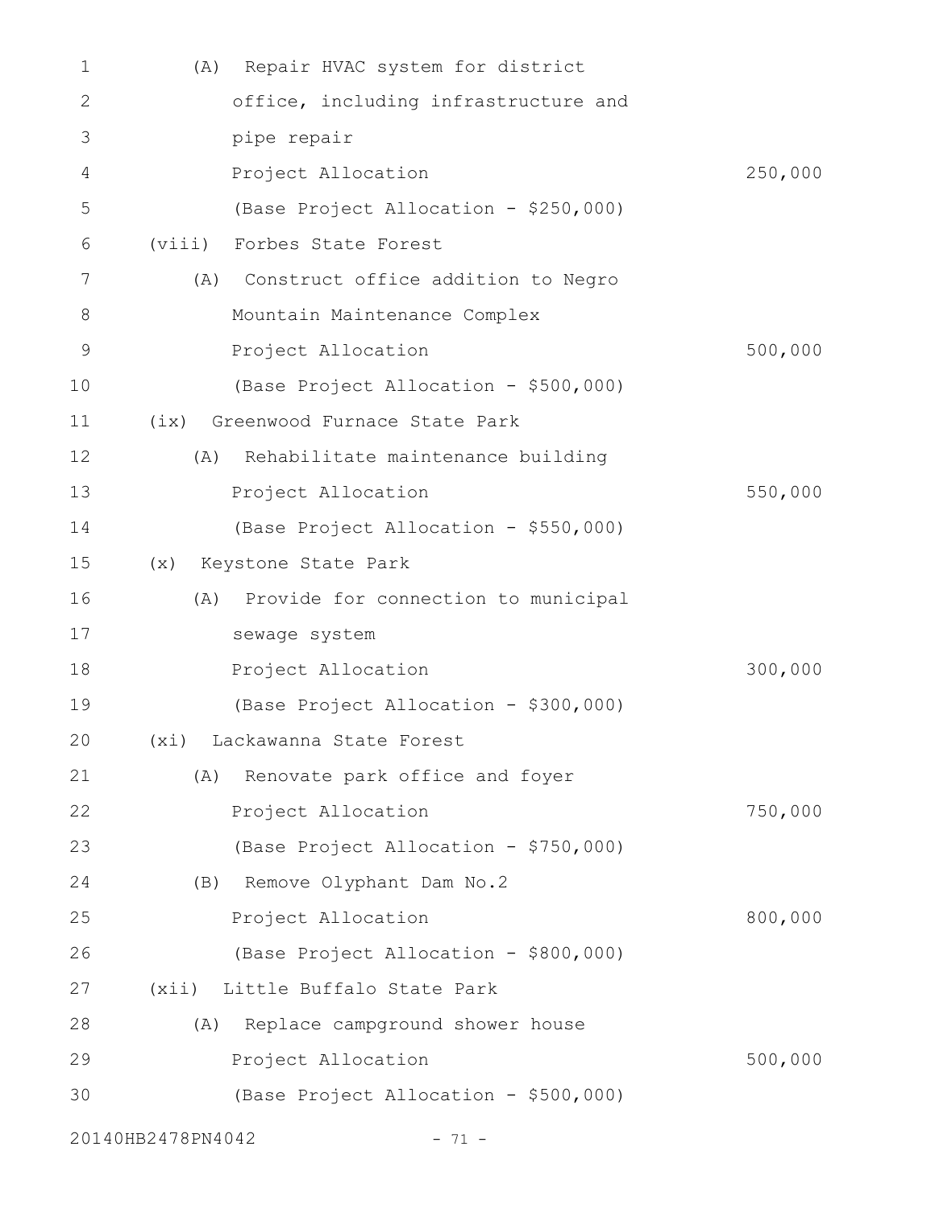(A) Repair HVAC system for district office, including infrastructure and pipe repair
Project Allocation 250,000
(Base Project Allocation - $250,000)

(viii) Forbes State Forest
(A) Construct office addition to Negro Mountain Maintenance Complex
Project Allocation 500,000
(Base Project Allocation - $500,000)

(ix) Greenwood Furnace State Park
(A) Rehabilitate maintenance building
Project Allocation 550,000
(Base Project Allocation - $550,000)

(x) Keystone State Park
(A) Provide for connection to municipal sewage system
Project Allocation 300,000
(Base Project Allocation - $300,000)

(xi) Lackawanna State Forest
(A) Renovate park office and foyer
Project Allocation 750,000
(Base Project Allocation - $750,000)
(B) Remove Olyphant Dam No.2
Project Allocation 800,000
(Base Project Allocation - $800,000)

(xii) Little Buffalo State Park
(A) Replace campground shower house
Project Allocation 500,000
(Base Project Allocation - $500,000)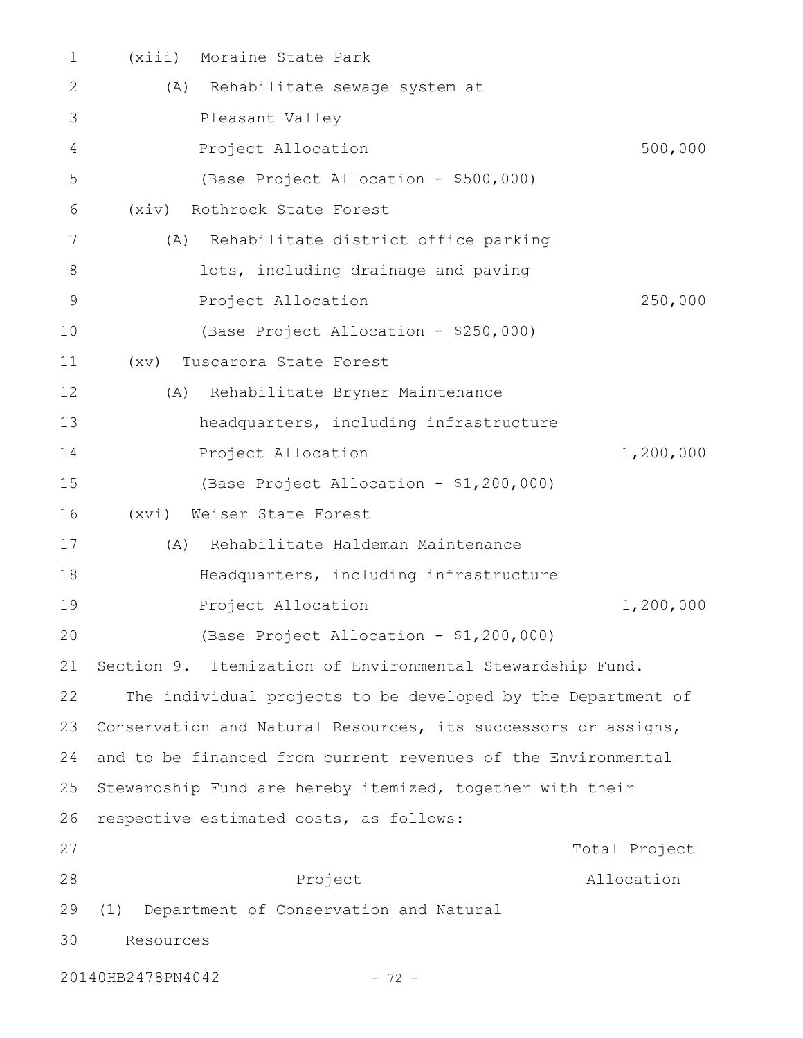(xiii) Moraine State Park

(A) Rehabilitate sewage system at Pleasant Valley

Project Allocation 500,000

(Base Project Allocation - $500,000)

(xiv) Rothrock State Forest

(A) Rehabilitate district office parking lots, including drainage and paving

Project Allocation 250,000

(Base Project Allocation - $250,000)

(xv) Tuscarora State Forest

(A) Rehabilitate Bryner Maintenance headquarters, including infrastructure

Project Allocation 1,200,000

(Base Project Allocation - $1,200,000)

(xvi) Weiser State Forest

(A) Rehabilitate Haldeman Maintenance Headquarters, including infrastructure

Project Allocation 1,200,000

(Base Project Allocation - $1,200,000)

Section 9. Itemization of Environmental Stewardship Fund.

The individual projects to be developed by the Department of Conservation and Natural Resources, its successors or assigns, and to be financed from current revenues of the Environmental Stewardship Fund are hereby itemized, together with their respective estimated costs, as follows:

| Project | Total Project Allocation |
|---|---|
| (1) Department of Conservation and Natural Resources | |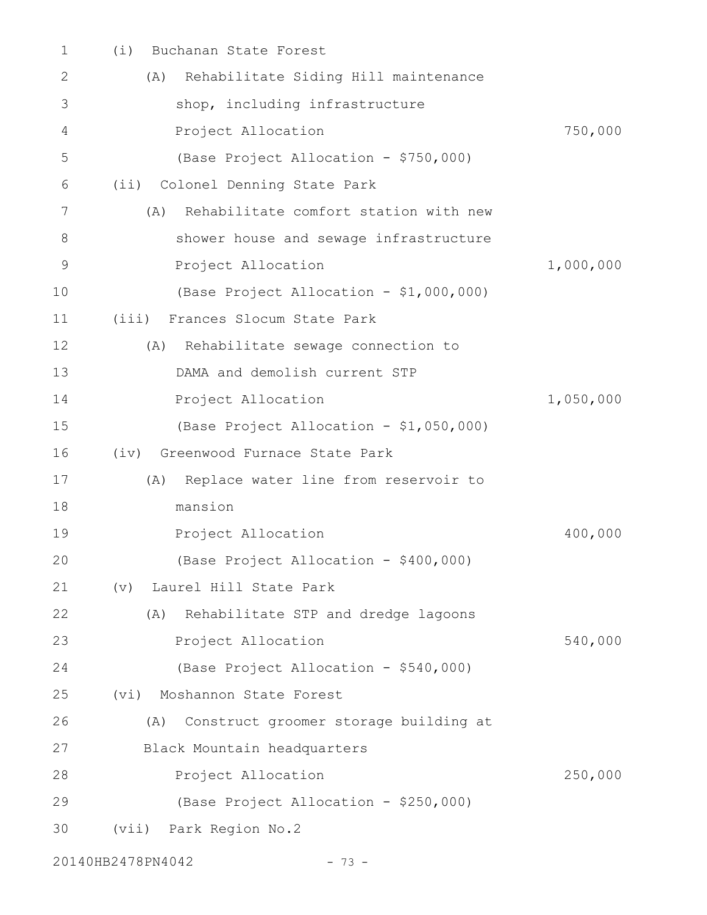(i) Buchanan State Forest

(A) Rehabilitate Siding Hill maintenance shop, including infrastructure

Project Allocation 750,000

(Base Project Allocation - $750,000)

(ii) Colonel Denning State Park

(A) Rehabilitate comfort station with new shower house and sewage infrastructure

Project Allocation 1,000,000

(Base Project Allocation - $1,000,000)

(iii) Frances Slocum State Park

(A) Rehabilitate sewage connection to DAMA and demolish current STP

Project Allocation 1,050,000

(Base Project Allocation - $1,050,000)

(iv) Greenwood Furnace State Park

(A) Replace water line from reservoir to mansion

Project Allocation 400,000

(Base Project Allocation - $400,000)

(v) Laurel Hill State Park

(A) Rehabilitate STP and dredge lagoons

Project Allocation 540,000

(Base Project Allocation - $540,000)

(vi) Moshannon State Forest

(A) Construct groomer storage building at Black Mountain headquarters

Project Allocation 250,000

(Base Project Allocation - $250,000)

(vii) Park Region No.2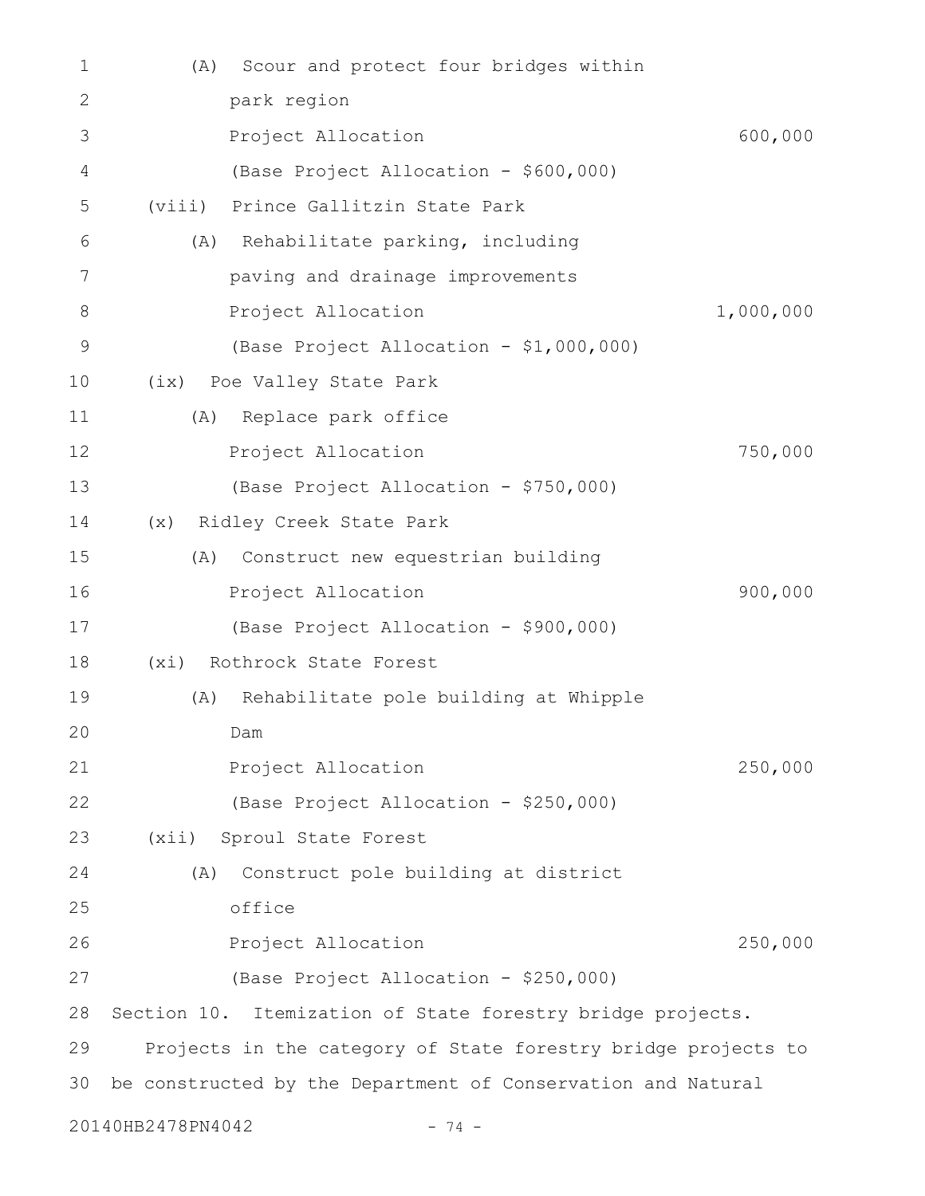(A) Scour and protect four bridges within park region

Project Allocation 600,000

(Base Project Allocation - $600,000)

(viii) Prince Gallitzin State Park

(A) Rehabilitate parking, including paving and drainage improvements

Project Allocation 1,000,000

(Base Project Allocation - $1,000,000)

(ix) Poe Valley State Park

(A) Replace park office

Project Allocation 750,000

(Base Project Allocation - $750,000)

(x) Ridley Creek State Park

(A) Construct new equestrian building

Project Allocation 900,000

(Base Project Allocation - $900,000)

(xi) Rothrock State Forest

(A) Rehabilitate pole building at Whipple Dam

Project Allocation 250,000

(Base Project Allocation - $250,000)

(xii) Sproul State Forest

(A) Construct pole building at district office

Project Allocation 250,000

(Base Project Allocation - $250,000)

Section 10. Itemization of State forestry bridge projects.

Projects in the category of State forestry bridge projects to be constructed by the Department of Conservation and Natural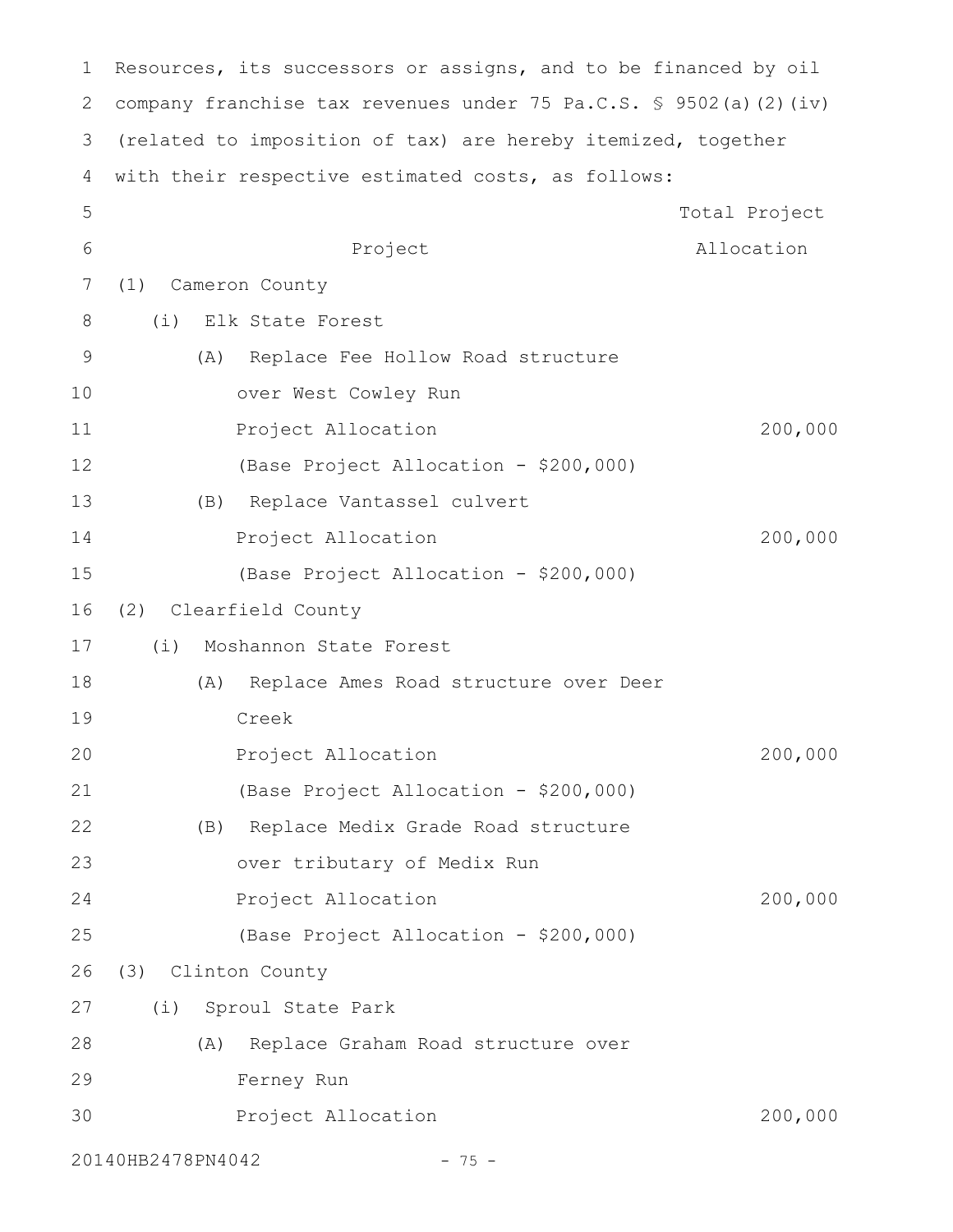Resources, its successors or assigns, and to be financed by oil company franchise tax revenues under 75 Pa.C.S. § 9502(a)(2)(iv) (related to imposition of tax) are hereby itemized, together with their respective estimated costs, as follows:

| Project | Total Project Allocation |
|---|---|
| (1) Cameron County | |
| (i) Elk State Forest | |
| (A) Replace Fee Hollow Road structure over West Cowley Run | |
| Project Allocation | 200,000 |
| (Base Project Allocation - $200,000) | |
| (B) Replace Vantassel culvert | |
| Project Allocation | 200,000 |
| (Base Project Allocation - $200,000) | |
| (2) Clearfield County | |
| (i) Moshannon State Forest | |
| (A) Replace Ames Road structure over Deer Creek | |
| Project Allocation | 200,000 |
| (Base Project Allocation - $200,000) | |
| (B) Replace Medix Grade Road structure over tributary of Medix Run | |
| Project Allocation | 200,000 |
| (Base Project Allocation - $200,000) | |
| (3) Clinton County | |
| (i) Sproul State Park | |
| (A) Replace Graham Road structure over Ferney Run | |
| Project Allocation | 200,000 |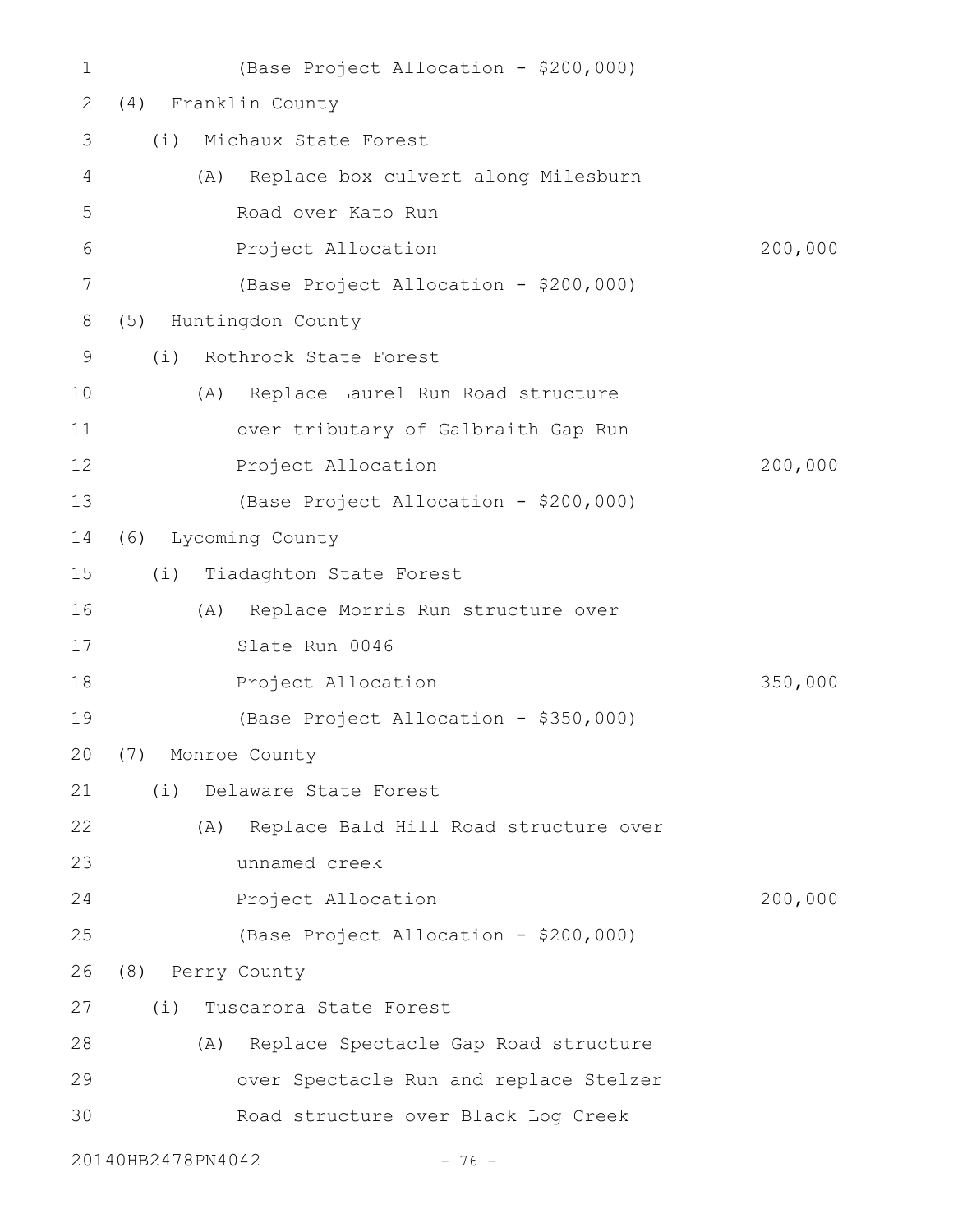(Base Project Allocation - $200,000)

(4) Franklin County

(i) Michaux State Forest

(A) Replace box culvert along Milesburn Road over Kato Run

Project Allocation 200,000

(Base Project Allocation - $200,000)

(5) Huntingdon County

(i) Rothrock State Forest

(A) Replace Laurel Run Road structure over tributary of Galbraith Gap Run

Project Allocation 200,000

(Base Project Allocation - $200,000)

(6) Lycoming County

(i) Tiadaghton State Forest

(A) Replace Morris Run structure over Slate Run 0046

Project Allocation 350,000

(Base Project Allocation - $350,000)

(7) Monroe County

(i) Delaware State Forest

(A) Replace Bald Hill Road structure over unnamed creek

Project Allocation 200,000

(Base Project Allocation - $200,000)

(8) Perry County

(i) Tuscarora State Forest

(A) Replace Spectacle Gap Road structure over Spectacle Run and replace Stelzer Road structure over Black Log Creek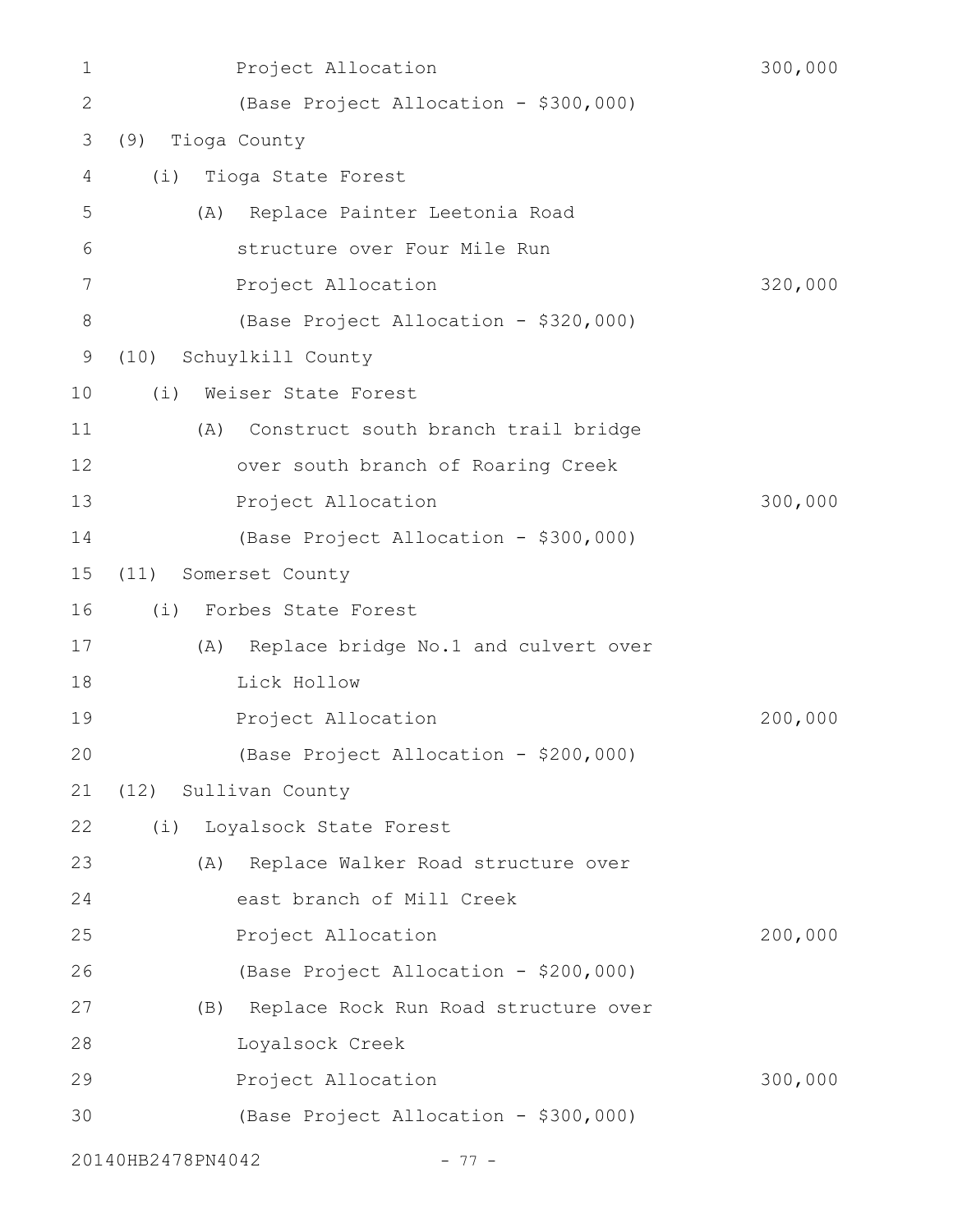Project Allocation 300,000

(Base Project Allocation - $300,000)

(9) Tioga County

(i) Tioga State Forest

(A) Replace Painter Leetonia Road structure over Four Mile Run

Project Allocation 320,000

(Base Project Allocation - $320,000)

(10) Schuylkill County

(i) Weiser State Forest

(A) Construct south branch trail bridge over south branch of Roaring Creek

Project Allocation 300,000

(Base Project Allocation - $300,000)

(11) Somerset County

(i) Forbes State Forest

(A) Replace bridge No.1 and culvert over Lick Hollow

Project Allocation 200,000

(Base Project Allocation - $200,000)

(12) Sullivan County

(i) Loyalsock State Forest

(A) Replace Walker Road structure over east branch of Mill Creek

Project Allocation 200,000

(Base Project Allocation - $200,000)

(B) Replace Rock Run Road structure over Loyalsock Creek

Project Allocation 300,000

(Base Project Allocation - $300,000)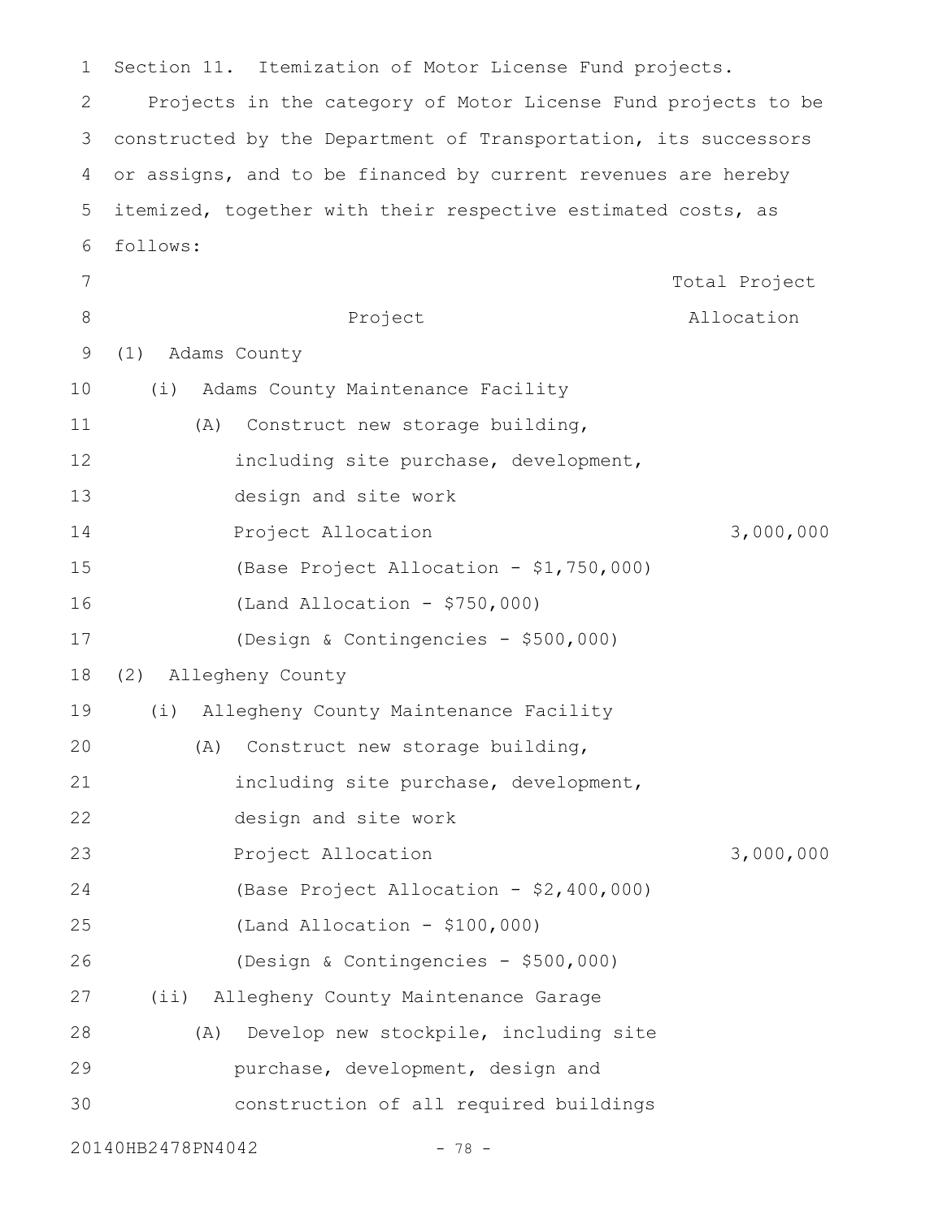Section 11. Itemization of Motor License Fund projects.

Projects in the category of Motor License Fund projects to be constructed by the Department of Transportation, its successors or assigns, and to be financed by current revenues are hereby itemized, together with their respective estimated costs, as follows:

| Project | Total Project Allocation |
|---|---|
| (1) Adams County | |
| (i) Adams County Maintenance Facility | |
| (A) Construct new storage building, including site purchase, development, design and site work | |
| Project Allocation | 3,000,000 |
| (Base Project Allocation - $1,750,000) | |
| (Land Allocation - $750,000) | |
| (Design & Contingencies - $500,000) | |
| (2) Allegheny County | |
| (i) Allegheny County Maintenance Facility | |
| (A) Construct new storage building, including site purchase, development, design and site work | |
| Project Allocation | 3,000,000 |
| (Base Project Allocation - $2,400,000) | |
| (Land Allocation - $100,000) | |
| (Design & Contingencies - $500,000) | |
| (ii) Allegheny County Maintenance Garage | |
| (A) Develop new stockpile, including site purchase, development, design and construction of all required buildings | |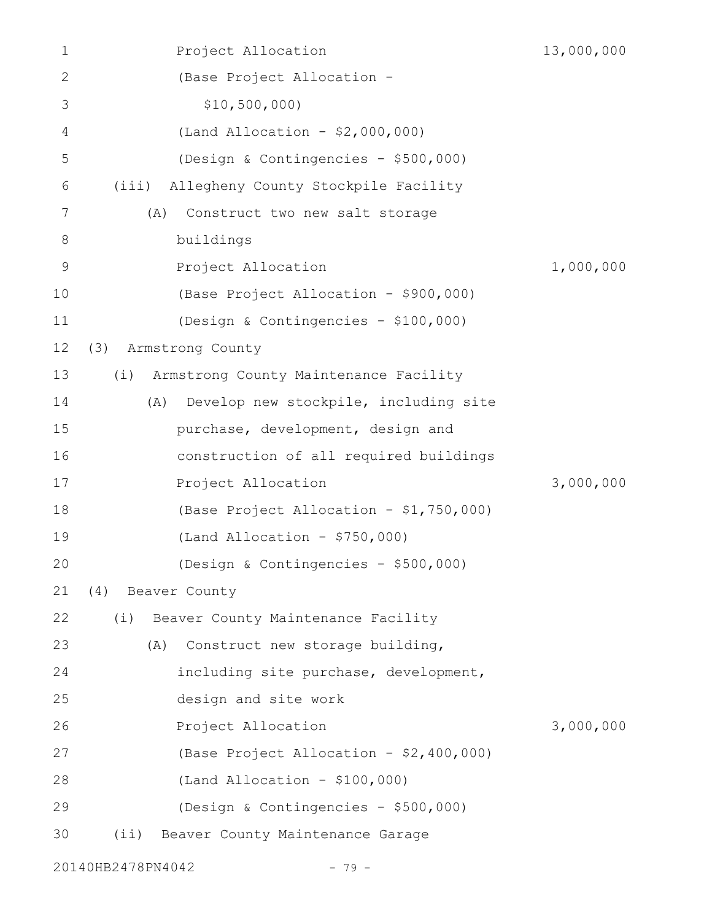Project Allocation 13,000,000

(Base Project Allocation - $10,500,000)

(Land Allocation - $2,000,000)

(Design & Contingencies - $500,000)

(iii) Allegheny County Stockpile Facility

(A) Construct two new salt storage buildings

Project Allocation 1,000,000

(Base Project Allocation - $900,000)

(Design & Contingencies - $100,000)

(3) Armstrong County

(i) Armstrong County Maintenance Facility

(A) Develop new stockpile, including site purchase, development, design and construction of all required buildings

Project Allocation 3,000,000

(Base Project Allocation - $1,750,000)

(Land Allocation - $750,000)

(Design & Contingencies - $500,000)

(4) Beaver County

(i) Beaver County Maintenance Facility

(A) Construct new storage building, including site purchase, development, design and site work

Project Allocation 3,000,000

(Base Project Allocation - $2,400,000)

(Land Allocation - $100,000)

(Design & Contingencies - $500,000)

(ii) Beaver County Maintenance Garage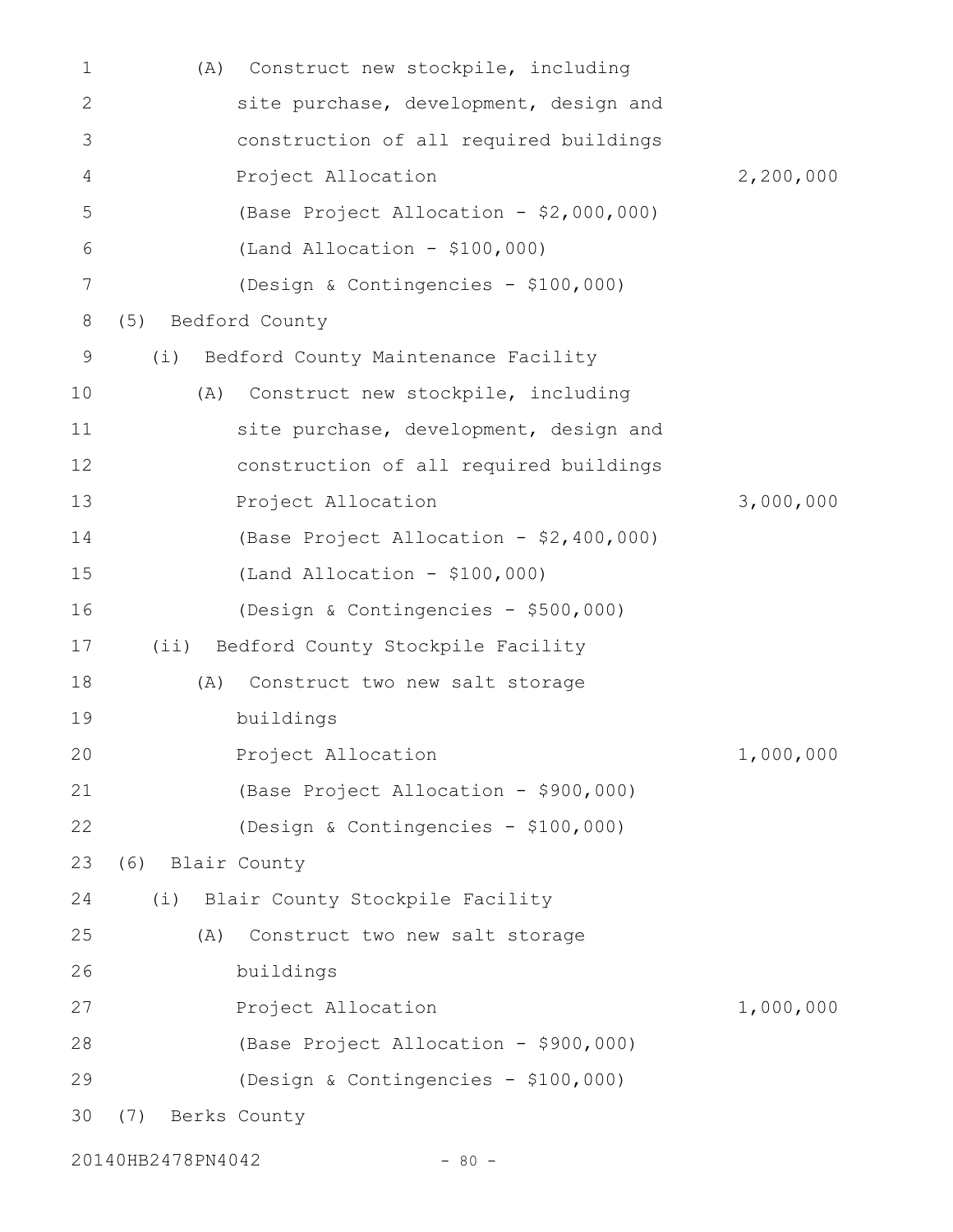(A) Construct new stockpile, including site purchase, development, design and construction of all required buildings

Project Allocation 2,200,000

(Base Project Allocation - $2,000,000)

(Land Allocation - $100,000)

(Design & Contingencies - $100,000)

(5) Bedford County

(i) Bedford County Maintenance Facility

(A) Construct new stockpile, including site purchase, development, design and construction of all required buildings

Project Allocation 3,000,000

(Base Project Allocation - $2,400,000)

(Land Allocation - $100,000)

(Design & Contingencies - $500,000)

(ii) Bedford County Stockpile Facility

(A) Construct two new salt storage buildings

Project Allocation 1,000,000

(Base Project Allocation - $900,000)

(Design & Contingencies - $100,000)

(6) Blair County

(i) Blair County Stockpile Facility

(A) Construct two new salt storage buildings

Project Allocation 1,000,000

(Base Project Allocation - $900,000)

(Design & Contingencies - $100,000)

(7) Berks County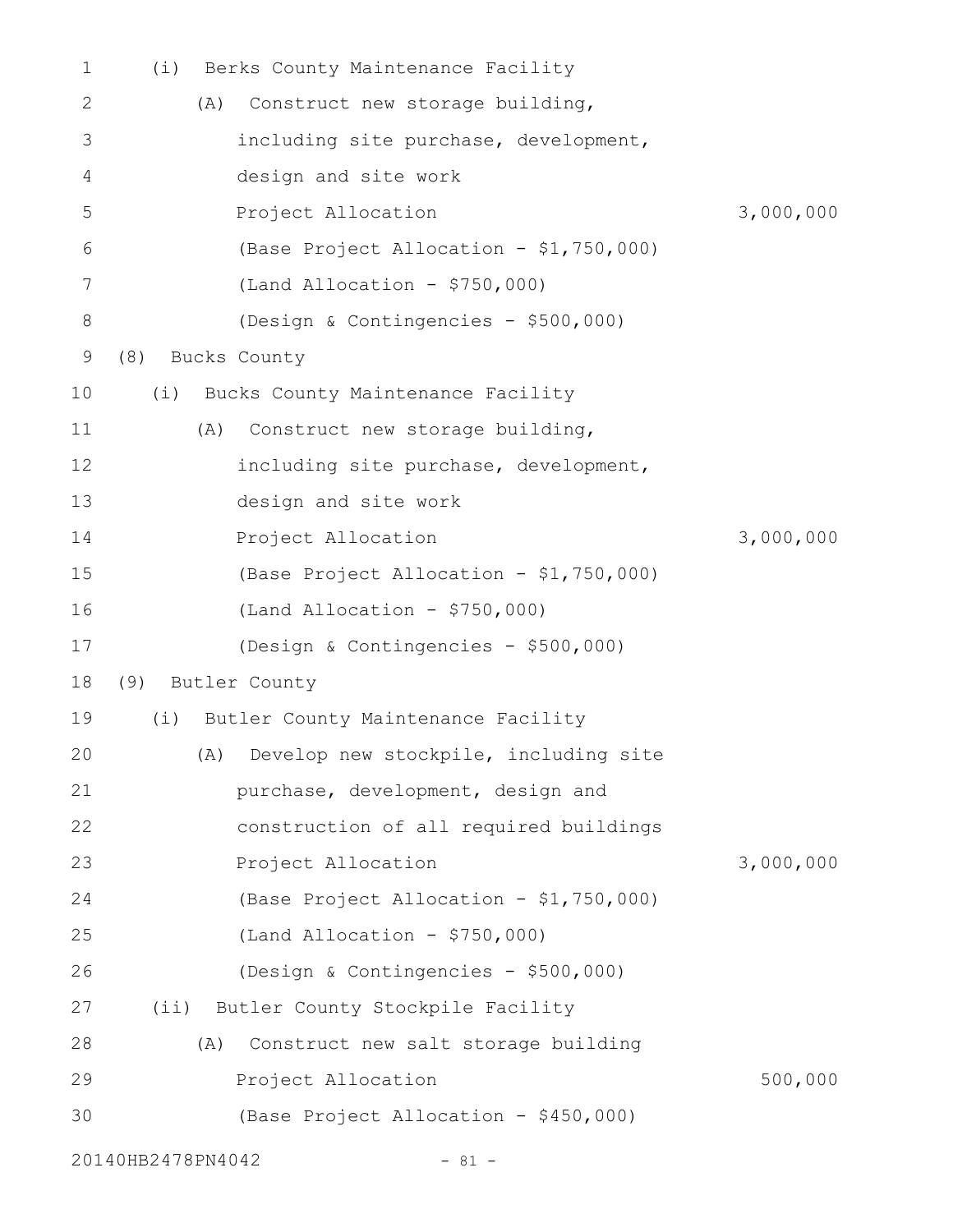(i) Berks County Maintenance Facility

(A) Construct new storage building, including site purchase, development, design and site work

Project Allocation 3,000,000

(Base Project Allocation - $1,750,000)

(Land Allocation - $750,000)

(Design & Contingencies - $500,000)

(8) Bucks County

(i) Bucks County Maintenance Facility

(A) Construct new storage building, including site purchase, development, design and site work

Project Allocation 3,000,000

(Base Project Allocation - $1,750,000)

(Land Allocation - $750,000)

(Design & Contingencies - $500,000)

(9) Butler County

(i) Butler County Maintenance Facility

(A) Develop new stockpile, including site purchase, development, design and construction of all required buildings

Project Allocation 3,000,000

(Base Project Allocation - $1,750,000)

(Land Allocation - $750,000)

(Design & Contingencies - $500,000)

(ii) Butler County Stockpile Facility

(A) Construct new salt storage building

Project Allocation 500,000

(Base Project Allocation - $450,000)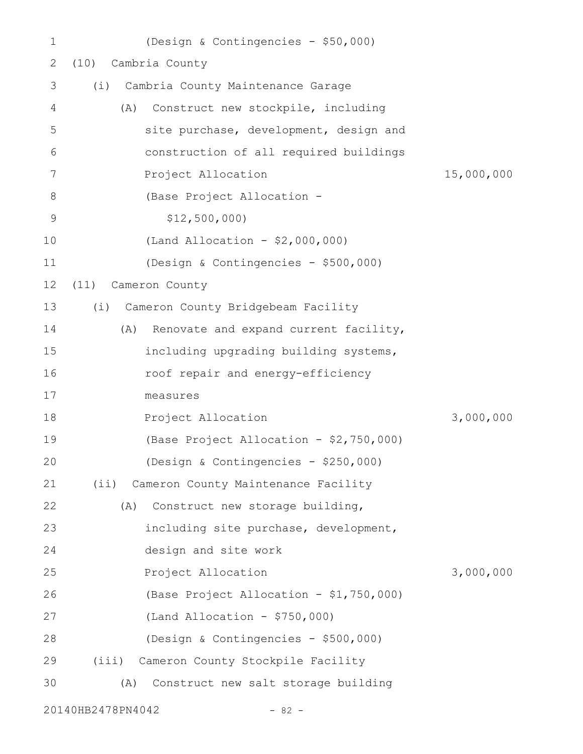(Design & Contingencies - $50,000)

(10) Cambria County

(i) Cambria County Maintenance Garage

(A) Construct new stockpile, including site purchase, development, design and construction of all required buildings

Project Allocation 15,000,000

(Base Project Allocation - $12,500,000)

(Land Allocation - $2,000,000)

(Design & Contingencies - $500,000)

(11) Cameron County

(i) Cameron County Bridgebeam Facility

(A) Renovate and expand current facility, including upgrading building systems, roof repair and energy-efficiency measures

Project Allocation 3,000,000

(Base Project Allocation - $2,750,000)

(Design & Contingencies - $250,000)

(ii) Cameron County Maintenance Facility

(A) Construct new storage building, including site purchase, development, design and site work

Project Allocation 3,000,000

(Base Project Allocation - $1,750,000)

(Land Allocation - $750,000)

(Design & Contingencies - $500,000)

(iii) Cameron County Stockpile Facility

(A) Construct new salt storage building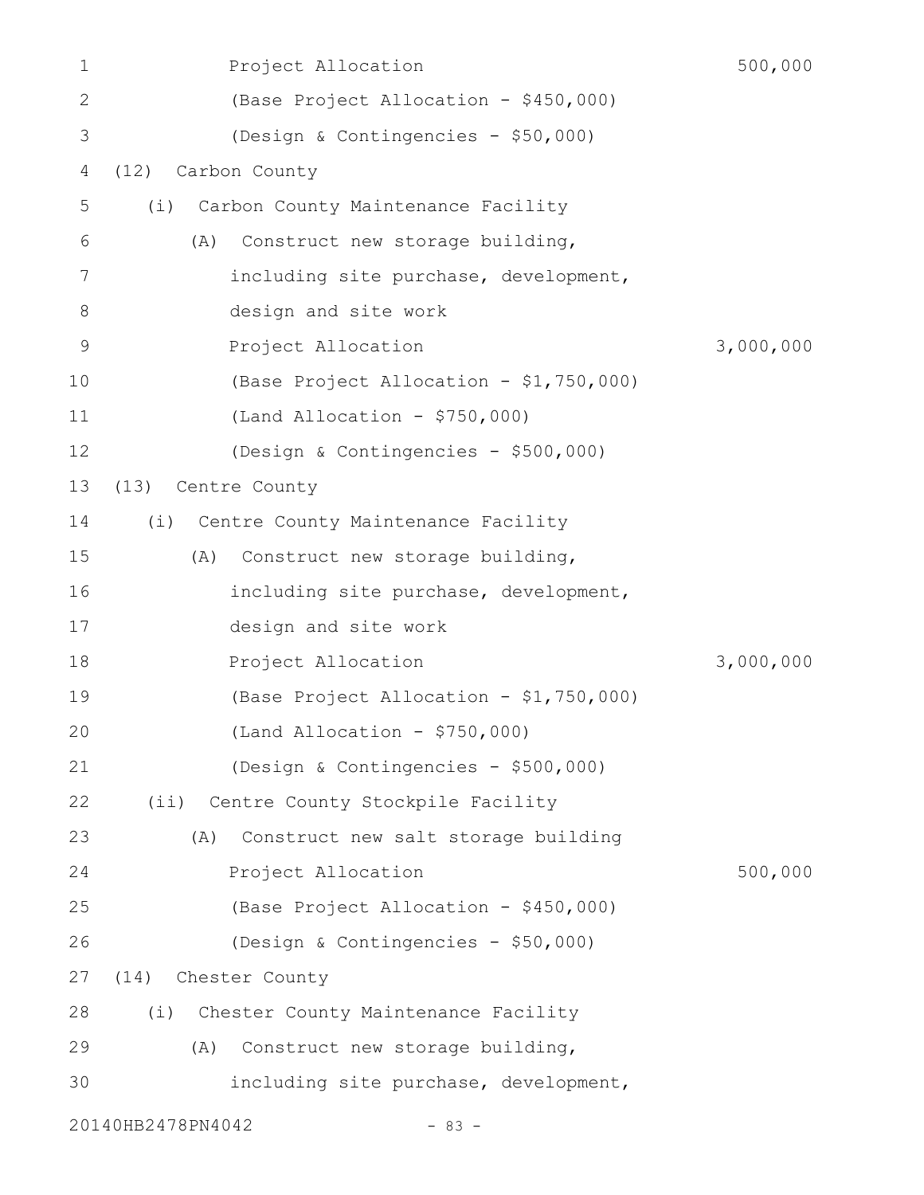Project Allocation 500,000
(Base Project Allocation - $450,000)
(Design & Contingencies - $50,000)

(12) Carbon County

(i) Carbon County Maintenance Facility

(A) Construct new storage building, including site purchase, development, design and site work

Project Allocation 3,000,000
(Base Project Allocation - $1,750,000)
(Land Allocation - $750,000)
(Design & Contingencies - $500,000)

(13) Centre County

(i) Centre County Maintenance Facility

(A) Construct new storage building, including site purchase, development, design and site work

Project Allocation 3,000,000
(Base Project Allocation - $1,750,000)
(Land Allocation - $750,000)
(Design & Contingencies - $500,000)

(ii) Centre County Stockpile Facility

(A) Construct new salt storage building

Project Allocation 500,000
(Base Project Allocation - $450,000)
(Design & Contingencies - $50,000)

(14) Chester County

(i) Chester County Maintenance Facility

(A) Construct new storage building, including site purchase, development,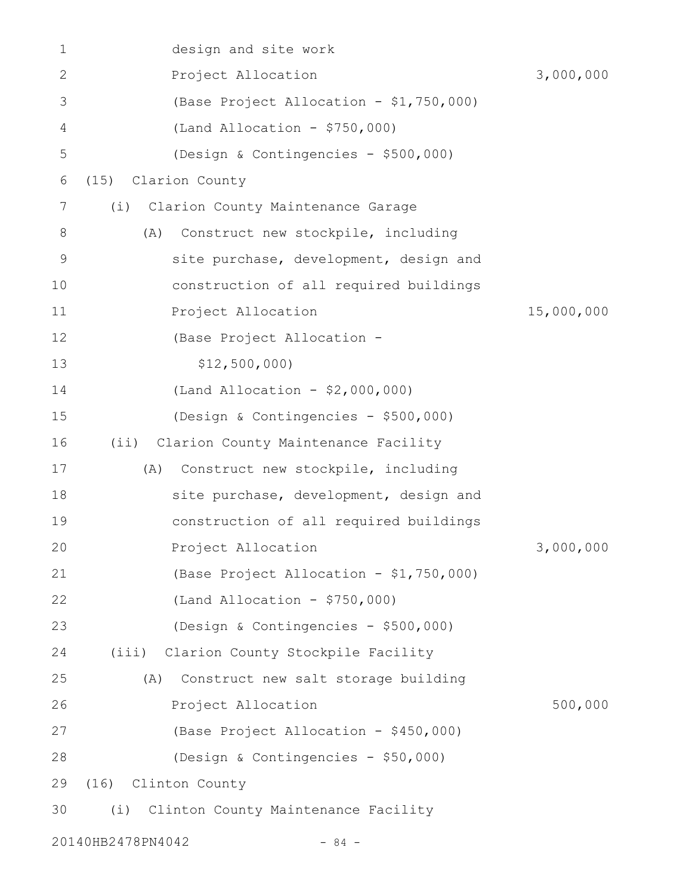design and site work

Project Allocation 3,000,000

(Base Project Allocation - $1,750,000)

(Land Allocation - $750,000)

(Design & Contingencies - $500,000)

(15) Clarion County

(i) Clarion County Maintenance Garage

(A) Construct new stockpile, including site purchase, development, design and construction of all required buildings

Project Allocation 15,000,000

(Base Project Allocation - $12,500,000)

(Land Allocation - $2,000,000)

(Design & Contingencies - $500,000)

(ii) Clarion County Maintenance Facility

(A) Construct new stockpile, including site purchase, development, design and construction of all required buildings

Project Allocation 3,000,000

(Base Project Allocation - $1,750,000)

(Land Allocation - $750,000)

(Design & Contingencies - $500,000)

(iii) Clarion County Stockpile Facility

(A) Construct new salt storage building

Project Allocation 500,000

(Base Project Allocation - $450,000)

(Design & Contingencies - $50,000)

(16) Clinton County

(i) Clinton County Maintenance Facility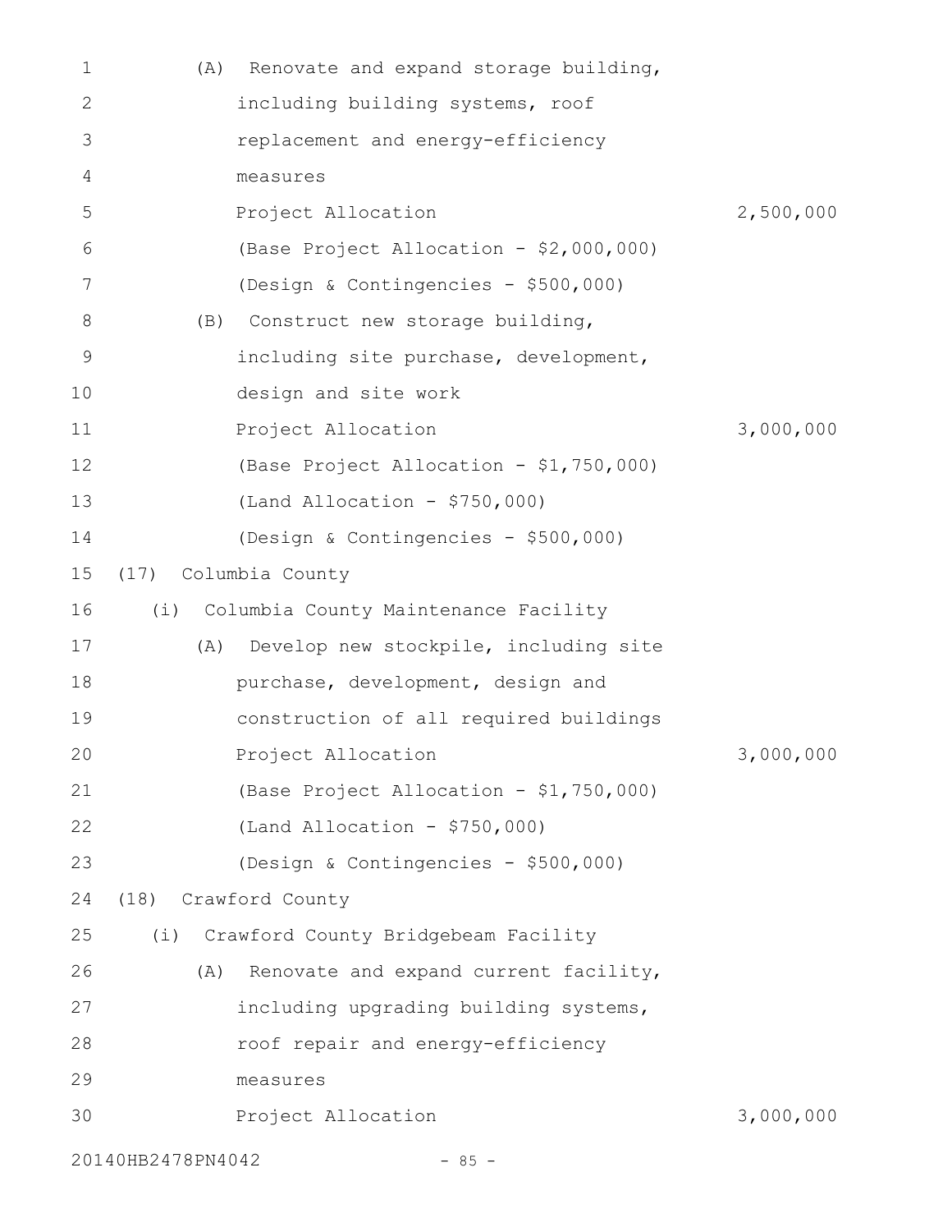(A) Renovate and expand storage building, including building systems, roof replacement and energy-efficiency measures

Project Allocation 2,500,000

(Base Project Allocation - $2,000,000)

(Design & Contingencies - $500,000)

(B) Construct new storage building, including site purchase, development, design and site work

Project Allocation 3,000,000

(Base Project Allocation - $1,750,000)

(Land Allocation - $750,000)

(Design & Contingencies - $500,000)

(17) Columbia County

(i) Columbia County Maintenance Facility

(A) Develop new stockpile, including site purchase, development, design and construction of all required buildings

Project Allocation 3,000,000

(Base Project Allocation - $1,750,000)

(Land Allocation - $750,000)

(Design & Contingencies - $500,000)

(18) Crawford County

(i) Crawford County Bridgebeam Facility

(A) Renovate and expand current facility, including upgrading building systems, roof repair and energy-efficiency measures

Project Allocation 3,000,000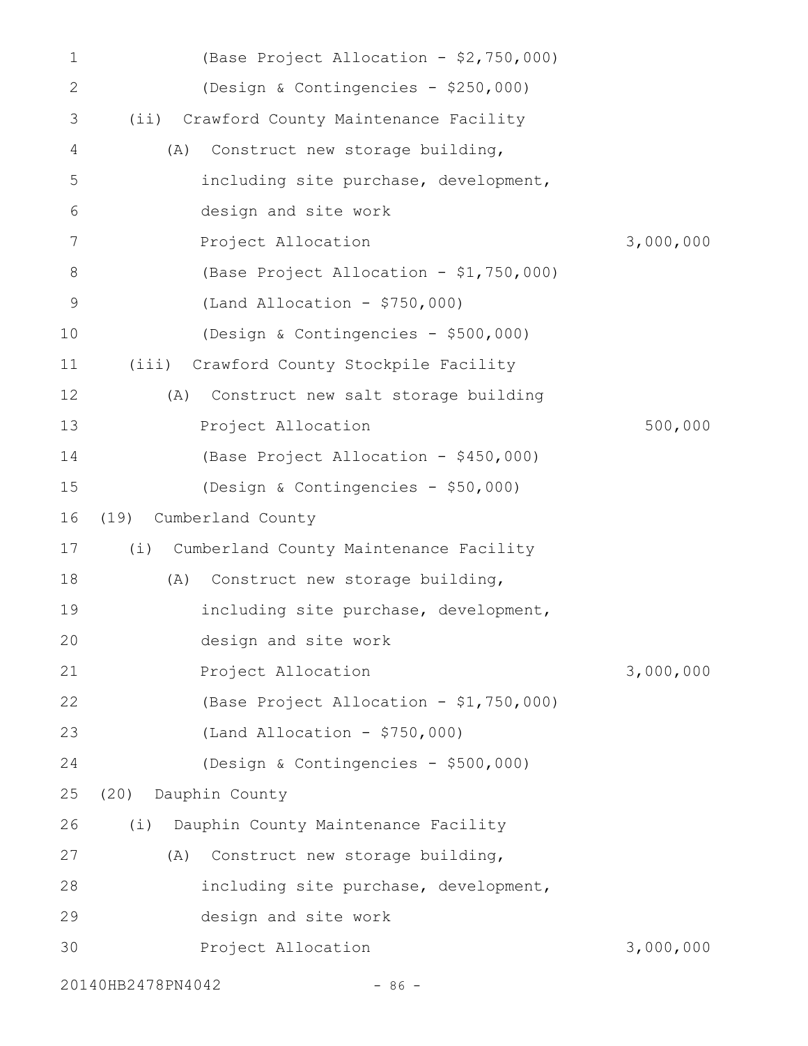(Base Project Allocation - $2,750,000)
(Design & Contingencies - $250,000)

(ii) Crawford County Maintenance Facility

(A) Construct new storage building, including site purchase, development, design and site work

| | |
|---|---|
| Project Allocation | 3,000,000 |

(Base Project Allocation - $1,750,000)
(Land Allocation - $750,000)
(Design & Contingencies - $500,000)

(iii) Crawford County Stockpile Facility

(A) Construct new salt storage building

| | |
|---|---|
| Project Allocation | 500,000 |

(Base Project Allocation - $450,000)
(Design & Contingencies - $50,000)

(19) Cumberland County

(i) Cumberland County Maintenance Facility

(A) Construct new storage building, including site purchase, development, design and site work

| | |
|---|---|
| Project Allocation | 3,000,000 |

(Base Project Allocation - $1,750,000)
(Land Allocation - $750,000)
(Design & Contingencies - $500,000)

(20) Dauphin County

(i) Dauphin County Maintenance Facility

(A) Construct new storage building, including site purchase, development, design and site work

| | |
|---|---|
| Project Allocation | 3,000,000 |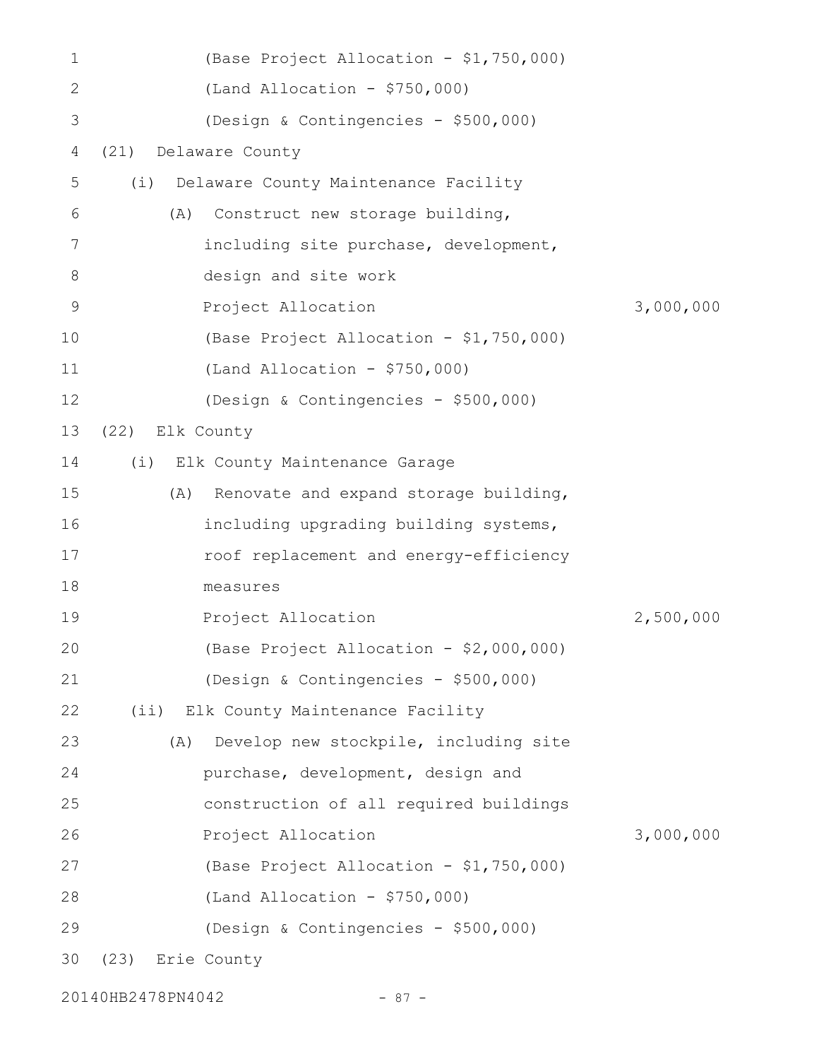(Base Project Allocation - $1,750,000)

(Land Allocation - $750,000)

(Design & Contingencies - $500,000)

(21) Delaware County

(i) Delaware County Maintenance Facility

(A) Construct new storage building, including site purchase, development, design and site work

Project Allocation 3,000,000

(Base Project Allocation - $1,750,000)

(Land Allocation - $750,000)

(Design & Contingencies - $500,000)

(22) Elk County

(i) Elk County Maintenance Garage

(A) Renovate and expand storage building, including upgrading building systems, roof replacement and energy-efficiency measures

Project Allocation 2,500,000

(Base Project Allocation - $2,000,000)

(Design & Contingencies - $500,000)

(ii) Elk County Maintenance Facility

(A) Develop new stockpile, including site purchase, development, design and construction of all required buildings

Project Allocation 3,000,000

(Base Project Allocation - $1,750,000)

(Land Allocation - $750,000)

(Design & Contingencies - $500,000)

(23) Erie County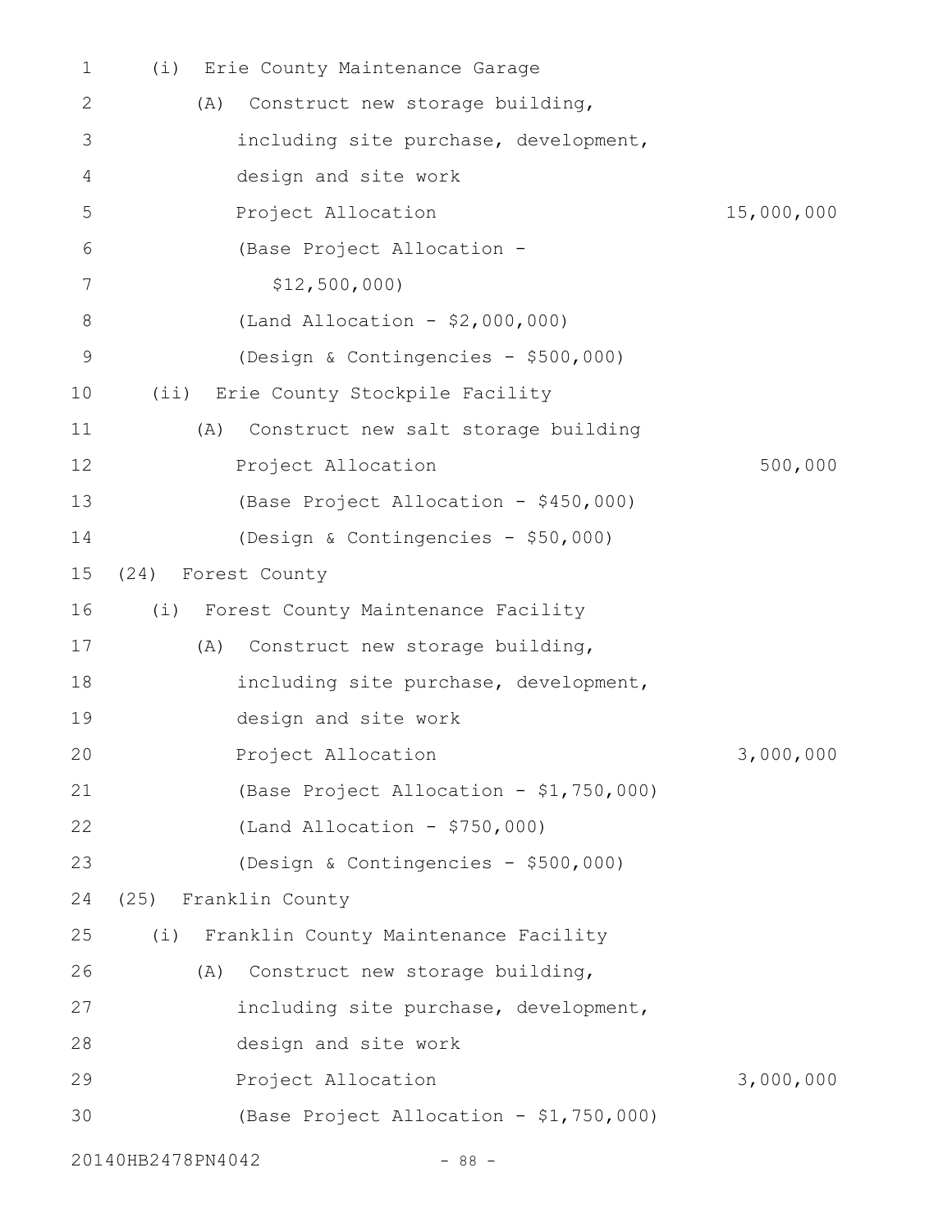(i) Erie County Maintenance Garage

(A) Construct new storage building, including site purchase, development, design and site work

Project Allocation 15,000,000

(Base Project Allocation - $12,500,000)

(Land Allocation - $2,000,000)

(Design & Contingencies - $500,000)

(ii) Erie County Stockpile Facility

(A) Construct new salt storage building

Project Allocation 500,000

(Base Project Allocation - $450,000)

(Design & Contingencies - $50,000)

(24) Forest County

(i) Forest County Maintenance Facility

(A) Construct new storage building, including site purchase, development, design and site work

Project Allocation 3,000,000

(Base Project Allocation - $1,750,000)

(Land Allocation - $750,000)

(Design & Contingencies - $500,000)

(25) Franklin County

(i) Franklin County Maintenance Facility

(A) Construct new storage building, including site purchase, development, design and site work

Project Allocation 3,000,000

(Base Project Allocation - $1,750,000)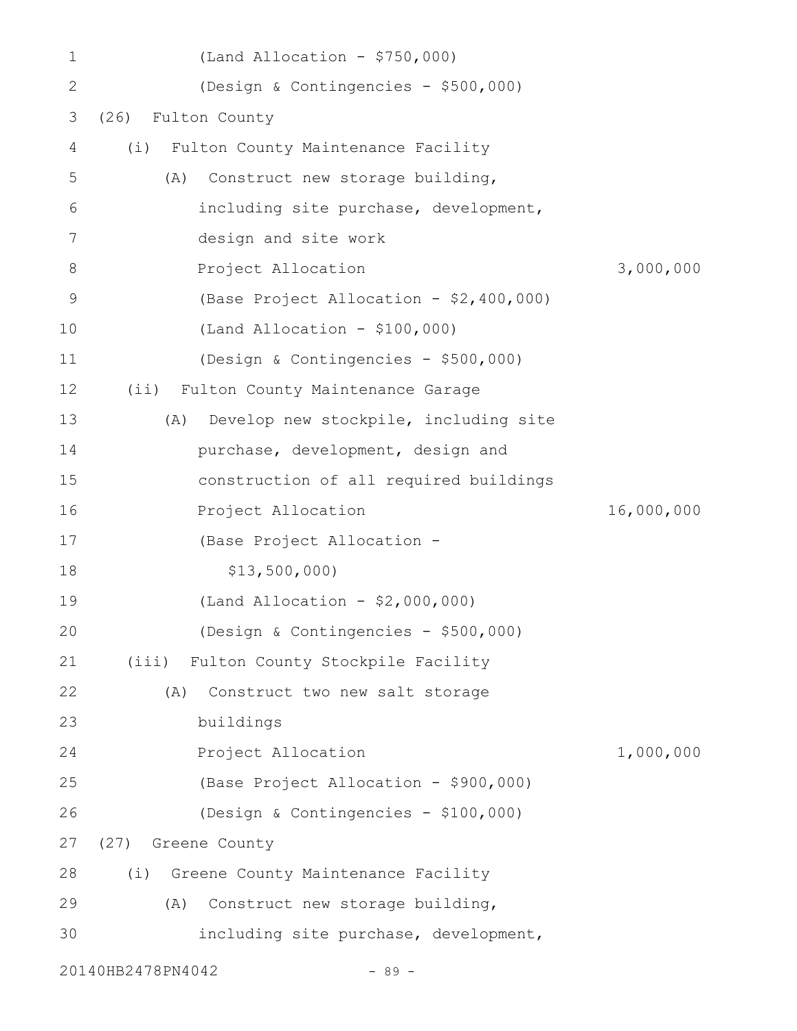(Land Allocation - $750,000)

(Design & Contingencies - $500,000)

(26) Fulton County

(i) Fulton County Maintenance Facility

(A) Construct new storage building, including site purchase, development, design and site work

Project Allocation 3,000,000

(Base Project Allocation - $2,400,000)

(Land Allocation - $100,000)

(Design & Contingencies - $500,000)

(ii) Fulton County Maintenance Garage

(A) Develop new stockpile, including site purchase, development, design and construction of all required buildings

Project Allocation 16,000,000

(Base Project Allocation - $13,500,000)

(Land Allocation - $2,000,000)

(Design & Contingencies - $500,000)

(iii) Fulton County Stockpile Facility

(A) Construct two new salt storage buildings

Project Allocation 1,000,000

(Base Project Allocation - $900,000)

(Design & Contingencies - $100,000)

(27) Greene County

(i) Greene County Maintenance Facility

(A) Construct new storage building, including site purchase, development,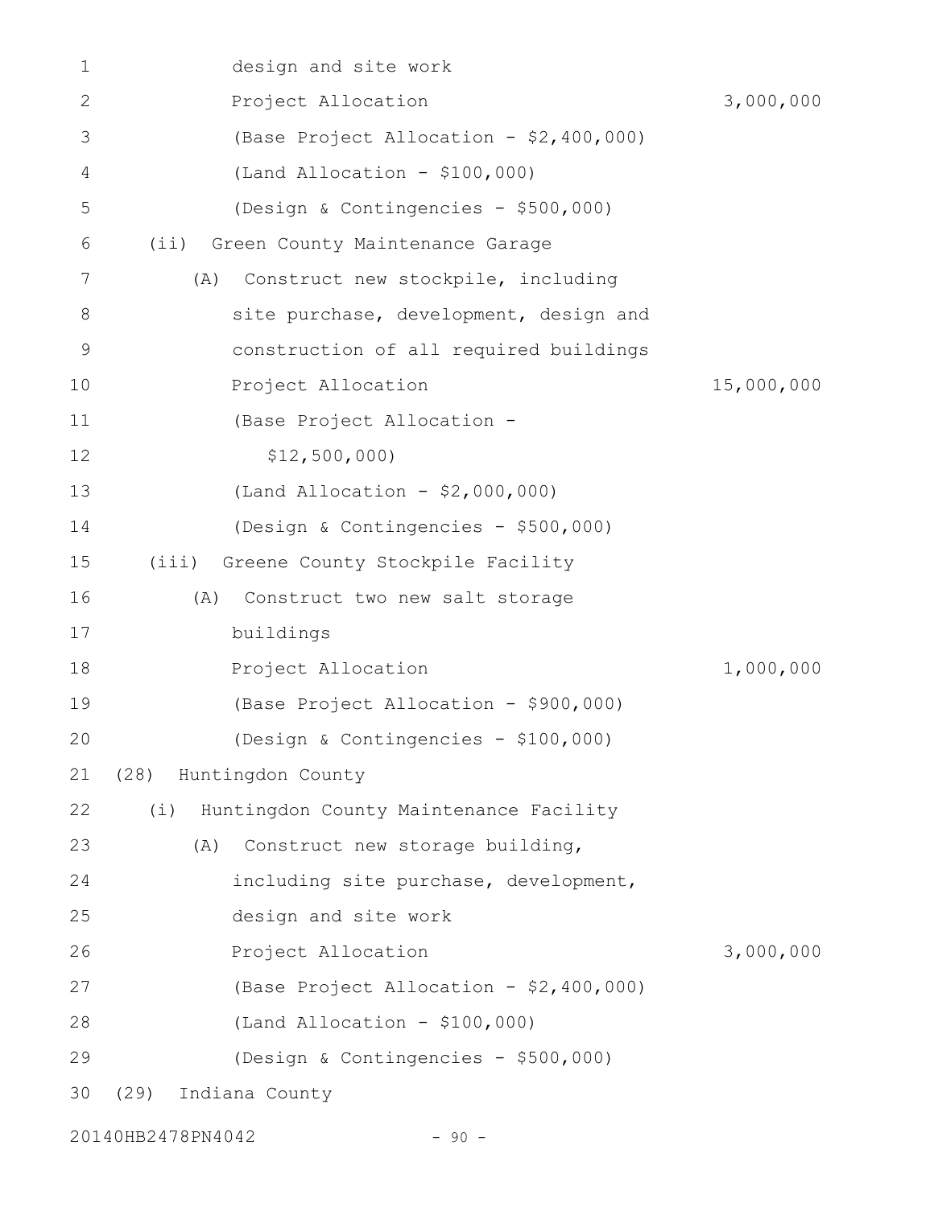design and site work

Project Allocation 3,000,000

(Base Project Allocation - $2,400,000)

(Land Allocation - $100,000)

(Design & Contingencies - $500,000)

(ii) Green County Maintenance Garage

(A) Construct new stockpile, including site purchase, development, design and construction of all required buildings

Project Allocation 15,000,000

(Base Project Allocation - $12,500,000)

(Land Allocation - $2,000,000)

(Design & Contingencies - $500,000)

(iii) Greene County Stockpile Facility

(A) Construct two new salt storage buildings

Project Allocation 1,000,000

(Base Project Allocation - $900,000)

(Design & Contingencies - $100,000)

(28) Huntingdon County

(i) Huntingdon County Maintenance Facility

(A) Construct new storage building, including site purchase, development, design and site work

Project Allocation 3,000,000

(Base Project Allocation - $2,400,000)

(Land Allocation - $100,000)

(Design & Contingencies - $500,000)

(29) Indiana County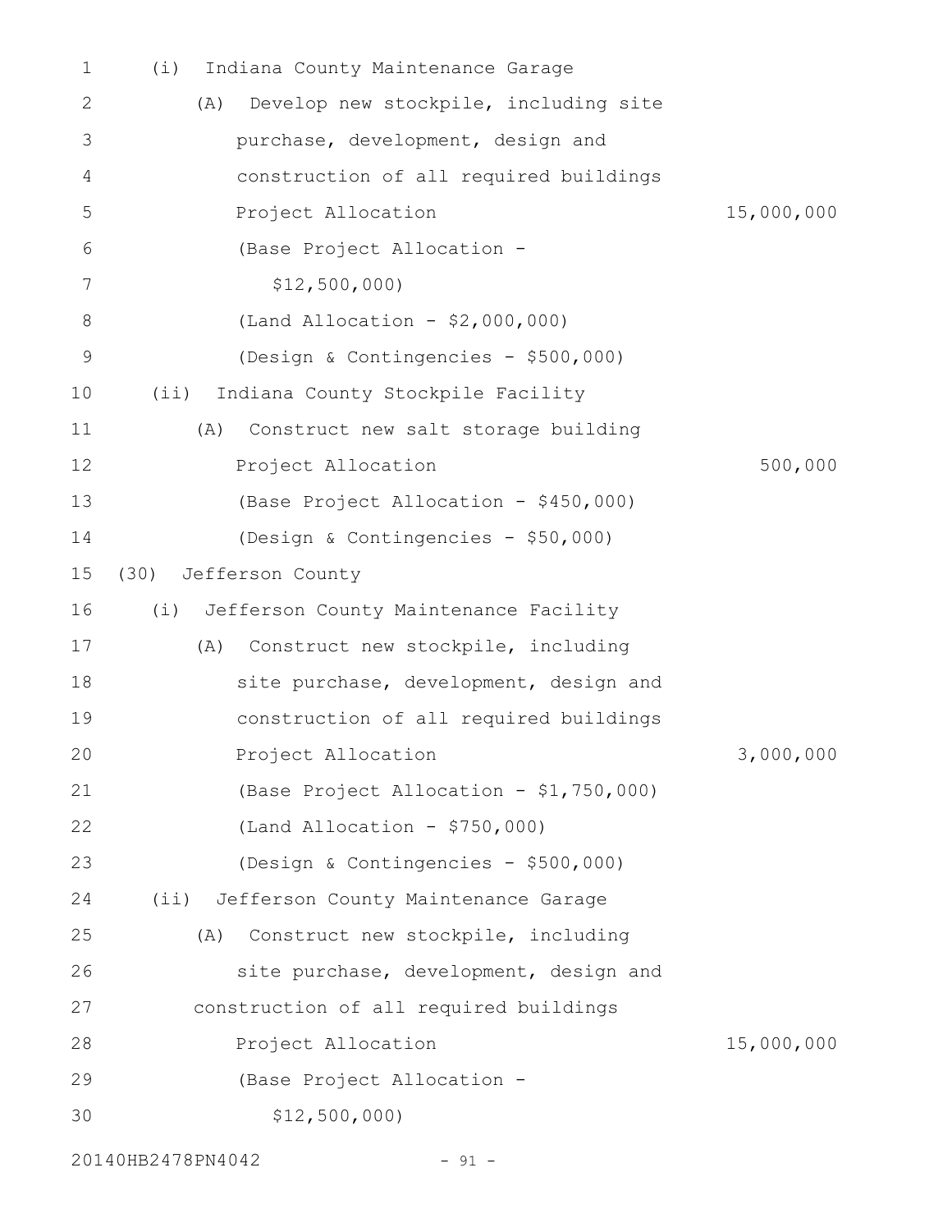(i) Indiana County Maintenance Garage

(A) Develop new stockpile, including site purchase, development, design and construction of all required buildings

Project Allocation 15,000,000

(Base Project Allocation - $12,500,000)

(Land Allocation - $2,000,000)

(Design & Contingencies - $500,000)

(ii) Indiana County Stockpile Facility

(A) Construct new salt storage building

Project Allocation 500,000

(Base Project Allocation - $450,000)

(Design & Contingencies - $50,000)

(30) Jefferson County

(i) Jefferson County Maintenance Facility

(A) Construct new stockpile, including site purchase, development, design and construction of all required buildings

Project Allocation 3,000,000

(Base Project Allocation - $1,750,000)

(Land Allocation - $750,000)

(Design & Contingencies - $500,000)

(ii) Jefferson County Maintenance Garage

(A) Construct new stockpile, including site purchase, development, design and construction of all required buildings

Project Allocation 15,000,000

(Base Project Allocation - $12,500,000)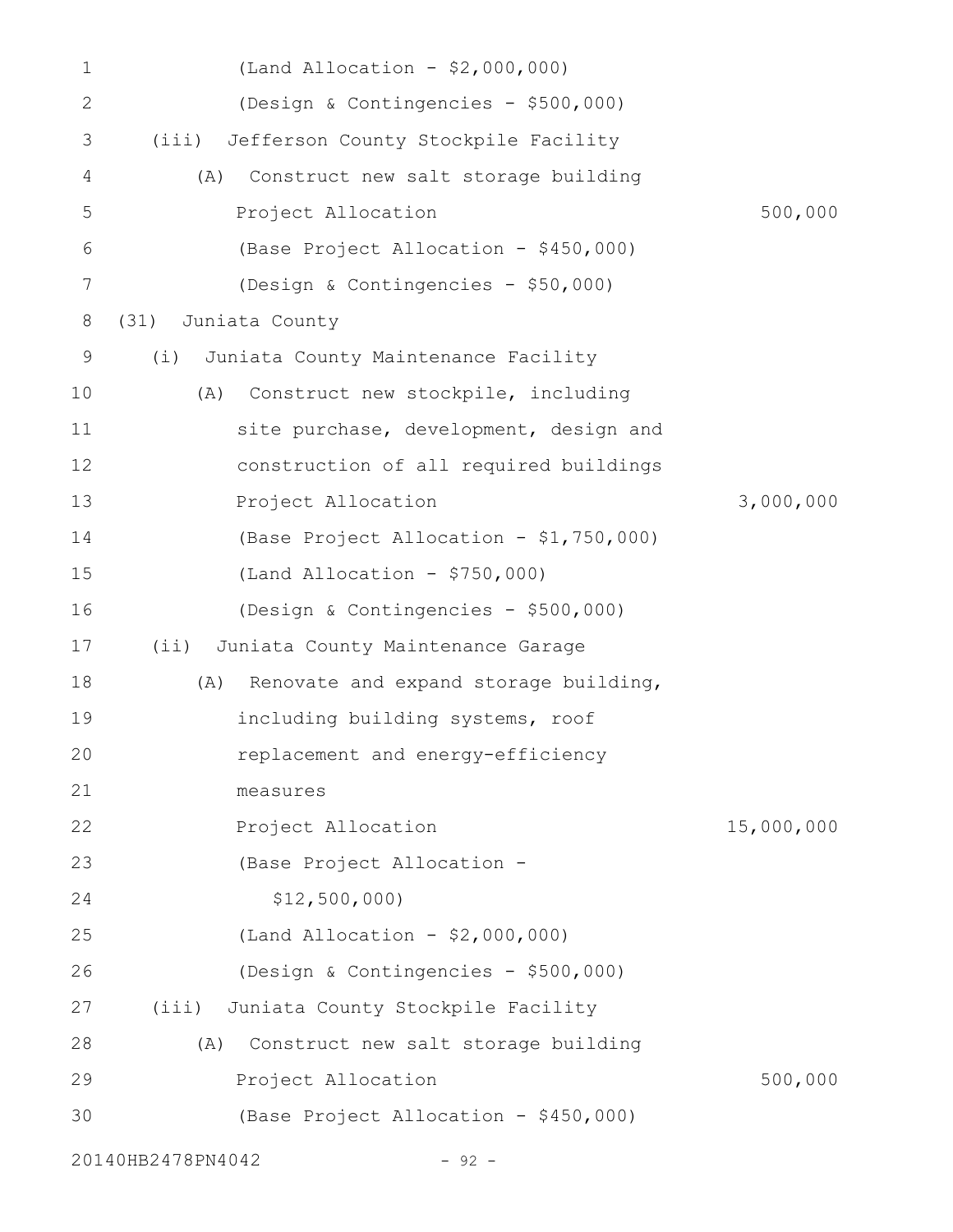(Land Allocation - $2,000,000)

(Design & Contingencies - $500,000)

(iii) Jefferson County Stockpile Facility

(A) Construct new salt storage building

Project Allocation 500,000

(Base Project Allocation - $450,000)

(Design & Contingencies - $50,000)

(31) Juniata County

(i) Juniata County Maintenance Facility

(A) Construct new stockpile, including site purchase, development, design and construction of all required buildings

Project Allocation 3,000,000

(Base Project Allocation - $1,750,000)

(Land Allocation - $750,000)

(Design & Contingencies - $500,000)

(ii) Juniata County Maintenance Garage

(A) Renovate and expand storage building, including building systems, roof replacement and energy-efficiency measures

Project Allocation 15,000,000

(Base Project Allocation - $12,500,000)

(Land Allocation - $2,000,000)

(Design & Contingencies - $500,000)

(iii) Juniata County Stockpile Facility

(A) Construct new salt storage building

Project Allocation 500,000

(Base Project Allocation - $450,000)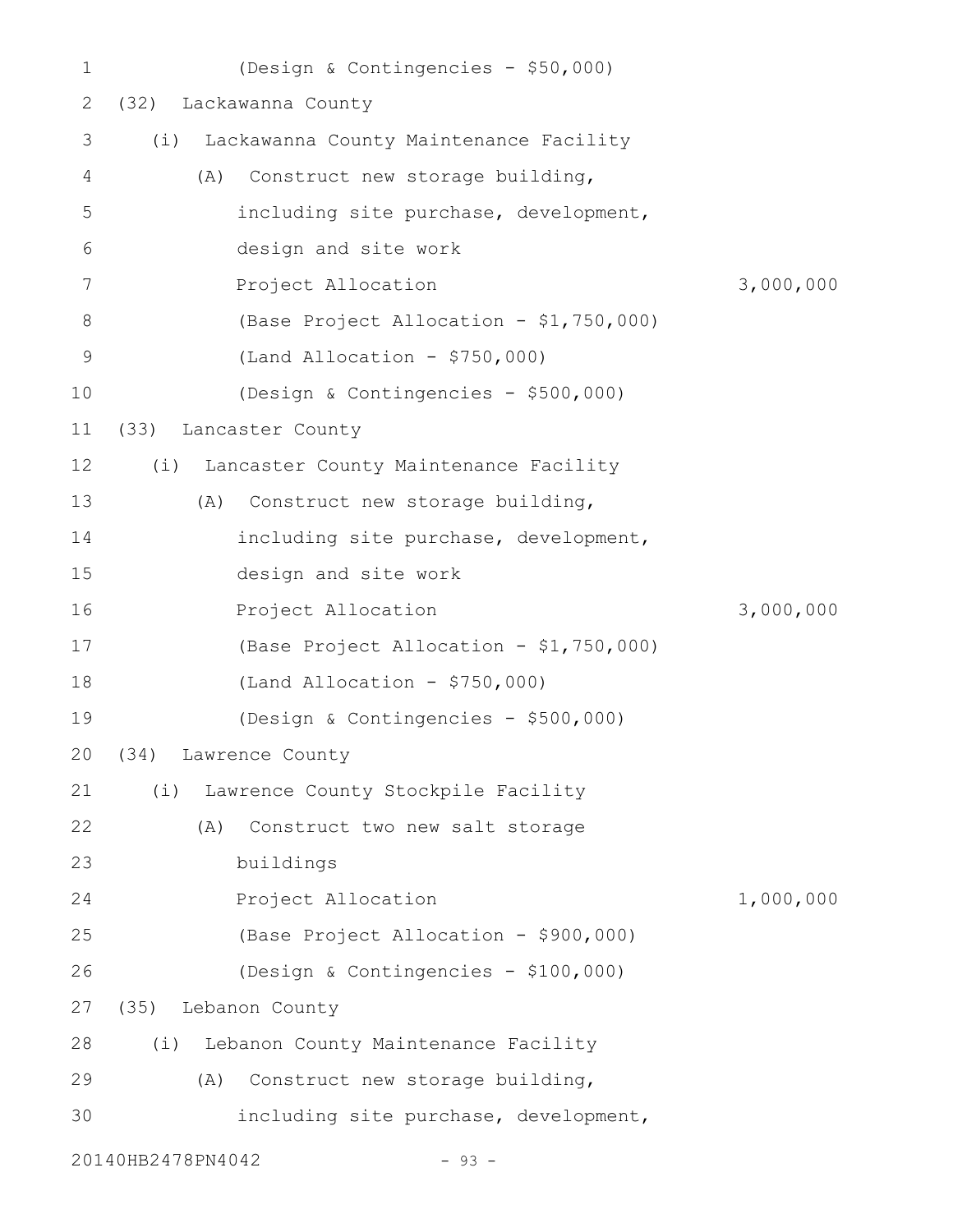(Design & Contingencies - $50,000)

(32) Lackawanna County

(i) Lackawanna County Maintenance Facility

(A) Construct new storage building, including site purchase, development, design and site work

Project Allocation 3,000,000

(Base Project Allocation - $1,750,000)

(Land Allocation - $750,000)

(Design & Contingencies - $500,000)

(33) Lancaster County

(i) Lancaster County Maintenance Facility

(A) Construct new storage building, including site purchase, development, design and site work

Project Allocation 3,000,000

(Base Project Allocation - $1,750,000)

(Land Allocation - $750,000)

(Design & Contingencies - $500,000)

(34) Lawrence County

(i) Lawrence County Stockpile Facility

(A) Construct two new salt storage buildings

Project Allocation 1,000,000

(Base Project Allocation - $900,000)

(Design & Contingencies - $100,000)

(35) Lebanon County

(i) Lebanon County Maintenance Facility

(A) Construct new storage building, including site purchase, development,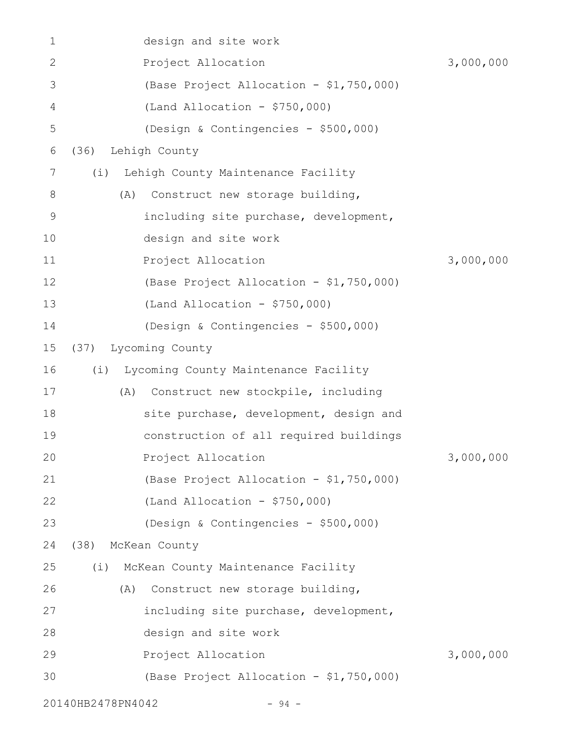design and site work

Project Allocation 3,000,000

(Base Project Allocation - $1,750,000)

(Land Allocation - $750,000)

(Design & Contingencies - $500,000)

(36) Lehigh County

(i) Lehigh County Maintenance Facility

(A) Construct new storage building, including site purchase, development, design and site work

Project Allocation 3,000,000

(Base Project Allocation - $1,750,000)

(Land Allocation - $750,000)

(Design & Contingencies - $500,000)

(37) Lycoming County

(i) Lycoming County Maintenance Facility

(A) Construct new stockpile, including site purchase, development, design and construction of all required buildings

Project Allocation 3,000,000

(Base Project Allocation - $1,750,000)

(Land Allocation - $750,000)

(Design & Contingencies - $500,000)

(38) McKean County

(i) McKean County Maintenance Facility

(A) Construct new storage building, including site purchase, development, design and site work

Project Allocation 3,000,000

(Base Project Allocation - $1,750,000)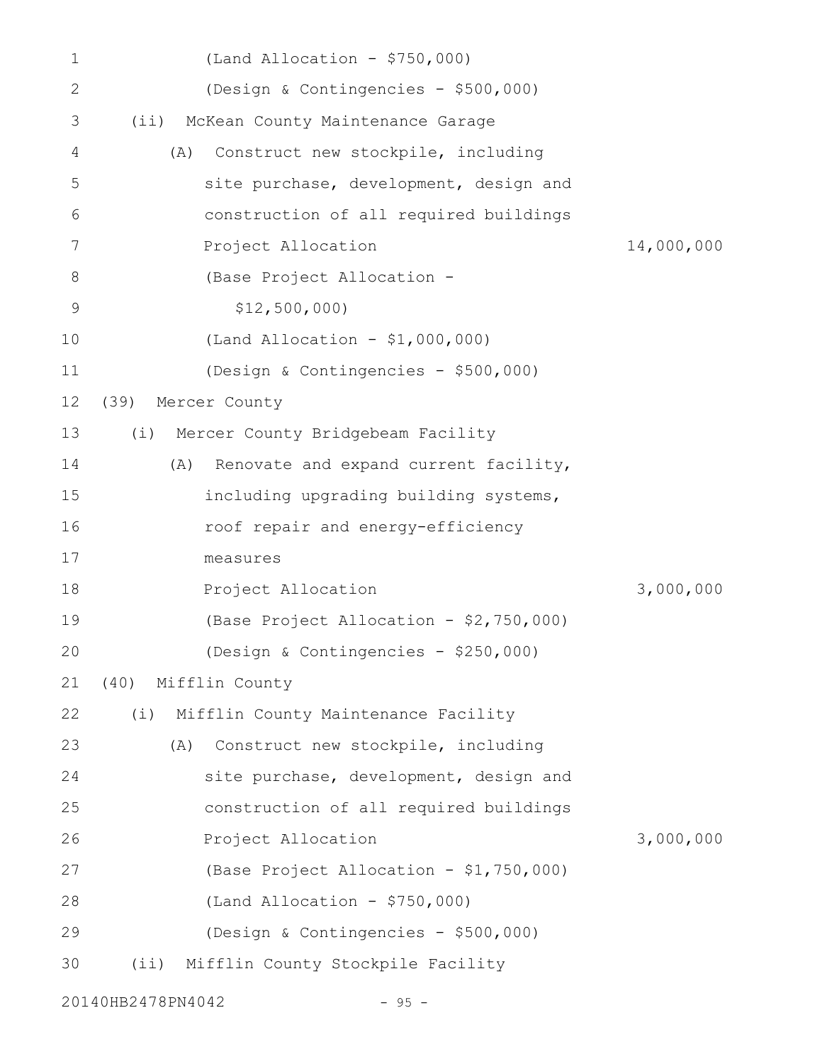(Land Allocation - $750,000)
(Design & Contingencies - $500,000)

(ii) McKean County Maintenance Garage

(A) Construct new stockpile, including site purchase, development, design and construction of all required buildings

Project Allocation 14,000,000

(Base Project Allocation - $12,500,000)
(Land Allocation - $1,000,000)
(Design & Contingencies - $500,000)

(39) Mercer County

(i) Mercer County Bridgebeam Facility

(A) Renovate and expand current facility, including upgrading building systems, roof repair and energy-efficiency measures

Project Allocation 3,000,000

(Base Project Allocation - $2,750,000)
(Design & Contingencies - $250,000)

(40) Mifflin County

(i) Mifflin County Maintenance Facility

(A) Construct new stockpile, including site purchase, development, design and construction of all required buildings

Project Allocation 3,000,000

(Base Project Allocation - $1,750,000)
(Land Allocation - $750,000)
(Design & Contingencies - $500,000)

(ii) Mifflin County Stockpile Facility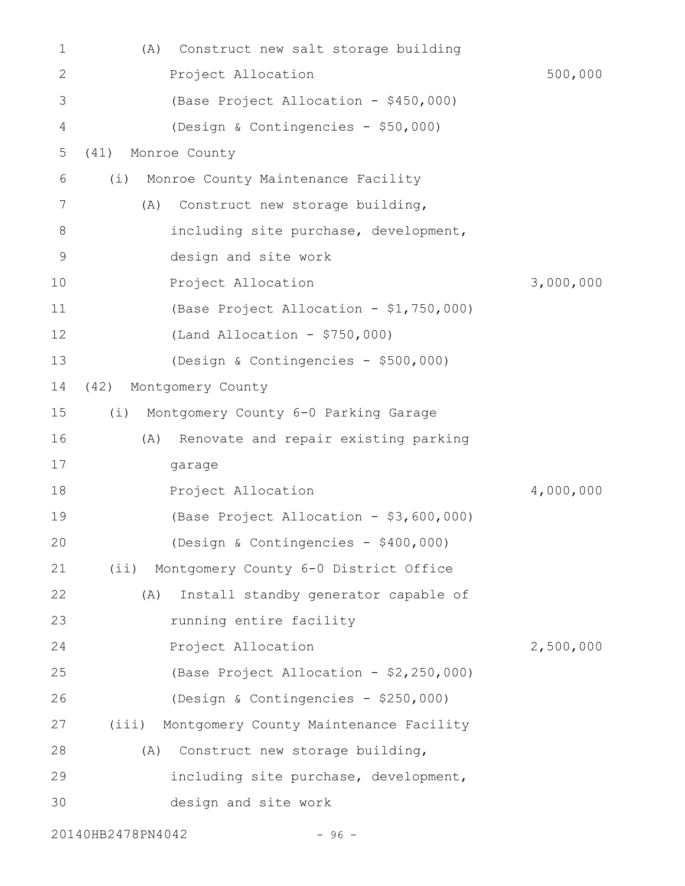(A) Construct new salt storage building
Project Allocation 500,000
(Base Project Allocation - $450,000)
(Design & Contingencies - $50,000)

(41) Monroe County

(i) Monroe County Maintenance Facility

(A) Construct new storage building, including site purchase, development, design and site work
Project Allocation 3,000,000
(Base Project Allocation - $1,750,000)
(Land Allocation - $750,000)
(Design & Contingencies - $500,000)

(42) Montgomery County

(i) Montgomery County 6-0 Parking Garage

(A) Renovate and repair existing parking garage
Project Allocation 4,000,000
(Base Project Allocation - $3,600,000)
(Design & Contingencies - $400,000)

(ii) Montgomery County 6-0 District Office

(A) Install standby generator capable of running entire facility
Project Allocation 2,500,000
(Base Project Allocation - $2,250,000)
(Design & Contingencies - $250,000)

(iii) Montgomery County Maintenance Facility

(A) Construct new storage building, including site purchase, development, design and site work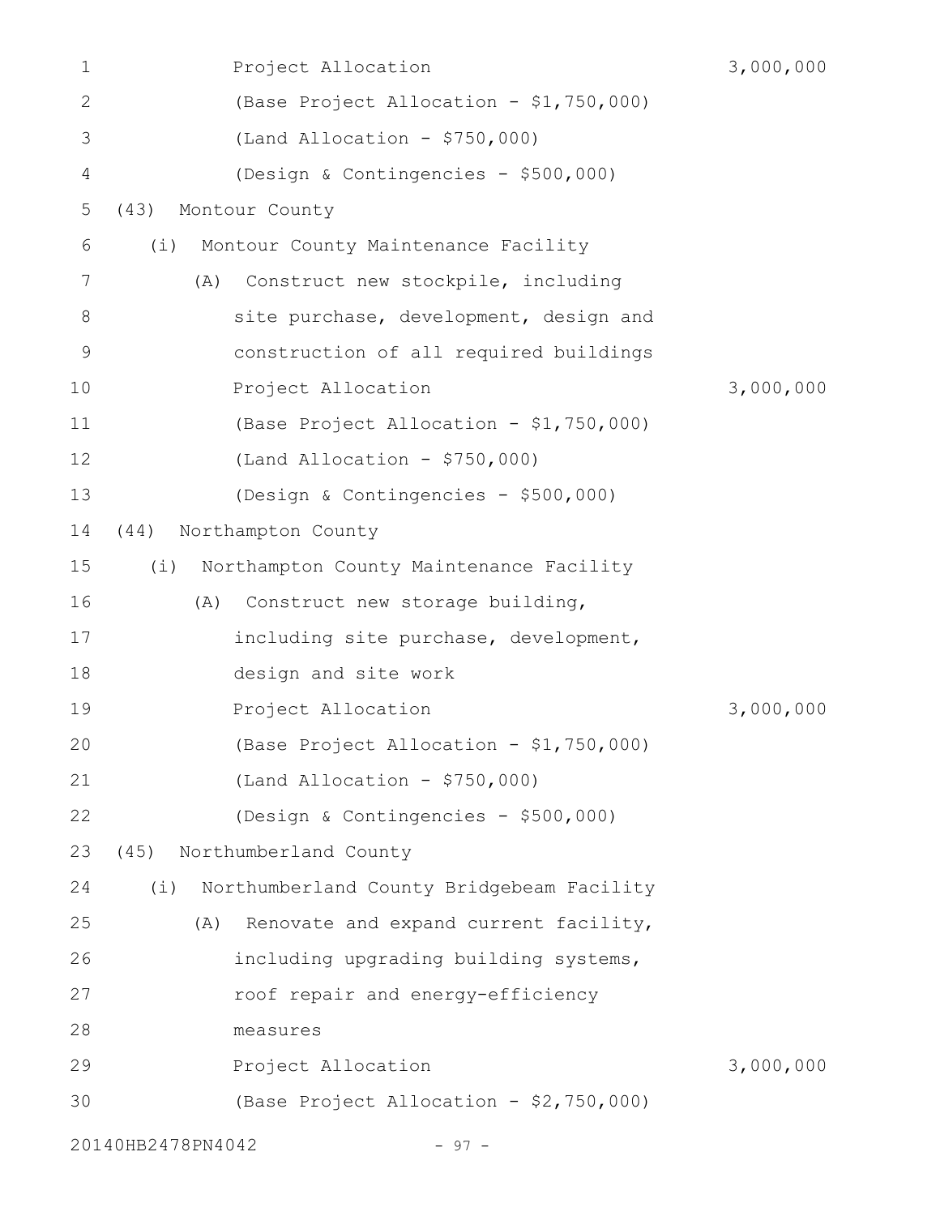Project Allocation 3,000,000

(Base Project Allocation - $1,750,000)

(Land Allocation - $750,000)

(Design & Contingencies - $500,000)

(43) Montour County

(i) Montour County Maintenance Facility

(A) Construct new stockpile, including site purchase, development, design and construction of all required buildings

Project Allocation 3,000,000

(Base Project Allocation - $1,750,000)

(Land Allocation - $750,000)

(Design & Contingencies - $500,000)

(44) Northampton County

(i) Northampton County Maintenance Facility

(A) Construct new storage building, including site purchase, development, design and site work

Project Allocation 3,000,000

(Base Project Allocation - $1,750,000)

(Land Allocation - $750,000)

(Design & Contingencies - $500,000)

(45) Northumberland County

(i) Northumberland County Bridgebeam Facility

(A) Renovate and expand current facility, including upgrading building systems, roof repair and energy-efficiency measures

Project Allocation 3,000,000

(Base Project Allocation - $2,750,000)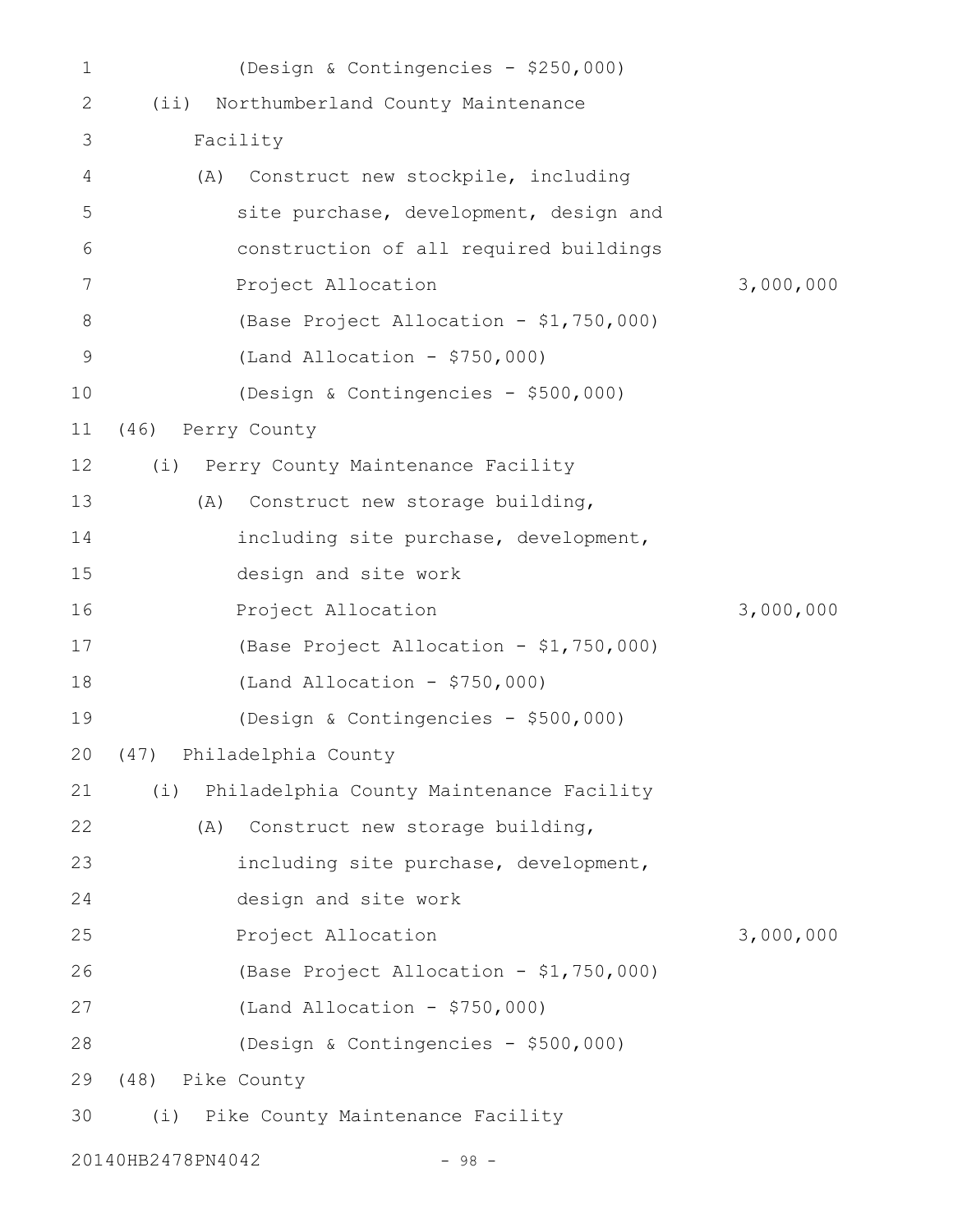(Design & Contingencies - $250,000)

(ii) Northumberland County Maintenance Facility

(A) Construct new stockpile, including site purchase, development, design and construction of all required buildings

Project Allocation 3,000,000

(Base Project Allocation - $1,750,000)

(Land Allocation - $750,000)

(Design & Contingencies - $500,000)

(46) Perry County

(i) Perry County Maintenance Facility

(A) Construct new storage building, including site purchase, development, design and site work

Project Allocation 3,000,000

(Base Project Allocation - $1,750,000)

(Land Allocation - $750,000)

(Design & Contingencies - $500,000)

(47) Philadelphia County

(i) Philadelphia County Maintenance Facility

(A) Construct new storage building, including site purchase, development, design and site work

Project Allocation 3,000,000

(Base Project Allocation - $1,750,000)

(Land Allocation - $750,000)

(Design & Contingencies - $500,000)

(48) Pike County

(i) Pike County Maintenance Facility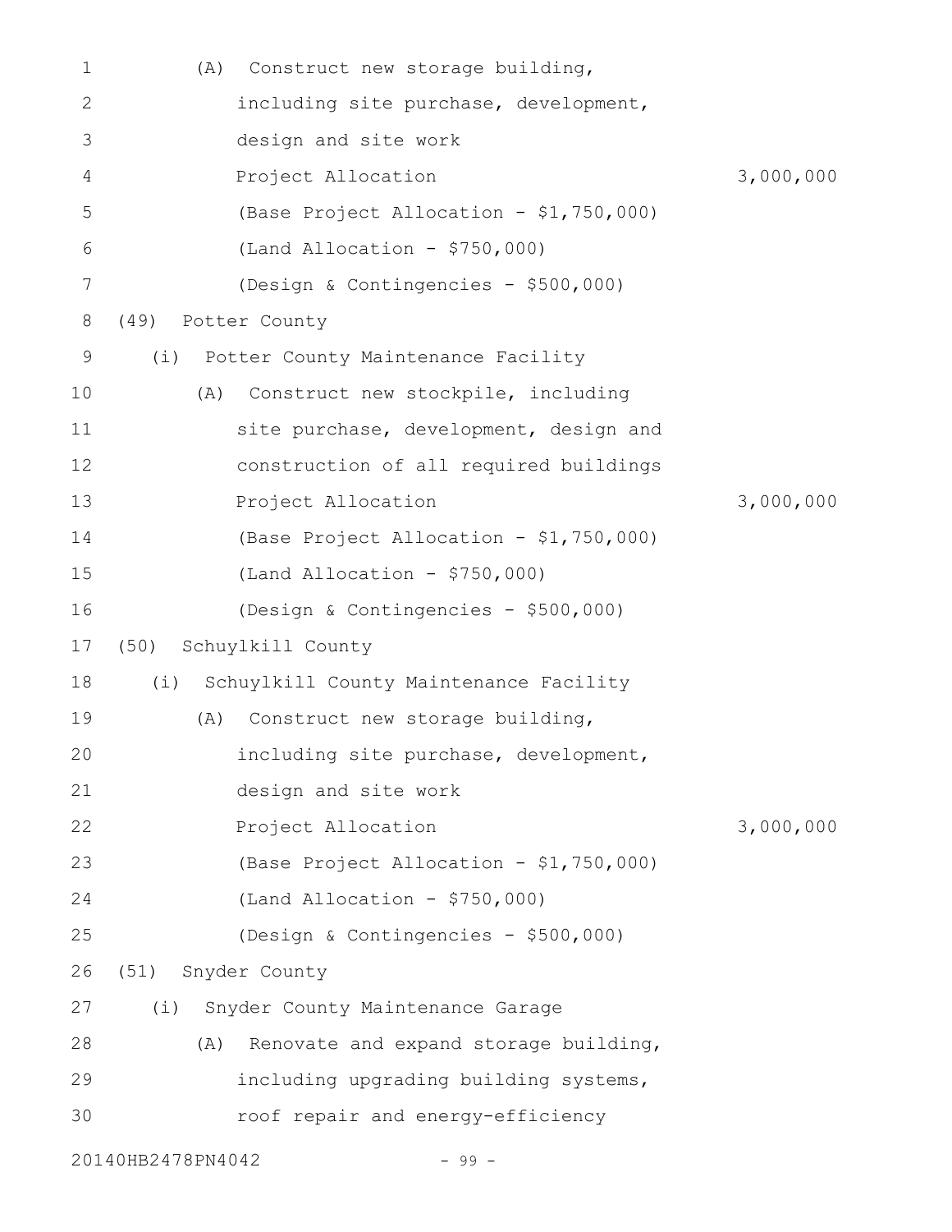(A) Construct new storage building, including site purchase, development, design and site work

Project Allocation 3,000,000

(Base Project Allocation - $1,750,000)

(Land Allocation - $750,000)

(Design & Contingencies - $500,000)

(49) Potter County

(i) Potter County Maintenance Facility

(A) Construct new stockpile, including site purchase, development, design and construction of all required buildings

Project Allocation 3,000,000

(Base Project Allocation - $1,750,000)

(Land Allocation - $750,000)

(Design & Contingencies - $500,000)

(50) Schuylkill County

(i) Schuylkill County Maintenance Facility

(A) Construct new storage building, including site purchase, development, design and site work

Project Allocation 3,000,000

(Base Project Allocation - $1,750,000)

(Land Allocation - $750,000)

(Design & Contingencies - $500,000)

(51) Snyder County

(i) Snyder County Maintenance Garage

(A) Renovate and expand storage building, including upgrading building systems, roof repair and energy-efficiency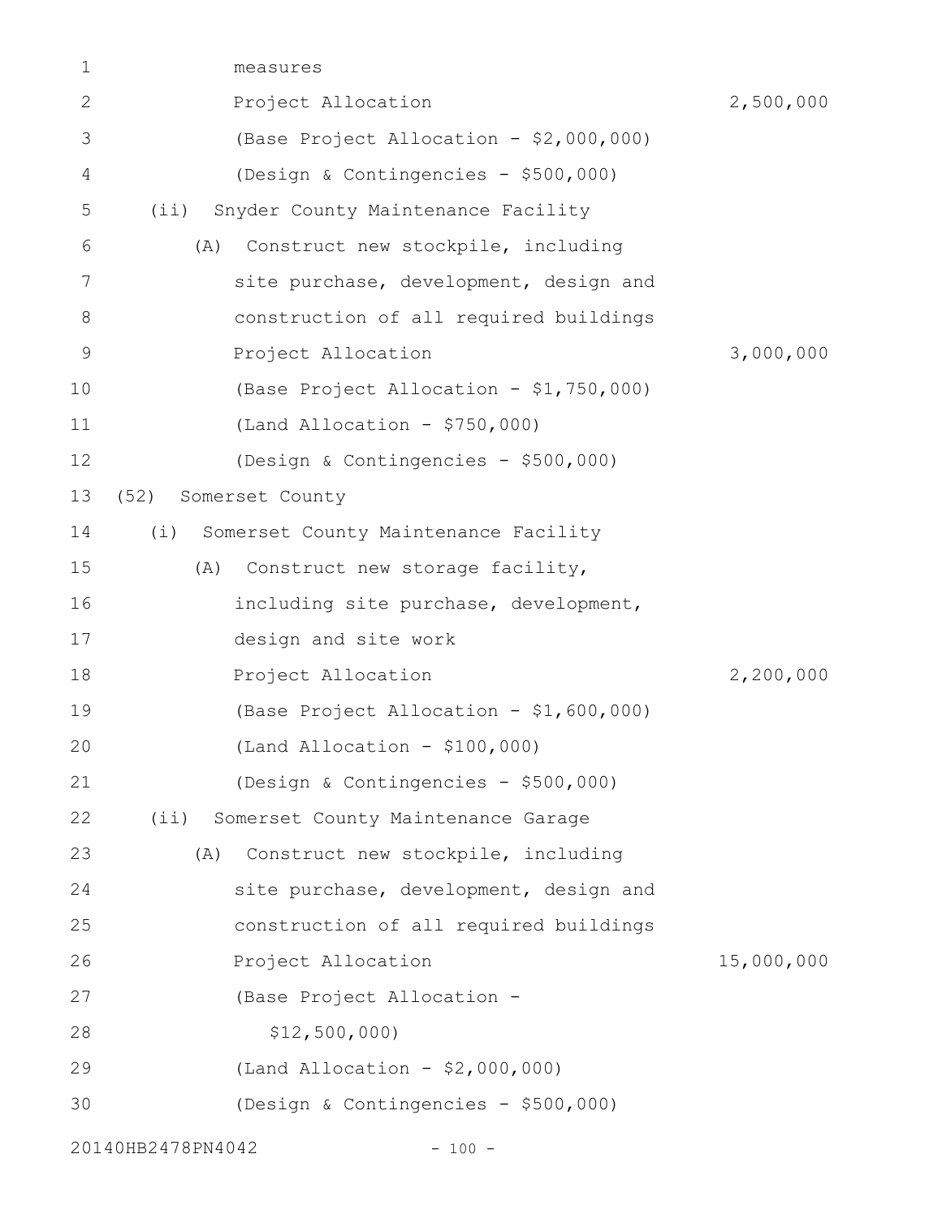measures

Project Allocation 2,500,000

(Base Project Allocation - $2,000,000)

(Design & Contingencies - $500,000)

(ii) Snyder County Maintenance Facility

(A) Construct new stockpile, including site purchase, development, design and construction of all required buildings

Project Allocation 3,000,000

(Base Project Allocation - $1,750,000)

(Land Allocation - $750,000)

(Design & Contingencies - $500,000)

(52) Somerset County

(i) Somerset County Maintenance Facility

(A) Construct new storage facility, including site purchase, development, design and site work

Project Allocation 2,200,000

(Base Project Allocation - $1,600,000)

(Land Allocation - $100,000)

(Design & Contingencies - $500,000)

(ii) Somerset County Maintenance Garage

(A) Construct new stockpile, including site purchase, development, design and construction of all required buildings

Project Allocation 15,000,000

(Base Project Allocation - $12,500,000)

(Land Allocation - $2,000,000)

(Design & Contingencies - $500,000)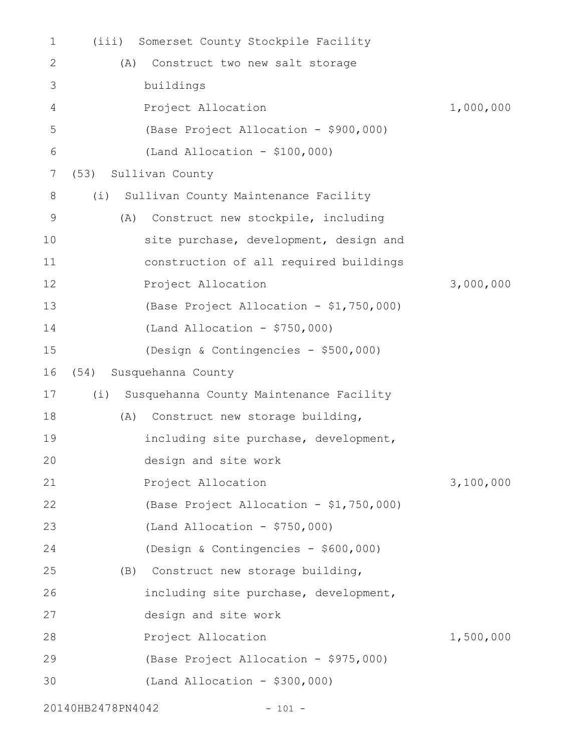(iii) Somerset County Stockpile Facility

(A) Construct two new salt storage buildings

| | |
|---|---|
| Project Allocation | 1,000,000 |
| (Base Project Allocation - $900,000) | |
| (Land Allocation - $100,000) | |

(53) Sullivan County

(i) Sullivan County Maintenance Facility

(A) Construct new stockpile, including site purchase, development, design and construction of all required buildings

| | |
|---|---|
| Project Allocation | 3,000,000 |
| (Base Project Allocation - $1,750,000) | |
| (Land Allocation - $750,000) | |
| (Design & Contingencies - $500,000) | |

(54) Susquehanna County

(i) Susquehanna County Maintenance Facility

(A) Construct new storage building, including site purchase, development, design and site work

| | |
|---|---|
| Project Allocation | 3,100,000 |
| (Base Project Allocation - $1,750,000) | |
| (Land Allocation - $750,000) | |
| (Design & Contingencies - $600,000) | |

(B) Construct new storage building, including site purchase, development, design and site work

| | |
|---|---|
| Project Allocation | 1,500,000 |
| (Base Project Allocation - $975,000) | |
| (Land Allocation - $300,000) | |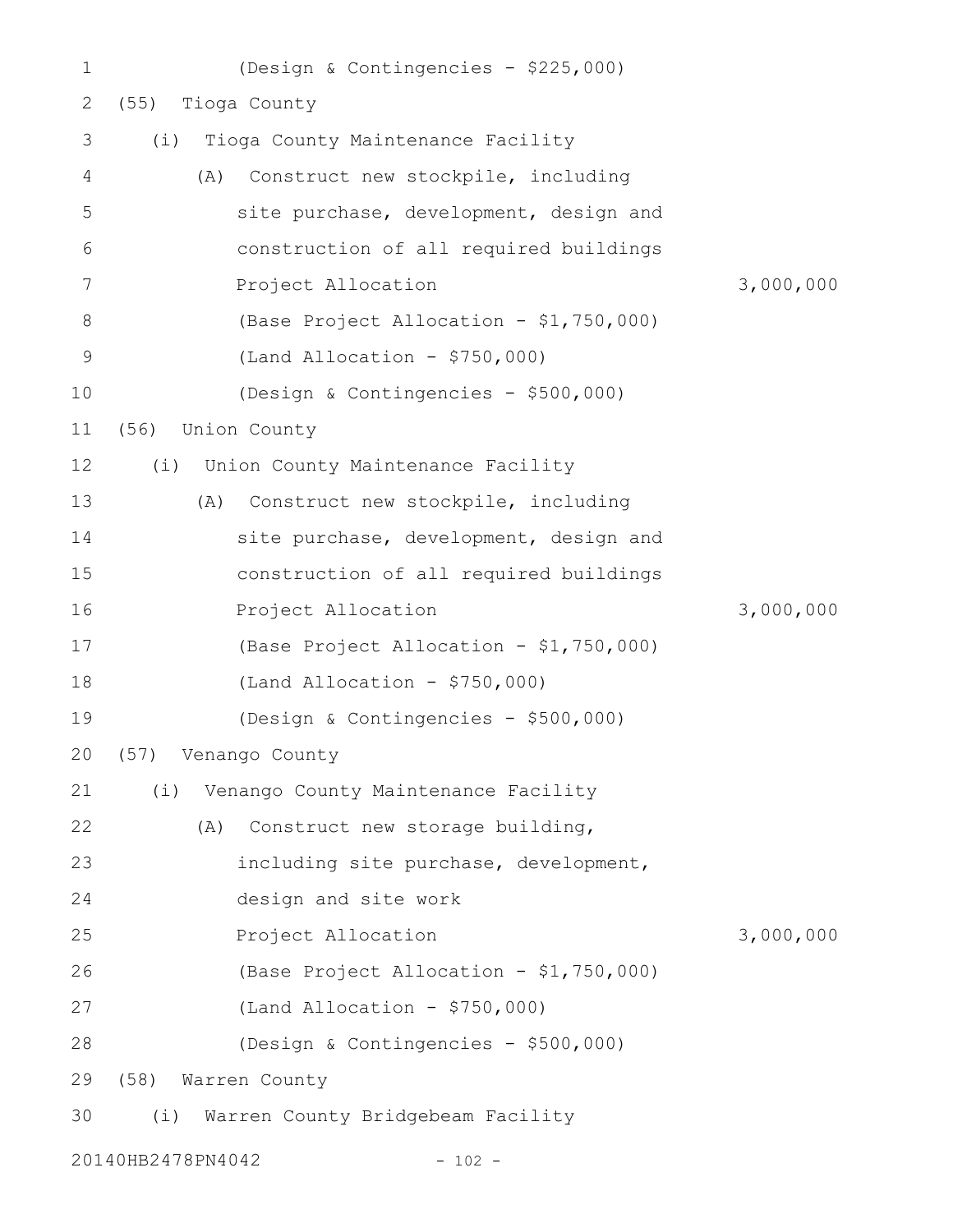(Design & Contingencies - $225,000)

(55) Tioga County

(i) Tioga County Maintenance Facility

(A) Construct new stockpile, including site purchase, development, design and construction of all required buildings

Project Allocation 3,000,000

(Base Project Allocation - $1,750,000)

(Land Allocation - $750,000)

(Design & Contingencies - $500,000)

(56) Union County

(i) Union County Maintenance Facility

(A) Construct new stockpile, including site purchase, development, design and construction of all required buildings

Project Allocation 3,000,000

(Base Project Allocation - $1,750,000)

(Land Allocation - $750,000)

(Design & Contingencies - $500,000)

(57) Venango County

(i) Venango County Maintenance Facility

(A) Construct new storage building, including site purchase, development, design and site work

Project Allocation 3,000,000

(Base Project Allocation - $1,750,000)

(Land Allocation - $750,000)

(Design & Contingencies - $500,000)

(58) Warren County

(i) Warren County Bridgebeam Facility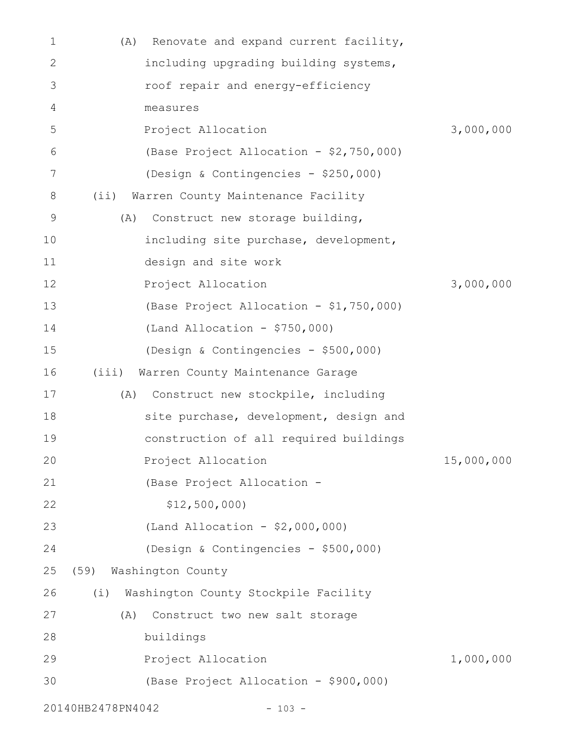(A) Renovate and expand current facility, including upgrading building systems, roof repair and energy-efficiency measures

Project Allocation 3,000,000

(Base Project Allocation - $2,750,000)

(Design & Contingencies - $250,000)

(ii) Warren County Maintenance Facility

(A) Construct new storage building, including site purchase, development, design and site work

Project Allocation 3,000,000

(Base Project Allocation - $1,750,000)

(Land Allocation - $750,000)

(Design & Contingencies - $500,000)

(iii) Warren County Maintenance Garage

(A) Construct new stockpile, including site purchase, development, design and construction of all required buildings

Project Allocation 15,000,000

(Base Project Allocation - $12,500,000)

(Land Allocation - $2,000,000)

(Design & Contingencies - $500,000)

(59) Washington County

(i) Washington County Stockpile Facility

(A) Construct two new salt storage buildings

Project Allocation 1,000,000

(Base Project Allocation - $900,000)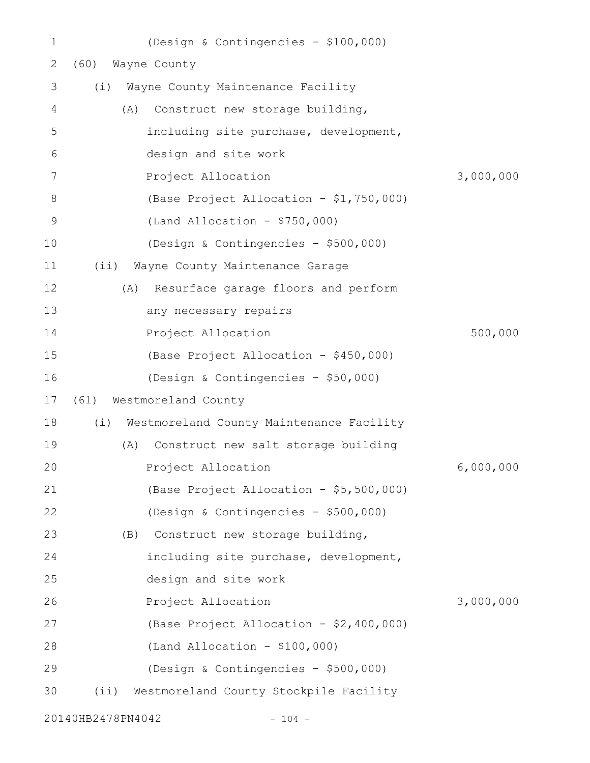(Design & Contingencies - $100,000)

(60) Wayne County

(i) Wayne County Maintenance Facility

(A) Construct new storage building, including site purchase, development, design and site work

Project Allocation 3,000,000

(Base Project Allocation - $1,750,000)

(Land Allocation - $750,000)

(Design & Contingencies - $500,000)

(ii) Wayne County Maintenance Garage

(A) Resurface garage floors and perform any necessary repairs

Project Allocation 500,000

(Base Project Allocation - $450,000)

(Design & Contingencies - $50,000)

(61) Westmoreland County

(i) Westmoreland County Maintenance Facility

(A) Construct new salt storage building

Project Allocation 6,000,000

(Base Project Allocation - $5,500,000)

(Design & Contingencies - $500,000)

(B) Construct new storage building, including site purchase, development, design and site work

Project Allocation 3,000,000

(Base Project Allocation - $2,400,000)

(Land Allocation - $100,000)

(Design & Contingencies - $500,000)

(ii) Westmoreland County Stockpile Facility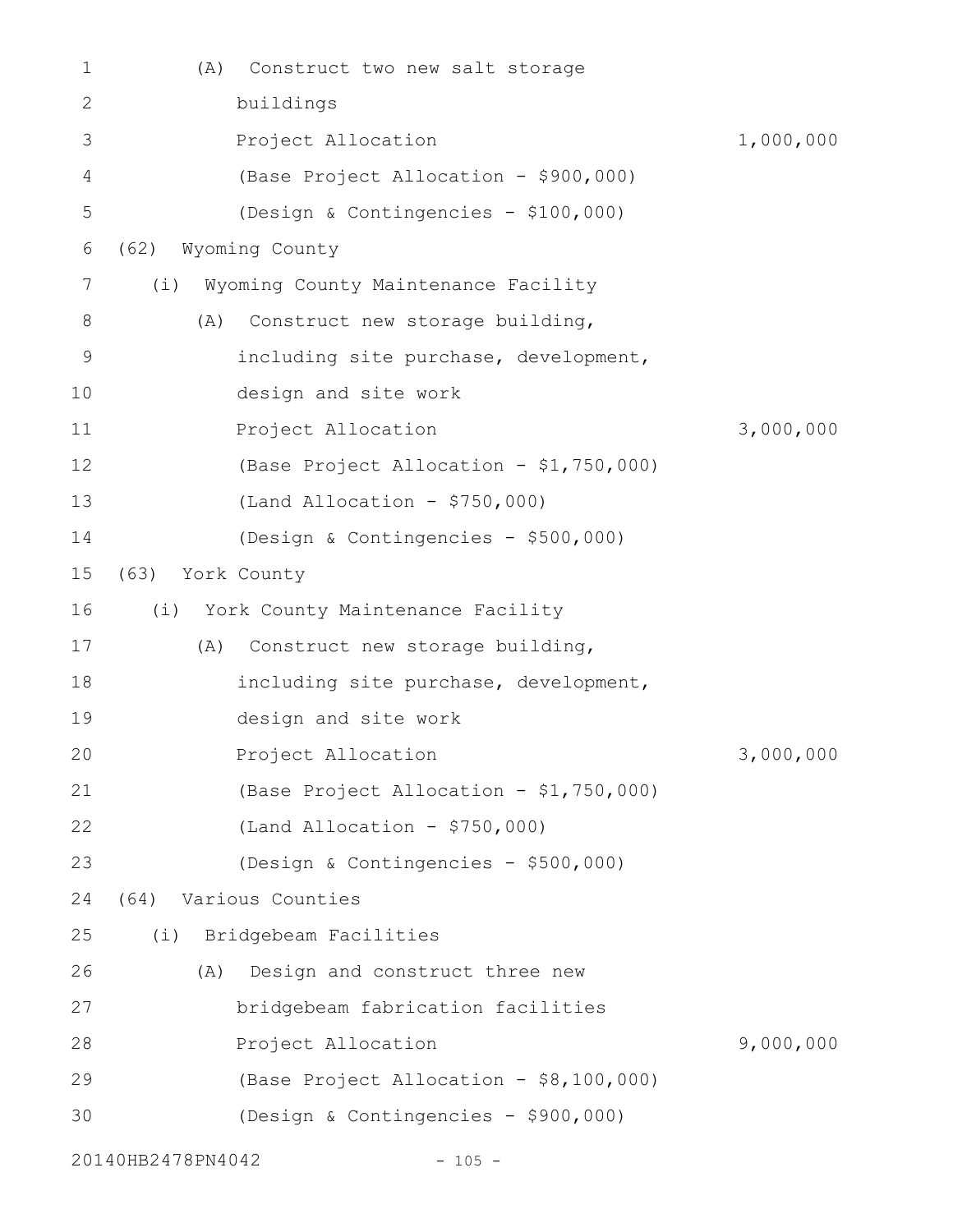(A) Construct two new salt storage buildings

Project Allocation 1,000,000

(Base Project Allocation - $900,000)

(Design & Contingencies - $100,000)

(62) Wyoming County

(i) Wyoming County Maintenance Facility

(A) Construct new storage building, including site purchase, development, design and site work

Project Allocation 3,000,000

(Base Project Allocation - $1,750,000)

(Land Allocation - $750,000)

(Design & Contingencies - $500,000)

(63) York County

(i) York County Maintenance Facility

(A) Construct new storage building, including site purchase, development, design and site work

Project Allocation 3,000,000

(Base Project Allocation - $1,750,000)

(Land Allocation - $750,000)

(Design & Contingencies - $500,000)

(64) Various Counties

(i) Bridgebeam Facilities

(A) Design and construct three new bridgebeam fabrication facilities

Project Allocation 9,000,000

(Base Project Allocation - $8,100,000)

(Design & Contingencies - $900,000)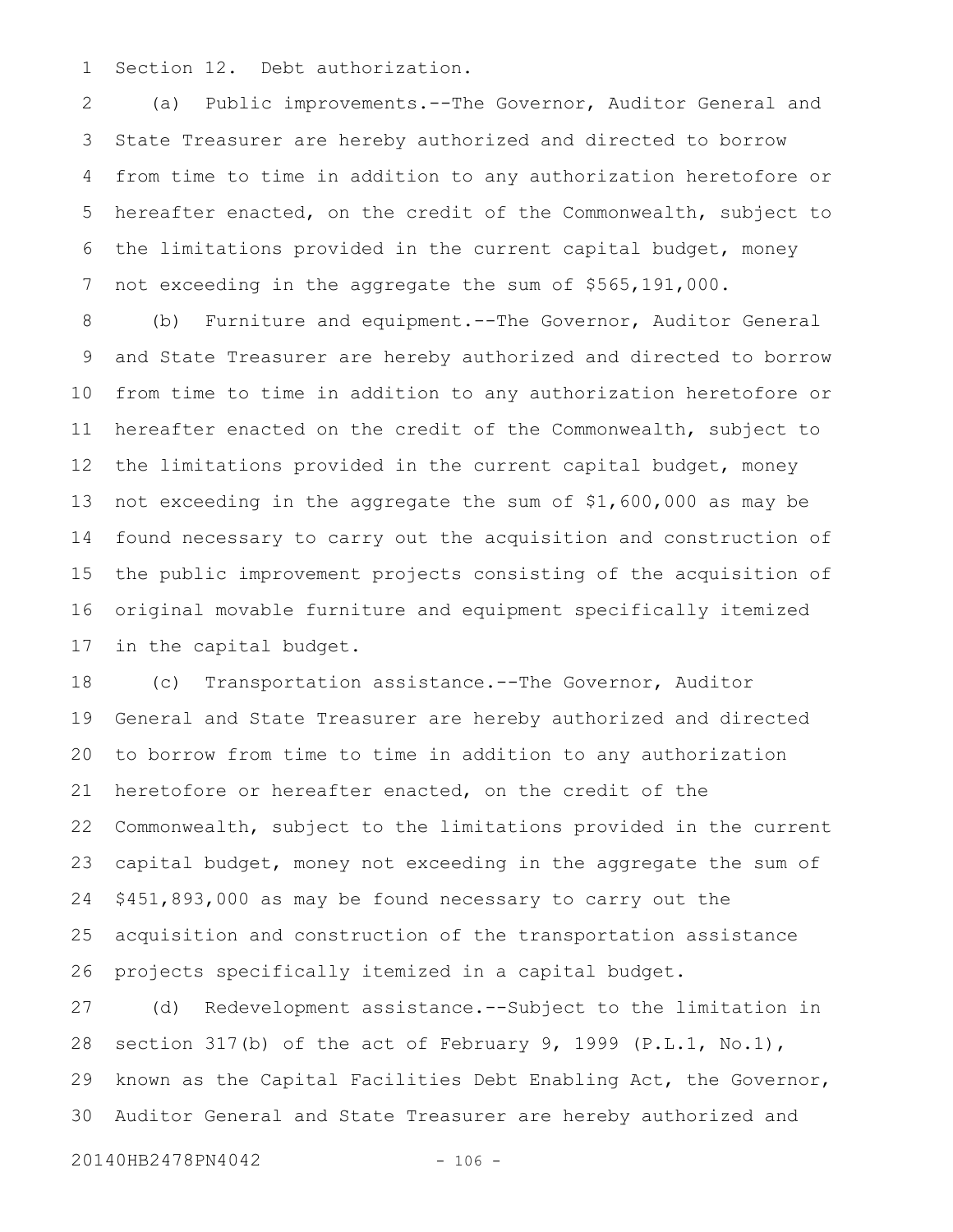Section 12. Debt authorization.

(a) Public improvements.--The Governor, Auditor General and State Treasurer are hereby authorized and directed to borrow from time to time in addition to any authorization heretofore or hereafter enacted, on the credit of the Commonwealth, subject to the limitations provided in the current capital budget, money not exceeding in the aggregate the sum of $565,191,000.

(b) Furniture and equipment.--The Governor, Auditor General and State Treasurer are hereby authorized and directed to borrow from time to time in addition to any authorization heretofore or hereafter enacted on the credit of the Commonwealth, subject to the limitations provided in the current capital budget, money not exceeding in the aggregate the sum of $1,600,000 as may be found necessary to carry out the acquisition and construction of the public improvement projects consisting of the acquisition of original movable furniture and equipment specifically itemized in the capital budget.

(c) Transportation assistance.--The Governor, Auditor General and State Treasurer are hereby authorized and directed to borrow from time to time in addition to any authorization heretofore or hereafter enacted, on the credit of the Commonwealth, subject to the limitations provided in the current capital budget, money not exceeding in the aggregate the sum of $451,893,000 as may be found necessary to carry out the acquisition and construction of the transportation assistance projects specifically itemized in a capital budget.

(d) Redevelopment assistance.--Subject to the limitation in section 317(b) of the act of February 9, 1999 (P.L.1, No.1), known as the Capital Facilities Debt Enabling Act, the Governor, Auditor General and State Treasurer are hereby authorized and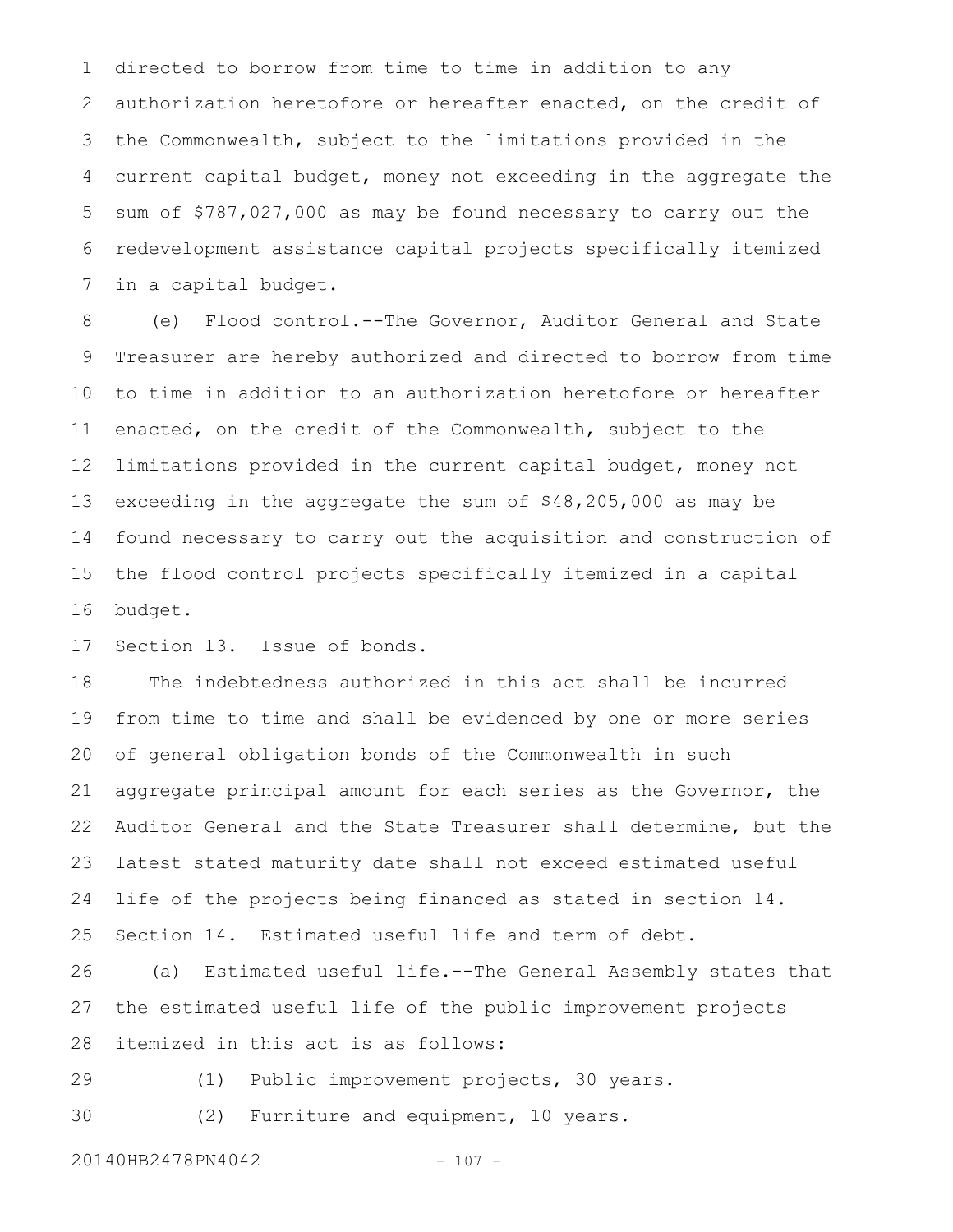directed to borrow from time to time in addition to any authorization heretofore or hereafter enacted, on the credit of the Commonwealth, subject to the limitations provided in the current capital budget, money not exceeding in the aggregate the sum of $787,027,000 as may be found necessary to carry out the redevelopment assistance capital projects specifically itemized in a capital budget.

(e) Flood control.--The Governor, Auditor General and State Treasurer are hereby authorized and directed to borrow from time to time in addition to an authorization heretofore or hereafter enacted, on the credit of the Commonwealth, subject to the limitations provided in the current capital budget, money not exceeding in the aggregate the sum of $48,205,000 as may be found necessary to carry out the acquisition and construction of the flood control projects specifically itemized in a capital budget.

Section 13. Issue of bonds.

The indebtedness authorized in this act shall be incurred from time to time and shall be evidenced by one or more series of general obligation bonds of the Commonwealth in such aggregate principal amount for each series as the Governor, the Auditor General and the State Treasurer shall determine, but the latest stated maturity date shall not exceed estimated useful life of the projects being financed as stated in section 14.

Section 14. Estimated useful life and term of debt.

(a) Estimated useful life.--The General Assembly states that the estimated useful life of the public improvement projects itemized in this act is as follows:

(1) Public improvement projects, 30 years.

(2) Furniture and equipment, 10 years.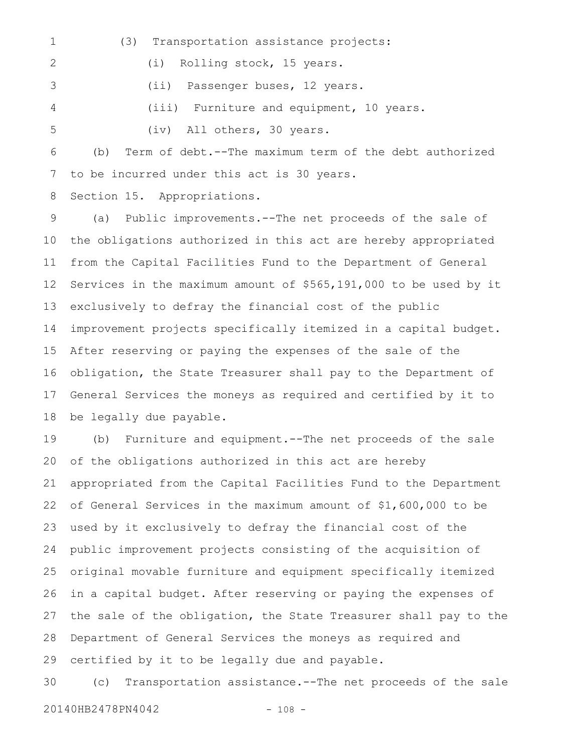(3) Transportation assistance projects:

(i) Rolling stock, 15 years.

(ii) Passenger buses, 12 years.

(iii) Furniture and equipment, 10 years.

(iv) All others, 30 years.

(b) Term of debt.--The maximum term of the debt authorized to be incurred under this act is 30 years.

Section 15. Appropriations.

(a) Public improvements.--The net proceeds of the sale of the obligations authorized in this act are hereby appropriated from the Capital Facilities Fund to the Department of General Services in the maximum amount of $565,191,000 to be used by it exclusively to defray the financial cost of the public improvement projects specifically itemized in a capital budget. After reserving or paying the expenses of the sale of the obligation, the State Treasurer shall pay to the Department of General Services the moneys as required and certified by it to be legally due payable.

(b) Furniture and equipment.--The net proceeds of the sale of the obligations authorized in this act are hereby appropriated from the Capital Facilities Fund to the Department of General Services in the maximum amount of $1,600,000 to be used by it exclusively to defray the financial cost of the public improvement projects consisting of the acquisition of original movable furniture and equipment specifically itemized in a capital budget. After reserving or paying the expenses of the sale of the obligation, the State Treasurer shall pay to the Department of General Services the moneys as required and certified by it to be legally due and payable.

(c) Transportation assistance.--The net proceeds of the sale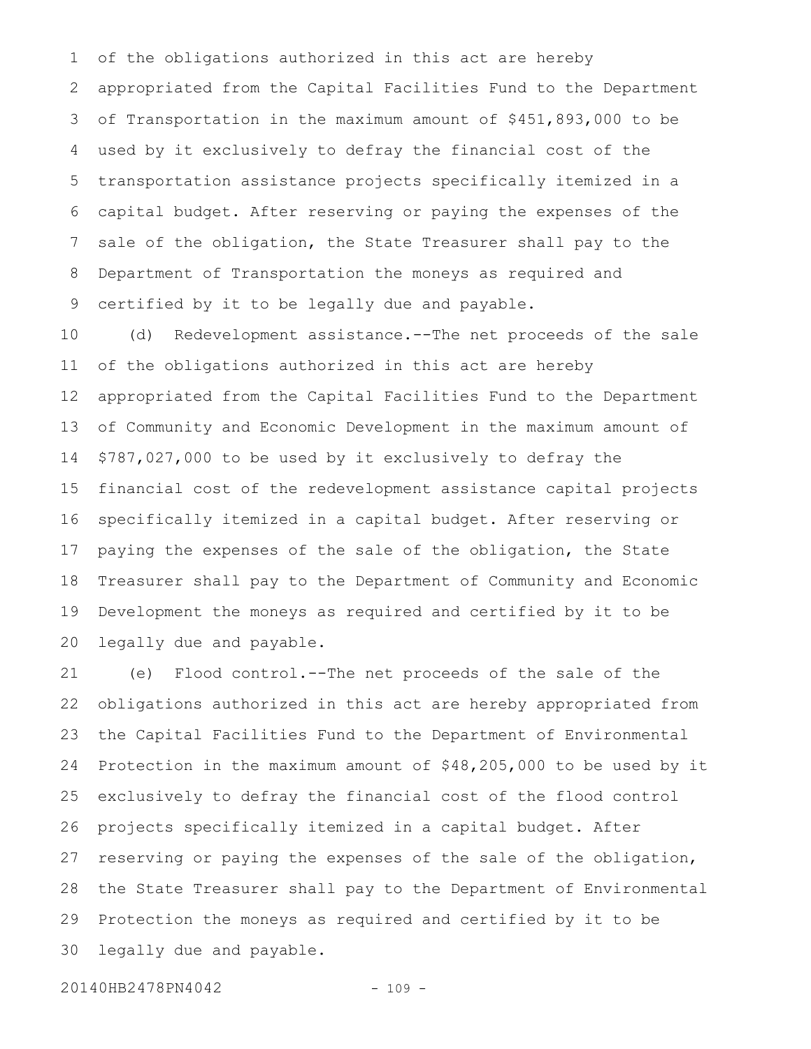of the obligations authorized in this act are hereby appropriated from the Capital Facilities Fund to the Department of Transportation in the maximum amount of $451,893,000 to be used by it exclusively to defray the financial cost of the transportation assistance projects specifically itemized in a capital budget. After reserving or paying the expenses of the sale of the obligation, the State Treasurer shall pay to the Department of Transportation the moneys as required and certified by it to be legally due and payable.

(d) Redevelopment assistance.--The net proceeds of the sale of the obligations authorized in this act are hereby appropriated from the Capital Facilities Fund to the Department of Community and Economic Development in the maximum amount of $787,027,000 to be used by it exclusively to defray the financial cost of the redevelopment assistance capital projects specifically itemized in a capital budget. After reserving or paying the expenses of the sale of the obligation, the State Treasurer shall pay to the Department of Community and Economic Development the moneys as required and certified by it to be legally due and payable.

(e) Flood control.--The net proceeds of the sale of the obligations authorized in this act are hereby appropriated from the Capital Facilities Fund to the Department of Environmental Protection in the maximum amount of $48,205,000 to be used by it exclusively to defray the financial cost of the flood control projects specifically itemized in a capital budget. After reserving or paying the expenses of the sale of the obligation, the State Treasurer shall pay to the Department of Environmental Protection the moneys as required and certified by it to be legally due and payable.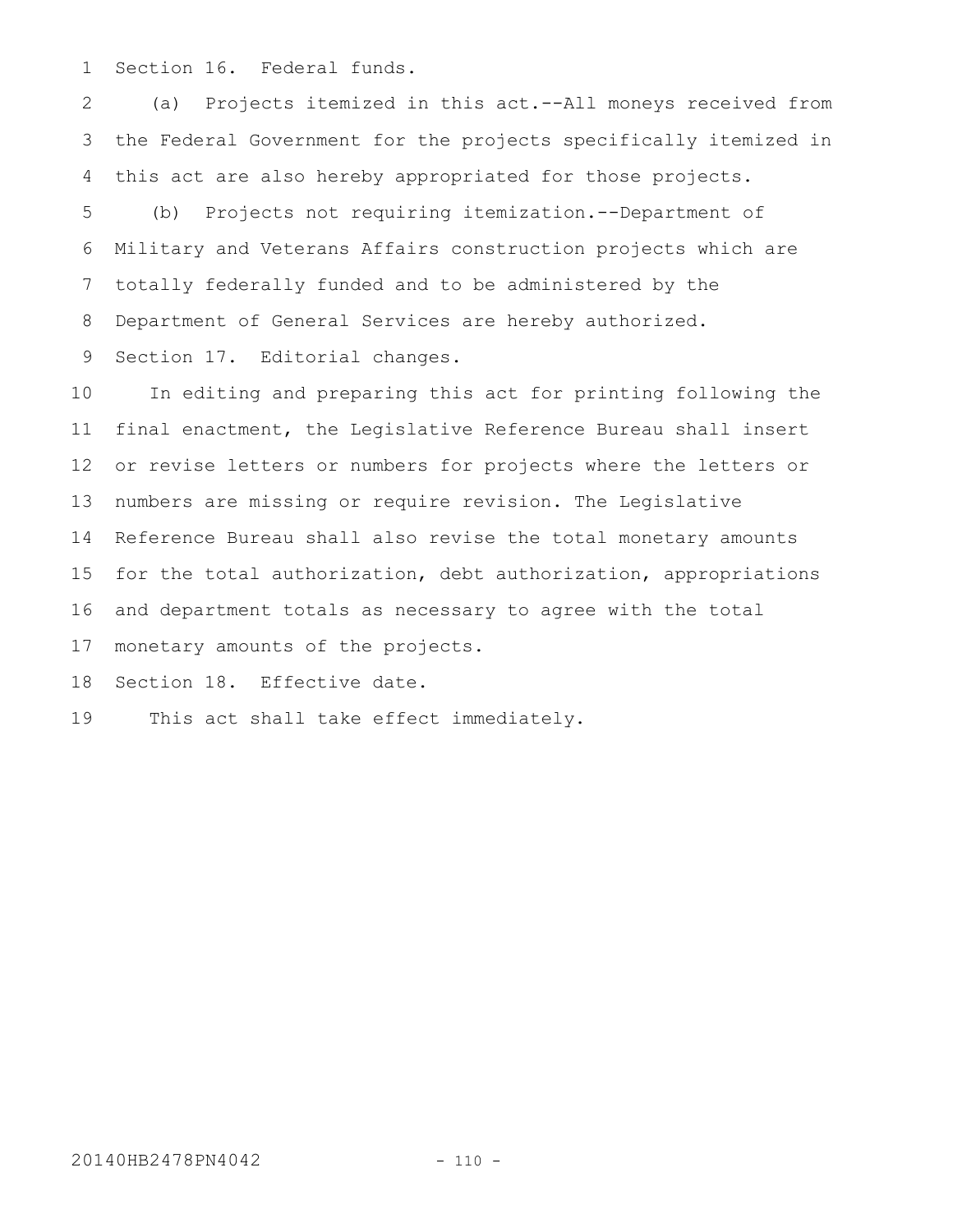Section 16. Federal funds.

(a) Projects itemized in this act.--All moneys received from the Federal Government for the projects specifically itemized in this act are also hereby appropriated for those projects.

(b) Projects not requiring itemization.--Department of Military and Veterans Affairs construction projects which are totally federally funded and to be administered by the Department of General Services are hereby authorized.

Section 17. Editorial changes.

In editing and preparing this act for printing following the final enactment, the Legislative Reference Bureau shall insert or revise letters or numbers for projects where the letters or numbers are missing or require revision. The Legislative Reference Bureau shall also revise the total monetary amounts for the total authorization, debt authorization, appropriations and department totals as necessary to agree with the total monetary amounts of the projects.

Section 18. Effective date.

This act shall take effect immediately.